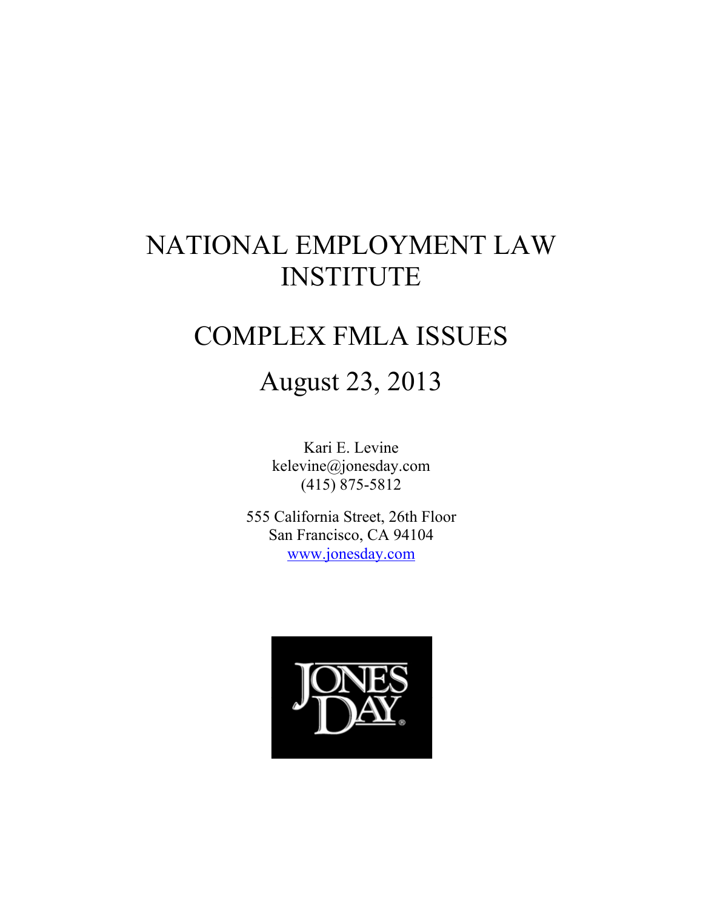# NATIONAL EMPLOYMENT LAW INSTITUTE

# COMPLEX FMLA ISSUES

## August 23, 2013

Kari E. Levine
kelevine@jonesday.com
(415) 875-5812

555 California Street, 26th Floor
San Francisco, CA 94104
www.jonesday.com

JONES DAY®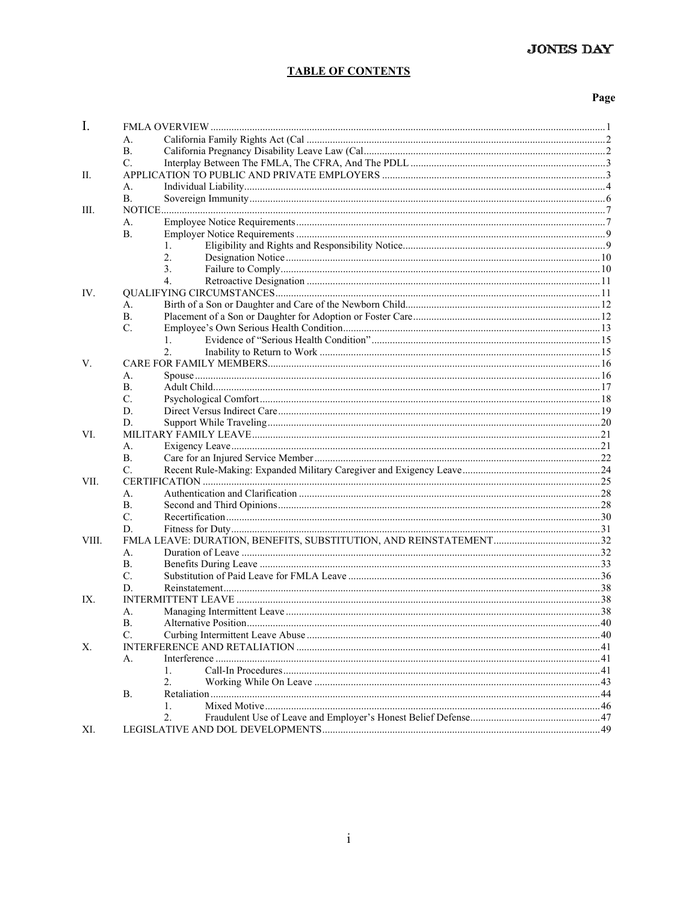## TABLE OF CONTENTS

| | | | | Page |
|---|---|---|---|---|
| I. | FMLA OVERVIEW | | | 1 |
| | A. | California Family Rights Act (Cal | | 2 |
| | B. | California Pregnancy Disability Leave Law (Cal | | 2 |
| | C. | Interplay Between The FMLA, The CFRA, And The PDLL | | 3 |
| II. | APPLICATION TO PUBLIC AND PRIVATE EMPLOYERS | | | 3 |
| | A. | Individual Liability | | 4 |
| | B. | Sovereign Immunity | | 6 |
| III. | NOTICE | | | 7 |
| | A. | Employee Notice Requirements | | 7 |
| | B. | Employer Notice Requirements | | 9 |
| | | 1. | Eligibility and Rights and Responsibility Notice | 9 |
| | | 2. | Designation Notice | 10 |
| | | 3. | Failure to Comply | 10 |
| | | 4. | Retroactive Designation | 11 |
| IV. | QUALIFYING CIRCUMSTANCES | | | 11 |
| | A. | Birth of a Son or Daughter and Care of the Newborn Child | | 12 |
| | B. | Placement of a Son or Daughter for Adoption or Foster Care | | 12 |
| | C. | Employee's Own Serious Health Condition | | 13 |
| | | 1. | Evidence of "Serious Health Condition" | 15 |
| | | 2. | Inability to Return to Work | 15 |
| V. | CARE FOR FAMILY MEMBERS | | | 16 |
| | A. | Spouse | | 16 |
| | B. | Adult Child | | 17 |
| | C. | Psychological Comfort | | 18 |
| | D. | Direct Versus Indirect Care | | 19 |
| | D. | Support While Traveling | | 20 |
| VI. | MILITARY FAMILY LEAVE | | | 21 |
| | A. | Exigency Leave | | 21 |
| | B. | Care for an Injured Service Member | | 22 |
| | C. | Recent Rule-Making: Expanded Military Caregiver and Exigency Leave | | 24 |
| VII. | CERTIFICATION | | | 25 |
| | A. | Authentication and Clarification | | 28 |
| | B. | Second and Third Opinions | | 28 |
| | C. | Recertification | | 30 |
| | D. | Fitness for Duty | | 31 |
| VIII. | FMLA LEAVE: DURATION, BENEFITS, SUBSTITUTION, AND REINSTATEMENT | | | 32 |
| | A. | Duration of Leave | | 32 |
| | B. | Benefits During Leave | | 33 |
| | C. | Substitution of Paid Leave for FMLA Leave | | 36 |
| | D. | Reinstatement | | 38 |
| IX. | INTERMITTENT LEAVE | | | 38 |
| | A. | Managing Intermittent Leave | | 38 |
| | B. | Alternative Position | | 40 |
| | C. | Curbing Intermittent Leave Abuse | | 40 |
| X. | INTERFERENCE AND RETALIATION | | | 41 |
| | A. | Interference | | 41 |
| | | 1. | Call-In Procedures | 41 |
| | | 2. | Working While On Leave | 43 |
| | B. | Retaliation | | 44 |
| | | 1. | Mixed Motive | 46 |
| | | 2. | Fraudulent Use of Leave and Employer's Honest Belief Defense | 47 |
| XI. | LEGISLATIVE AND DOL DEVELOPMENTS | | | 49 |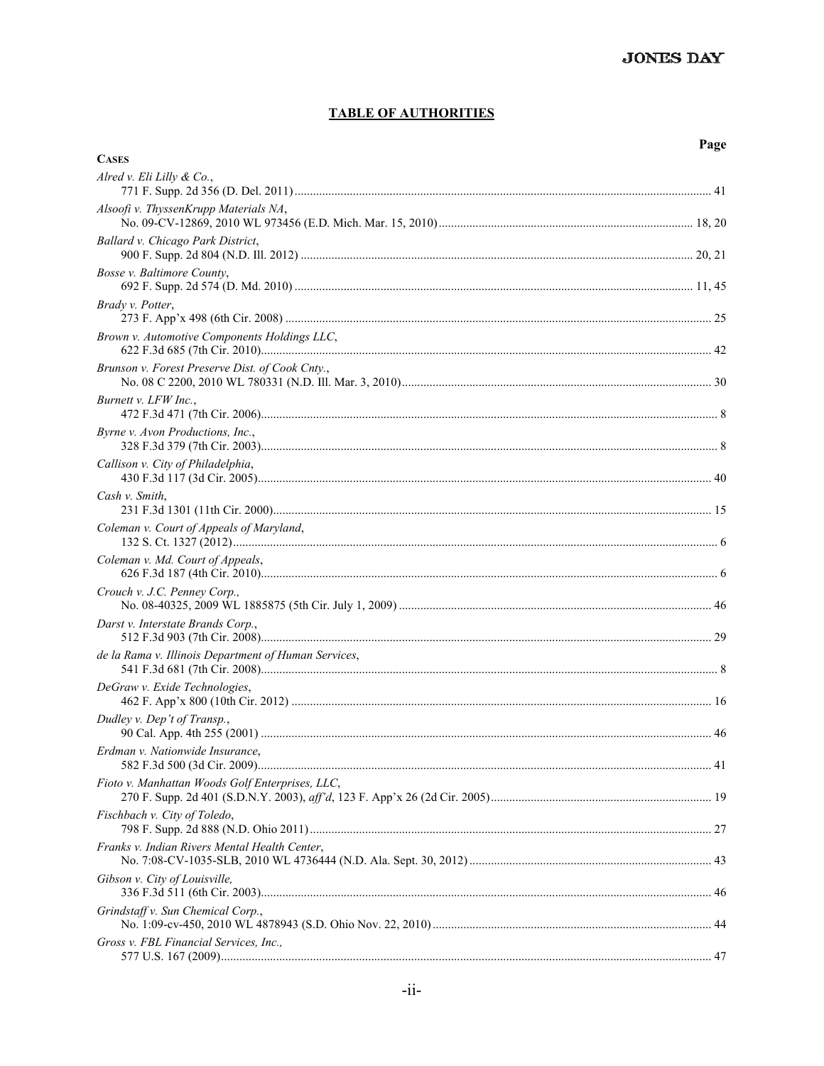## TABLE OF AUTHORITIES

**Page**

**CASES**

*Alred v. Eli Lilly & Co.*,
771 F. Supp. 2d 356 (D. Del. 2011) ........................................................ 41

*Alsoofi v. ThyssenKrupp Materials NA*,
No. 09-CV-12869, 2010 WL 973456 (E.D. Mich. Mar. 15, 2010) ........................................................ 18, 20

*Ballard v. Chicago Park District*,
900 F. Supp. 2d 804 (N.D. Ill. 2012) ........................................................ 20, 21

*Bosse v. Baltimore County*,
692 F. Supp. 2d 574 (D. Md. 2010) ........................................................ 11, 45

*Brady v. Potter*,
273 F. App'x 498 (6th Cir. 2008) ........................................................ 25

*Brown v. Automotive Components Holdings LLC*,
622 F.3d 685 (7th Cir. 2010) ........................................................ 42

*Brunson v. Forest Preserve Dist. of Cook Cnty.*,
No. 08 C 2200, 2010 WL 780331 (N.D. Ill. Mar. 3, 2010) ........................................................ 30

*Burnett v. LFW Inc.*,
472 F.3d 471 (7th Cir. 2006) ........................................................ 8

*Byrne v. Avon Productions, Inc.*,
328 F.3d 379 (7th Cir. 2003) ........................................................ 8

*Callison v. City of Philadelphia*,
430 F.3d 117 (3d Cir. 2005) ........................................................ 40

*Cash v. Smith*,
231 F.3d 1301 (11th Cir. 2000) ........................................................ 15

*Coleman v. Court of Appeals of Maryland*,
132 S. Ct. 1327 (2012) ........................................................ 6

*Coleman v. Md. Court of Appeals*,
626 F.3d 187 (4th Cir. 2010) ........................................................ 6

*Crouch v. J.C. Penney Corp.*,
No. 08-40325, 2009 WL 1885875 (5th Cir. July 1, 2009) ........................................................ 46

*Darst v. Interstate Brands Corp.*,
512 F.3d 903 (7th Cir. 2008) ........................................................ 29

*de la Rama v. Illinois Department of Human Services*,
541 F.3d 681 (7th Cir. 2008) ........................................................ 8

*DeGraw v. Exide Technologies*,
462 F. App'x 800 (10th Cir. 2012) ........................................................ 16

*Dudley v. Dep't of Transp.*,
90 Cal. App. 4th 255 (2001) ........................................................ 46

*Erdman v. Nationwide Insurance*,
582 F.3d 500 (3d Cir. 2009) ........................................................ 41

*Fioto v. Manhattan Woods Golf Enterprises, LLC*,
270 F. Supp. 2d 401 (S.D.N.Y. 2003), *aff'd*, 123 F. App'x 26 (2d Cir. 2005) ........................................................ 19

*Fischbach v. City of Toledo*,
798 F. Supp. 2d 888 (N.D. Ohio 2011) ........................................................ 27

*Franks v. Indian Rivers Mental Health Center*,
No. 7:08-CV-1035-SLB, 2010 WL 4736444 (N.D. Ala. Sept. 30, 2012) ........................................................ 43

*Gibson v. City of Louisville*,
336 F.3d 511 (6th Cir. 2003) ........................................................ 46

*Grindstaff v. Sun Chemical Corp.*,
No. 1:09-cv-450, 2010 WL 4878943 (S.D. Ohio Nov. 22, 2010) ........................................................ 44

*Gross v. FBL Financial Services, Inc.*,
577 U.S. 167 (2009) ........................................................ 47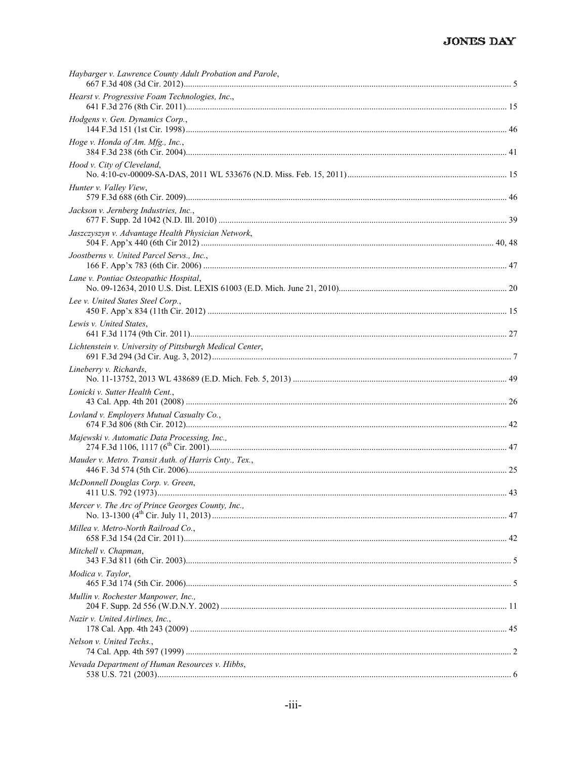*Haybarger v. Lawrence County Adult Probation and Parole*,
667 F.3d 408 (3d Cir. 2012)............................................................................................................................................ 5

*Hearst v. Progressive Foam Technologies, Inc.*,
641 F.3d 276 (8th Cir. 2011)......................................................................................................................................... 15

*Hodgens v. Gen. Dynamics Corp.*,
144 F.3d 151 (1st Cir. 1998).......................................................................................................................................... 46

*Hoge v. Honda of Am. Mfg., Inc.*,
384 F.3d 238 (6th Cir. 2004)......................................................................................................................................... 41

*Hood v. City of Cleveland*,
No. 4:10-cv-00009-SA-DAS, 2011 WL 533676 (N.D. Miss. Feb. 15, 2011)......................................................................... 15

*Hunter v. Valley View*,
579 F.3d 688 (6th Cir. 2009)......................................................................................................................................... 46

*Jackson v. Jernberg Industries, Inc.*,
677 F. Supp. 2d 1042 (N.D. Ill. 2010) .......................................................................................................................... 39

*Jaszczyszyn v. Advantage Health Physician Network*,
504 F. App'x 440 (6th Cir 2012) ............................................................................................................................. 40, 48

*Joostberns v. United Parcel Servs., Inc.*,
166 F. App'x 783 (6th Cir. 2006) .................................................................................................................................. 47

*Lane v. Pontiac Osteopathic Hospital*,
No. 09-12634, 2010 U.S. Dist. LEXIS 61003 (E.D. Mich. June 21, 2010)............................................................................ 20

*Lee v. United States Steel Corp.*,
450 F. App'x 834 (11th Cir. 2012) ................................................................................................................................ 15

*Lewis v. United States*,
641 F.3d 1174 (9th Cir. 2011)....................................................................................................................................... 27

*Lichtenstein v. University of Pittsburgh Medical Center*,
691 F.3d 294 (3d Cir. Aug. 3, 2012)............................................................................................................................... 7

*Lineberry v. Richards*,
No. 11-13752, 2013 WL 438689 (E.D. Mich. Feb. 5, 2013) ................................................................................................ 49

*Lonicki v. Sutter Health Cent.*,
43 Cal. App. 4th 201 (2008) ......................................................................................................................................... 26

*Lovland v. Employers Mutual Casualty Co.*,
674 F.3d 806 (8th Cir. 2012)......................................................................................................................................... 42

*Majewski v. Automatic Data Processing, Inc.*,
274 F.3d 1106, 1117 (6th Cir. 2001)............................................................................................................................. 47

*Mauder v. Metro. Transit Auth. of Harris Cnty., Tex.*,
446 F. 3d 574 (5th Cir. 2006)....................................................................................................................................... 25

*McDonnell Douglas Corp. v. Green*,
411 U.S. 792 (1973)..................................................................................................................................................... 43

*Mercer v. The Arc of Prince Georges County, Inc.*,
No. 13-1300 (4th Cir. July 11, 2013) ............................................................................................................................. 47

*Millea v. Metro-North Railroad Co.*,
658 F.3d 154 (2d Cir. 2011).......................................................................................................................................... 42

*Mitchell v. Chapman*,
343 F.3d 811 (6th Cir. 2003).......................................................................................................................................... 5

*Modica v. Taylor*,
465 F.3d 174 (5th Cir. 2006).......................................................................................................................................... 5

*Mullin v. Rochester Manpower, Inc.*,
204 F. Supp. 2d 556 (W.D.N.Y. 2002) ........................................................................................................................... 11

*Nazir v. United Airlines, Inc.*,
178 Cal. App. 4th 243 (2009) ....................................................................................................................................... 45

*Nelson v. United Techs.*,
74 Cal. App. 4th 597 (1999) ........................................................................................................................................... 2

*Nevada Department of Human Resources v. Hibbs*,
538 U.S. 721 (2003)........................................................................................................................................................ 6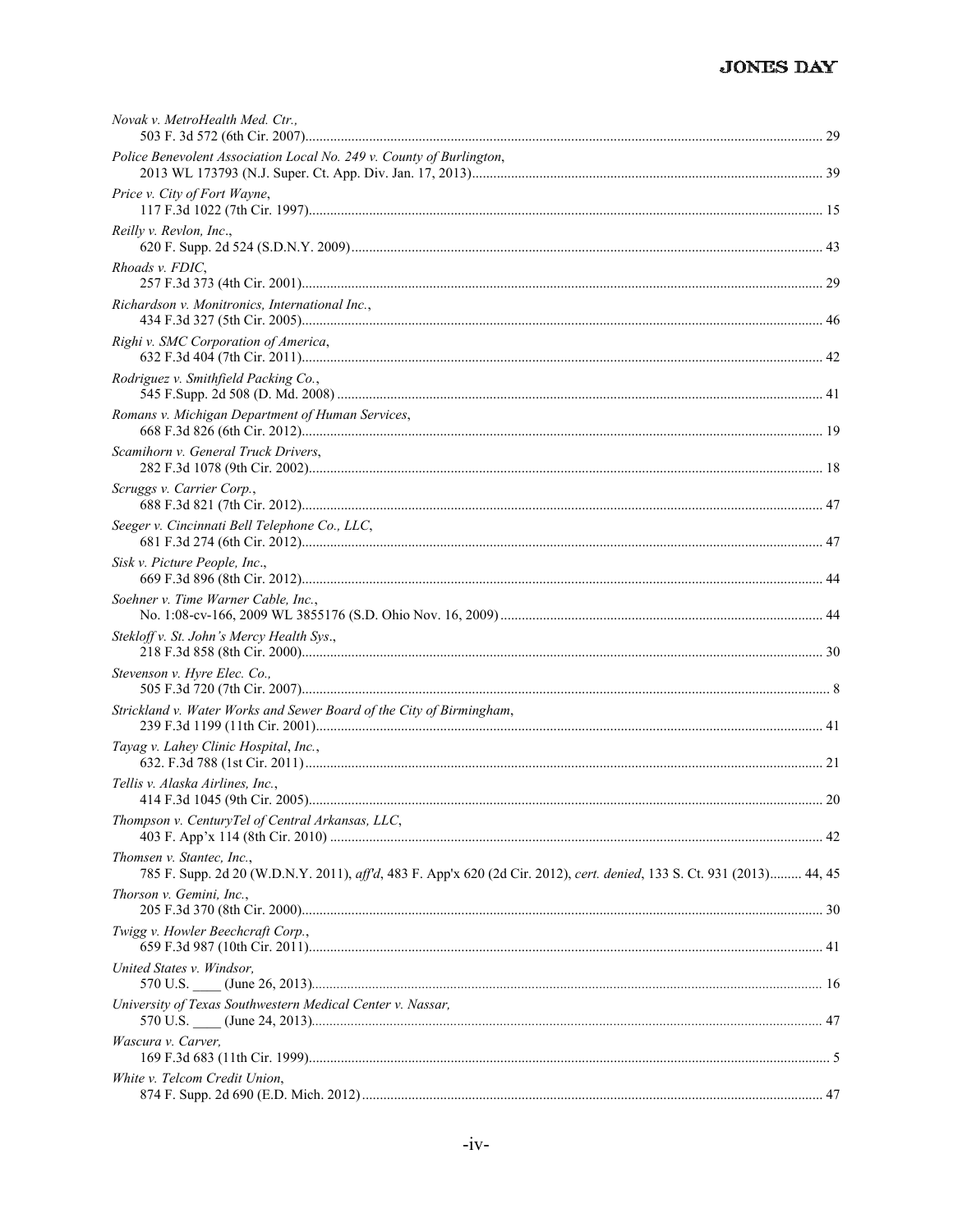*Novak v. MetroHealth Med. Ctr.*,
503 F. 3d 572 (6th Cir. 2007)........................................................................................................................ 29

*Police Benevolent Association Local No. 249 v. County of Burlington*,
2013 WL 173793 (N.J. Super. Ct. App. Div. Jan. 17, 2013)........................................................................... 39

*Price v. City of Fort Wayne*,
117 F.3d 1022 (7th Cir. 1997)........................................................................................................................ 15

*Reilly v. Revlon, Inc*.,
620 F. Supp. 2d 524 (S.D.N.Y. 2009)............................................................................................................. 43

*Rhoads v. FDIC*,
257 F.3d 373 (4th Cir. 2001).......................................................................................................................... 29

*Richardson v. Monitronics, International Inc.*,
434 F.3d 327 (5th Cir. 2005).......................................................................................................................... 46

*Righi v. SMC Corporation of America*,
632 F.3d 404 (7th Cir. 2011).......................................................................................................................... 42

*Rodriguez v. Smithfield Packing Co.*,
545 F.Supp. 2d 508 (D. Md. 2008) ................................................................................................................ 41

*Romans v. Michigan Department of Human Services*,
668 F.3d 826 (6th Cir. 2012).......................................................................................................................... 19

*Scamihorn v. General Truck Drivers*,
282 F.3d 1078 (9th Cir. 2002)........................................................................................................................ 18

*Scruggs v. Carrier Corp.*,
688 F.3d 821 (7th Cir. 2012).......................................................................................................................... 47

*Seeger v. Cincinnati Bell Telephone Co., LLC*,
681 F.3d 274 (6th Cir. 2012).......................................................................................................................... 47

*Sisk v. Picture People, Inc*.,
669 F.3d 896 (8th Cir. 2012).......................................................................................................................... 44

*Soehner v. Time Warner Cable, Inc.*,
No. 1:08-cv-166, 2009 WL 3855176 (S.D. Ohio Nov. 16, 2009).................................................................. 44

*Stekloff v. St. John's Mercy Health Sys*.,
218 F.3d 858 (8th Cir. 2000).......................................................................................................................... 30

*Stevenson v. Hyre Elec. Co.,*
505 F.3d 720 (7th Cir. 2007)............................................................................................................................ 8

*Strickland v. Water Works and Sewer Board of the City of Birmingham*,
239 F.3d 1199 (11th Cir. 2001)...................................................................................................................... 41

*Tayag v. Lahey Clinic Hospital, Inc.*,
632. F.3d 788 (1st Cir. 2011).......................................................................................................................... 21

*Tellis v. Alaska Airlines, Inc.*,
414 F.3d 1045 (9th Cir. 2005)........................................................................................................................ 20

*Thompson v. CenturyTel of Central Arkansas, LLC*,
403 F. App'x 114 (8th Cir. 2010) ................................................................................................................... 42

*Thomsen v. Stantec, Inc.*,
785 F. Supp. 2d 20 (W.D.N.Y. 2011), *aff'd*, 483 F. App'x 620 (2d Cir. 2012), *cert. denied*, 133 S. Ct. 931 (2013)......... 44, 45

*Thorson v. Gemini, Inc.*,
205 F.3d 370 (8th Cir. 2000).......................................................................................................................... 30

*Twigg v. Howler Beechcraft Corp.*,
659 F.3d 987 (10th Cir. 2011)........................................................................................................................ 41

*United States v. Windsor,*
570 U.S. ____ (June 26, 2013)........................................................................................................................ 16

*University of Texas Southwestern Medical Center v. Nassar,*
570 U.S. ____ (June 24, 2013)........................................................................................................................ 47

*Wascura v. Carver,*
169 F.3d 683 (11th Cir. 1999).......................................................................................................................... 5

*White v. Telcom Credit Union*,
874 F. Supp. 2d 690 (E.D. Mich. 2012).......................................................................................................... 47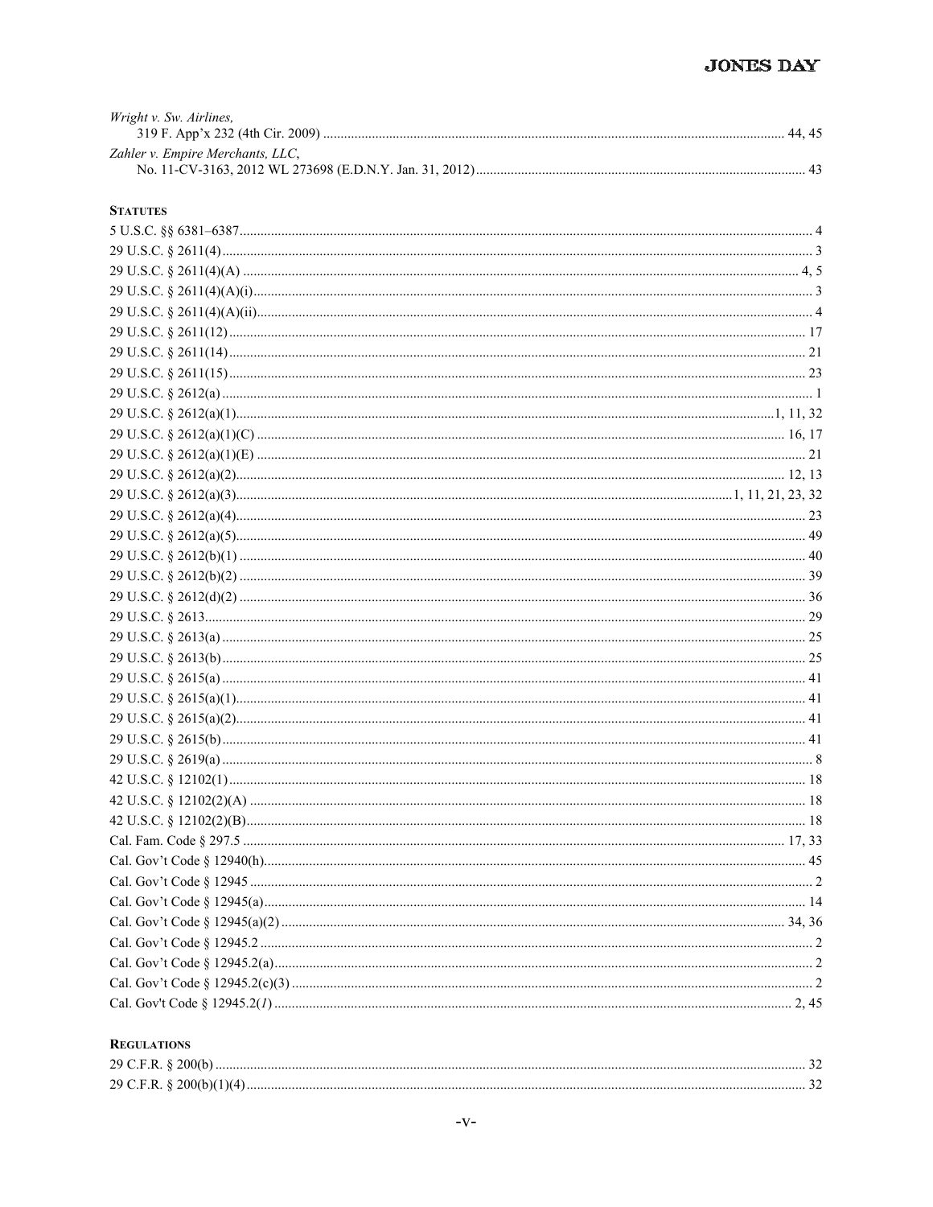*Wright v. Sw. Airlines*,
319 F. App'x 232 (4th Cir. 2009) .................................................................................... 44, 45

*Zahler v. Empire Merchants, LLC*,
No. 11-CV-3163, 2012 WL 273698 (E.D.N.Y. Jan. 31, 2012) .................................................. 43

**STATUTES**

5 U.S.C. §§ 6381–6387 .................................................................................... 4

29 U.S.C. § 2611(4) .................................................................................... 3

29 U.S.C. § 2611(4)(A) .................................................................................... 4, 5

29 U.S.C. § 2611(4)(A)(i) .................................................................................... 3

29 U.S.C. § 2611(4)(A)(ii) .................................................................................... 4

29 U.S.C. § 2611(12) .................................................................................... 17

29 U.S.C. § 2611(14) .................................................................................... 21

29 U.S.C. § 2611(15) .................................................................................... 23

29 U.S.C. § 2612(a) .................................................................................... 1

29 U.S.C. § 2612(a)(1) .................................................................................... 1, 11, 32

29 U.S.C. § 2612(a)(1)(C) .................................................................................... 16, 17

29 U.S.C. § 2612(a)(1)(E) .................................................................................... 21

29 U.S.C. § 2612(a)(2) .................................................................................... 12, 13

29 U.S.C. § 2612(a)(3) .................................................................................... 1, 11, 21, 23, 32

29 U.S.C. § 2612(a)(4) .................................................................................... 23

29 U.S.C. § 2612(a)(5) .................................................................................... 49

29 U.S.C. § 2612(b)(1) .................................................................................... 40

29 U.S.C. § 2612(b)(2) .................................................................................... 39

29 U.S.C. § 2612(d)(2) .................................................................................... 36

29 U.S.C. § 2613 .................................................................................... 29

29 U.S.C. § 2613(a) .................................................................................... 25

29 U.S.C. § 2613(b) .................................................................................... 25

29 U.S.C. § 2615(a) .................................................................................... 41

29 U.S.C. § 2615(a)(1) .................................................................................... 41

29 U.S.C. § 2615(a)(2) .................................................................................... 41

29 U.S.C. § 2615(b) .................................................................................... 41

29 U.S.C. § 2619(a) .................................................................................... 8

42 U.S.C. § 12102(1) .................................................................................... 18

42 U.S.C. § 12102(2)(A) .................................................................................... 18

42 U.S.C. § 12102(2)(B) .................................................................................... 18

Cal. Fam. Code § 297.5 .................................................................................... 17, 33

Cal. Gov't Code § 12940(h) .................................................................................... 45

Cal. Gov't Code § 12945 .................................................................................... 2

Cal. Gov't Code § 12945(a) .................................................................................... 14

Cal. Gov't Code § 12945(a)(2) .................................................................................... 34, 36

Cal. Gov't Code § 12945.2 .................................................................................... 2

Cal. Gov't Code § 12945.2(a) .................................................................................... 2

Cal. Gov't Code § 12945.2(c)(3) .................................................................................... 2

Cal. Gov't Code § 12945.2(*l*) .................................................................................... 2, 45

**REGULATIONS**

29 C.F.R. § 200(b) .................................................................................... 32

29 C.F.R. § 200(b)(1)(4) .................................................................................... 32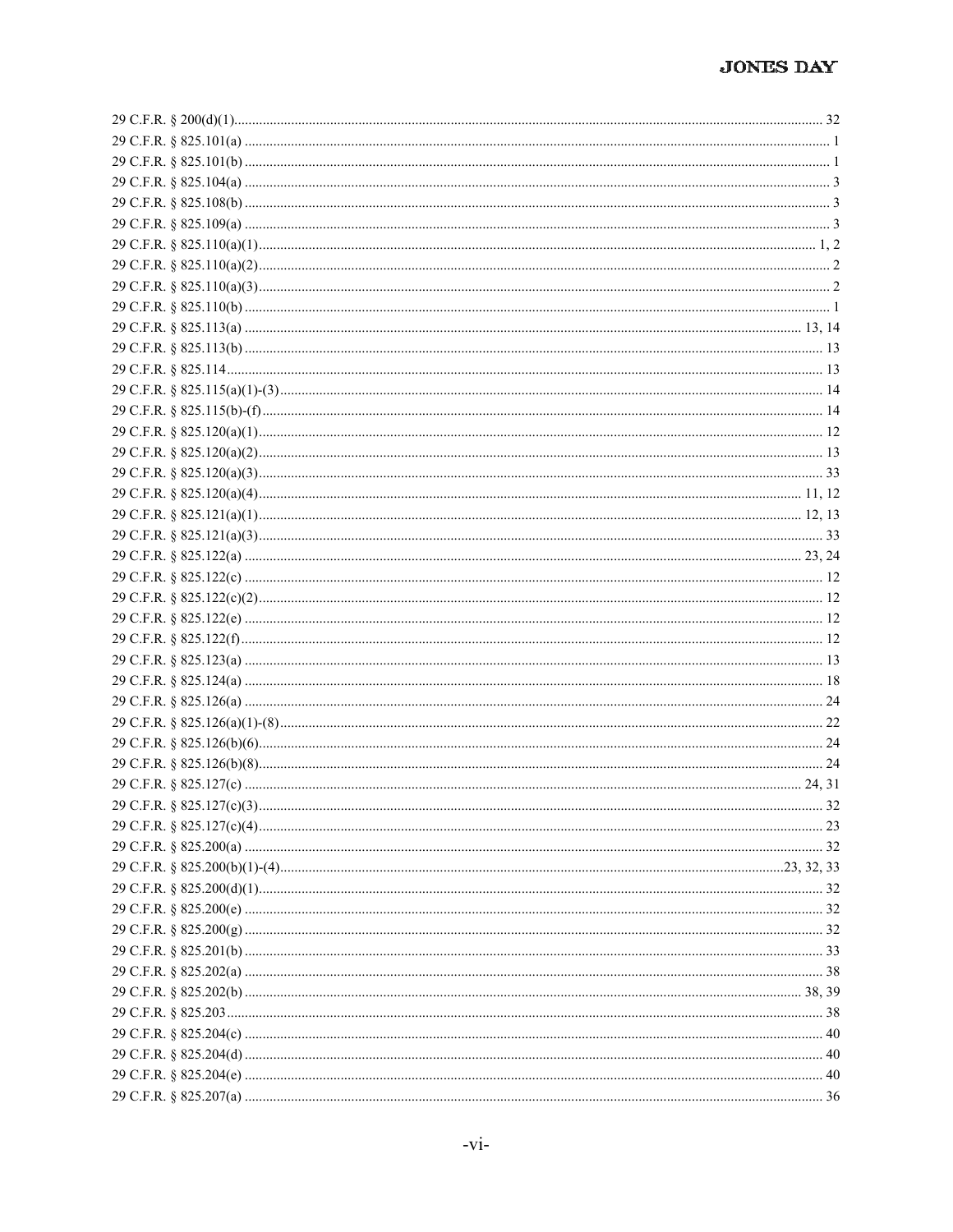29 C.F.R. § 200(d)(1).......... 32

29 C.F.R. § 825.101(a) .......... 1

29 C.F.R. § 825.101(b) .......... 1

29 C.F.R. § 825.104(a) .......... 3

29 C.F.R. § 825.108(b) .......... 3

29 C.F.R. § 825.109(a) .......... 3

29 C.F.R. § 825.110(a)(1).......... 1, 2

29 C.F.R. § 825.110(a)(2).......... 2

29 C.F.R. § 825.110(a)(3).......... 2

29 C.F.R. § 825.110(b) .......... 1

29 C.F.R. § 825.113(a) .......... 13, 14

29 C.F.R. § 825.113(b) .......... 13

29 C.F.R. § 825.114.......... 13

29 C.F.R. § 825.115(a)(1)-(3).......... 14

29 C.F.R. § 825.115(b)-(f).......... 14

29 C.F.R. § 825.120(a)(1).......... 12

29 C.F.R. § 825.120(a)(2).......... 13

29 C.F.R. § 825.120(a)(3).......... 33

29 C.F.R. § 825.120(a)(4).......... 11, 12

29 C.F.R. § 825.121(a)(1).......... 12, 13

29 C.F.R. § 825.121(a)(3).......... 33

29 C.F.R. § 825.122(a) .......... 23, 24

29 C.F.R. § 825.122(c) .......... 12

29 C.F.R. § 825.122(c)(2).......... 12

29 C.F.R. § 825.122(e) .......... 12

29 C.F.R. § 825.122(f).......... 12

29 C.F.R. § 825.123(a) .......... 13

29 C.F.R. § 825.124(a) .......... 18

29 C.F.R. § 825.126(a) .......... 24

29 C.F.R. § 825.126(a)(1)-(8).......... 22

29 C.F.R. § 825.126(b)(6).......... 24

29 C.F.R. § 825.126(b)(8).......... 24

29 C.F.R. § 825.127(c) .......... 24, 31

29 C.F.R. § 825.127(c)(3).......... 32

29 C.F.R. § 825.127(c)(4).......... 23

29 C.F.R. § 825.200(a) .......... 32

29 C.F.R. § 825.200(b)(1)-(4)..........23, 32, 33

29 C.F.R. § 825.200(d)(1).......... 32

29 C.F.R. § 825.200(e) .......... 32

29 C.F.R. § 825.200(g) .......... 32

29 C.F.R. § 825.201(b) .......... 33

29 C.F.R. § 825.202(a) .......... 38

29 C.F.R. § 825.202(b) .......... 38, 39

29 C.F.R. § 825.203.......... 38

29 C.F.R. § 825.204(c) .......... 40

29 C.F.R. § 825.204(d) .......... 40

29 C.F.R. § 825.204(e) .......... 40

29 C.F.R. § 825.207(a) .......... 36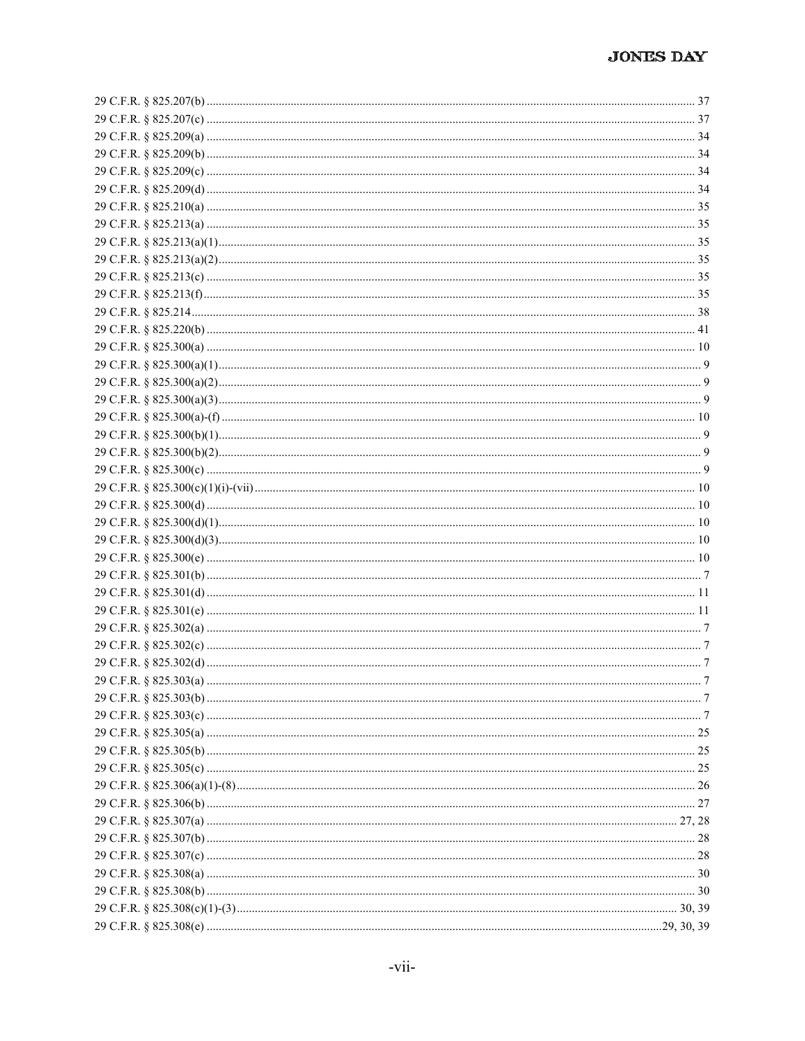29 C.F.R. § 825.207(b) ........................................................................................................ 37

29 C.F.R. § 825.207(c) ........................................................................................................ 37

29 C.F.R. § 825.209(a) ........................................................................................................ 34

29 C.F.R. § 825.209(b) ........................................................................................................ 34

29 C.F.R. § 825.209(c) ........................................................................................................ 34

29 C.F.R. § 825.209(d) ........................................................................................................ 34

29 C.F.R. § 825.210(a) ........................................................................................................ 35

29 C.F.R. § 825.213(a) ........................................................................................................ 35

29 C.F.R. § 825.213(a)(1) .................................................................................................... 35

29 C.F.R. § 825.213(a)(2) .................................................................................................... 35

29 C.F.R. § 825.213(c) ........................................................................................................ 35

29 C.F.R. § 825.213(f) ......................................................................................................... 35

29 C.F.R. § 825.214 ............................................................................................................. 38

29 C.F.R. § 825.220(b) ........................................................................................................ 41

29 C.F.R. § 825.300(a) ........................................................................................................ 10

29 C.F.R. § 825.300(a)(1) ...................................................................................................... 9

29 C.F.R. § 825.300(a)(2) ...................................................................................................... 9

29 C.F.R. § 825.300(a)(3) ...................................................................................................... 9

29 C.F.R. § 825.300(a)-(f) .................................................................................................... 10

29 C.F.R. § 825.300(b)(1) ...................................................................................................... 9

29 C.F.R. § 825.300(b)(2) ...................................................................................................... 9

29 C.F.R. § 825.300(c) .......................................................................................................... 9

29 C.F.R. § 825.300(c)(1)(i)-(vii) ......................................................................................... 10

29 C.F.R. § 825.300(d) ........................................................................................................ 10

29 C.F.R. § 825.300(d)(1) .................................................................................................... 10

29 C.F.R. § 825.300(d)(3) .................................................................................................... 10

29 C.F.R. § 825.300(e) ........................................................................................................ 10

29 C.F.R. § 825.301(b) .......................................................................................................... 7

29 C.F.R. § 825.301(d) ........................................................................................................ 11

29 C.F.R. § 825.301(e) ........................................................................................................ 11

29 C.F.R. § 825.302(a) .......................................................................................................... 7

29 C.F.R. § 825.302(c) .......................................................................................................... 7

29 C.F.R. § 825.302(d) .......................................................................................................... 7

29 C.F.R. § 825.303(a) .......................................................................................................... 7

29 C.F.R. § 825.303(b) .......................................................................................................... 7

29 C.F.R. § 825.303(c) .......................................................................................................... 7

29 C.F.R. § 825.305(a) ........................................................................................................ 25

29 C.F.R. § 825.305(b) ........................................................................................................ 25

29 C.F.R. § 825.305(c) ........................................................................................................ 25

29 C.F.R. § 825.306(a)(1)-(8) .............................................................................................. 26

29 C.F.R. § 825.306(b) ........................................................................................................ 27

29 C.F.R. § 825.307(a) ................................................................................................. 27, 28

29 C.F.R. § 825.307(b) ........................................................................................................ 28

29 C.F.R. § 825.307(c) ........................................................................................................ 28

29 C.F.R. § 825.308(a) ........................................................................................................ 30

29 C.F.R. § 825.308(b) ........................................................................................................ 30

29 C.F.R. § 825.308(c)(1)-(3) ........................................................................................ 30, 39

29 C.F.R. § 825.308(e) ............................................................................................. 29, 30, 39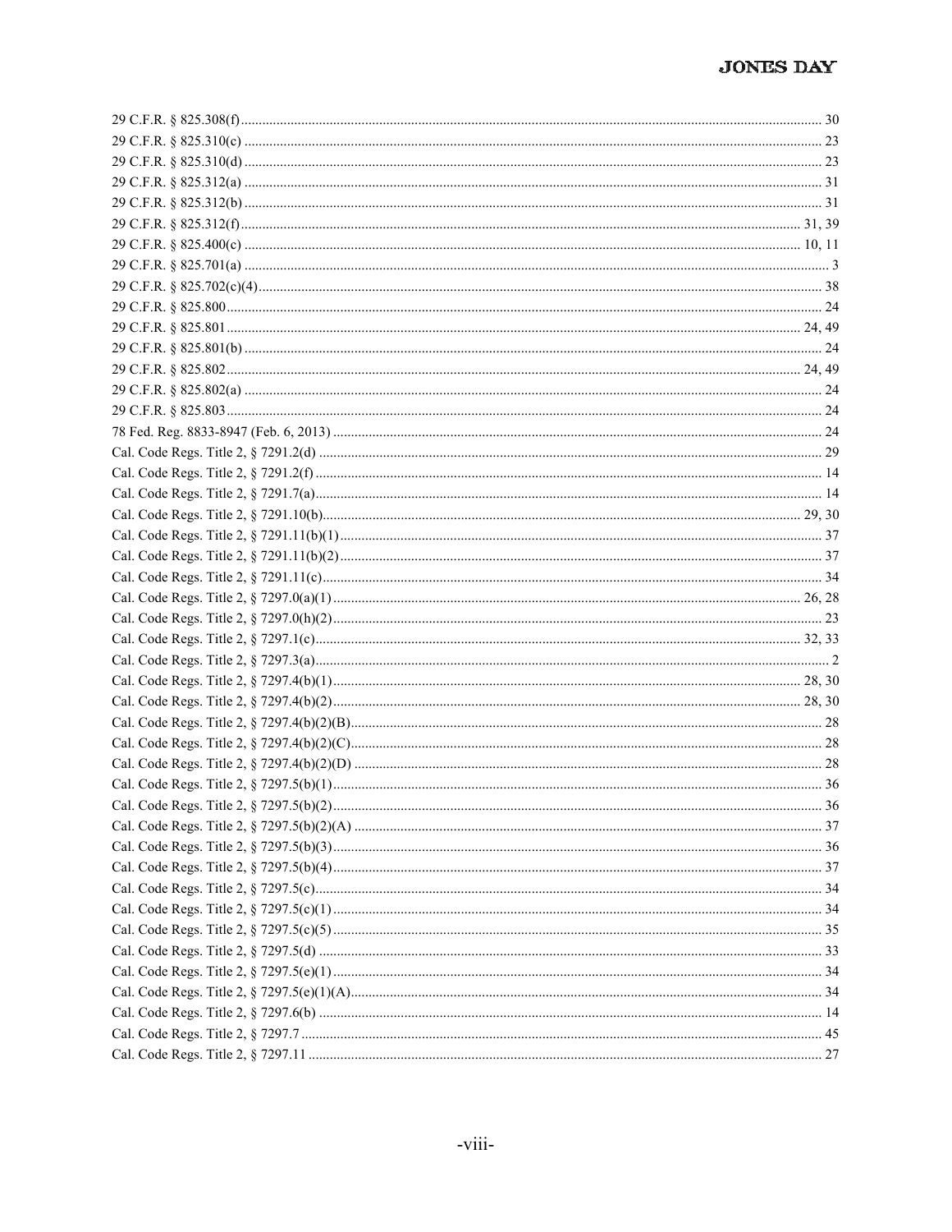29 C.F.R. § 825.308(f) ........ 30
29 C.F.R. § 825.310(c) ........ 23
29 C.F.R. § 825.310(d) ........ 23
29 C.F.R. § 825.312(a) ........ 31
29 C.F.R. § 825.312(b) ........ 31
29 C.F.R. § 825.312(f) ........ 31, 39
29 C.F.R. § 825.400(c) ........ 10, 11
29 C.F.R. § 825.701(a) ........ 3
29 C.F.R. § 825.702(c)(4) ........ 38
29 C.F.R. § 825.800 ........ 24
29 C.F.R. § 825.801 ........ 24, 49
29 C.F.R. § 825.801(b) ........ 24
29 C.F.R. § 825.802 ........ 24, 49
29 C.F.R. § 825.802(a) ........ 24
29 C.F.R. § 825.803 ........ 24
78 Fed. Reg. 8833-8947 (Feb. 6, 2013) ........ 24
Cal. Code Regs. Title 2, § 7291.2(d) ........ 29
Cal. Code Regs. Title 2, § 7291.2(f) ........ 14
Cal. Code Regs. Title 2, § 7291.7(a) ........ 14
Cal. Code Regs. Title 2, § 7291.10(b) ........ 29, 30
Cal. Code Regs. Title 2, § 7291.11(b)(1) ........ 37
Cal. Code Regs. Title 2, § 7291.11(b)(2) ........ 37
Cal. Code Regs. Title 2, § 7291.11(c) ........ 34
Cal. Code Regs. Title 2, § 7297.0(a)(1) ........ 26, 28
Cal. Code Regs. Title 2, § 7297.0(h)(2) ........ 23
Cal. Code Regs. Title 2, § 7297.1(c) ........ 32, 33
Cal. Code Regs. Title 2, § 7297.3(a) ........ 2
Cal. Code Regs. Title 2, § 7297.4(b)(1) ........ 28, 30
Cal. Code Regs. Title 2, § 7297.4(b)(2) ........ 28, 30
Cal. Code Regs. Title 2, § 7297.4(b)(2)(B) ........ 28
Cal. Code Regs. Title 2, § 7297.4(b)(2)(C) ........ 28
Cal. Code Regs. Title 2, § 7297.4(b)(2)(D) ........ 28
Cal. Code Regs. Title 2, § 7297.5(b)(1) ........ 36
Cal. Code Regs. Title 2, § 7297.5(b)(2) ........ 36
Cal. Code Regs. Title 2, § 7297.5(b)(2)(A) ........ 37
Cal. Code Regs. Title 2, § 7297.5(b)(3) ........ 36
Cal. Code Regs. Title 2, § 7297.5(b)(4) ........ 37
Cal. Code Regs. Title 2, § 7297.5(c) ........ 34
Cal. Code Regs. Title 2, § 7297.5(c)(1) ........ 34
Cal. Code Regs. Title 2, § 7297.5(c)(5) ........ 35
Cal. Code Regs. Title 2, § 7297.5(d) ........ 33
Cal. Code Regs. Title 2, § 7297.5(e)(1) ........ 34
Cal. Code Regs. Title 2, § 7297.5(e)(1)(A) ........ 34
Cal. Code Regs. Title 2, § 7297.6(b) ........ 14
Cal. Code Regs. Title 2, § 7297.7 ........ 45
Cal. Code Regs. Title 2, § 7297.11 ........ 27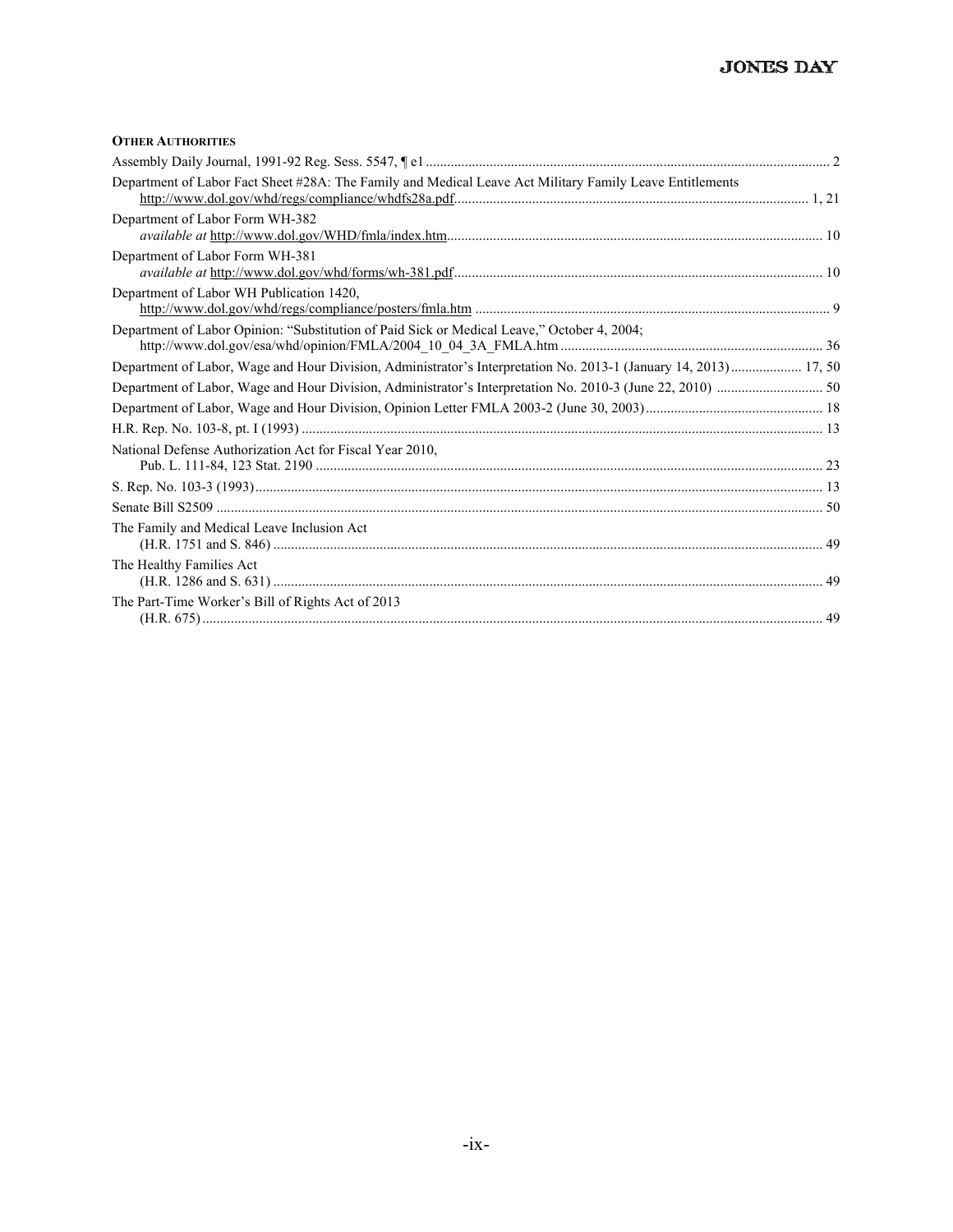**OTHER AUTHORITIES**

Assembly Daily Journal, 1991-92 Reg. Sess. 5547, ¶ e1 .......... 2

Department of Labor Fact Sheet #28A: The Family and Medical Leave Act Military Family Leave Entitlements http://www.dol.gov/whd/regs/compliance/whdfs28a.pdf .......... 1, 21

Department of Labor Form WH-382 *available at* http://www.dol.gov/WHD/fmla/index.htm .......... 10

Department of Labor Form WH-381 *available at* http://www.dol.gov/whd/forms/wh-381.pdf .......... 10

Department of Labor WH Publication 1420, http://www.dol.gov/whd/regs/compliance/posters/fmla.htm .......... 9

Department of Labor Opinion: "Substitution of Paid Sick or Medical Leave," October 4, 2004; http://www.dol.gov/esa/whd/opinion/FMLA/2004_10_04_3A_FMLA.htm .......... 36

Department of Labor, Wage and Hour Division, Administrator's Interpretation No. 2013-1 (January 14, 2013) .......... 17, 50

Department of Labor, Wage and Hour Division, Administrator's Interpretation No. 2010-3 (June 22, 2010) .......... 50

Department of Labor, Wage and Hour Division, Opinion Letter FMLA 2003-2 (June 30, 2003) .......... 18

H.R. Rep. No. 103-8, pt. I (1993) .......... 13

National Defense Authorization Act for Fiscal Year 2010, Pub. L. 111-84, 123 Stat. 2190 .......... 23

S. Rep. No. 103-3 (1993) .......... 13

Senate Bill S2509 .......... 50

The Family and Medical Leave Inclusion Act (H.R. 1751 and S. 846) .......... 49

The Healthy Families Act (H.R. 1286 and S. 631) .......... 49

The Part-Time Worker's Bill of Rights Act of 2013 (H.R. 675) .......... 49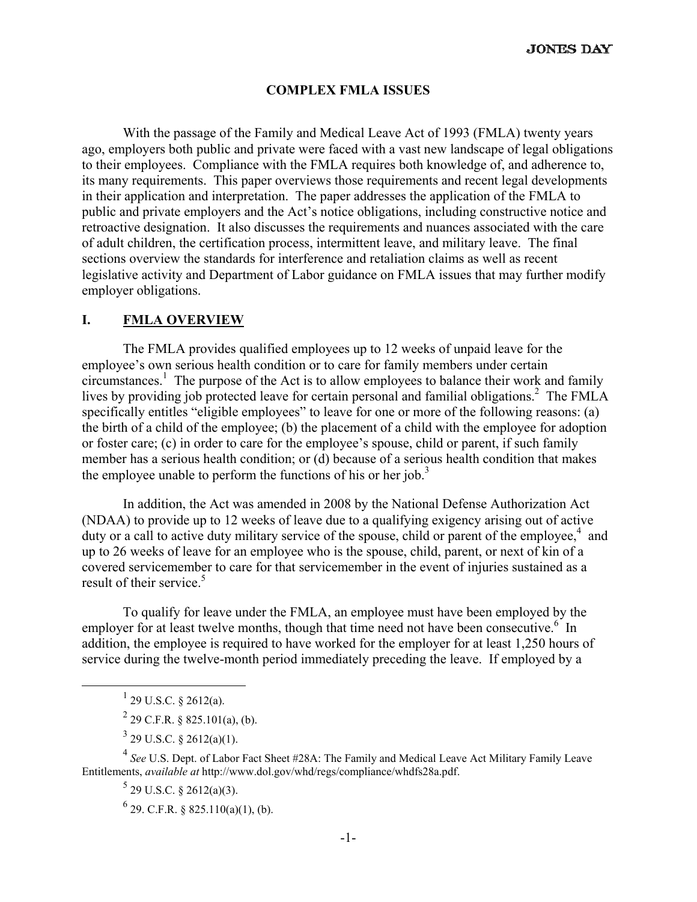## COMPLEX FMLA ISSUES

With the passage of the Family and Medical Leave Act of 1993 (FMLA) twenty years ago, employers both public and private were faced with a vast new landscape of legal obligations to their employees. Compliance with the FMLA requires both knowledge of, and adherence to, its many requirements. This paper overviews those requirements and recent legal developments in their application and interpretation. The paper addresses the application of the FMLA to public and private employers and the Act's notice obligations, including constructive notice and retroactive designation. It also discusses the requirements and nuances associated with the care of adult children, the certification process, intermittent leave, and military leave. The final sections overview the standards for interference and retaliation claims as well as recent legislative activity and Department of Labor guidance on FMLA issues that may further modify employer obligations.

## I. FMLA OVERVIEW

The FMLA provides qualified employees up to 12 weeks of unpaid leave for the employee's own serious health condition or to care for family members under certain circumstances.[1] The purpose of the Act is to allow employees to balance their work and family lives by providing job protected leave for certain personal and familial obligations.[2] The FMLA specifically entitles "eligible employees" to leave for one or more of the following reasons: (a) the birth of a child of the employee; (b) the placement of a child with the employee for adoption or foster care; (c) in order to care for the employee's spouse, child or parent, if such family member has a serious health condition; or (d) because of a serious health condition that makes the employee unable to perform the functions of his or her job.[3]

In addition, the Act was amended in 2008 by the National Defense Authorization Act (NDAA) to provide up to 12 weeks of leave due to a qualifying exigency arising out of active duty or a call to active duty military service of the spouse, child or parent of the employee,[4] and up to 26 weeks of leave for an employee who is the spouse, child, parent, or next of kin of a covered servicemember to care for that servicemember in the event of injuries sustained as a result of their service.[5]

To qualify for leave under the FMLA, an employee must have been employed by the employer for at least twelve months, though that time need not have been consecutive.[6] In addition, the employee is required to have worked for the employer for at least 1,250 hours of service during the twelve-month period immediately preceding the leave. If employed by a

---

[1] 29 U.S.C. § 2612(a).

[2] 29 C.F.R. § 825.101(a), (b).

[3] 29 U.S.C. § 2612(a)(1).

[4] *See* U.S. Dept. of Labor Fact Sheet #28A: The Family and Medical Leave Act Military Family Leave Entitlements, *available at* http://www.dol.gov/whd/regs/compliance/whdfs28a.pdf.

[5] 29 U.S.C. § 2612(a)(3).

[6] 29. C.F.R. § 825.110(a)(1), (b).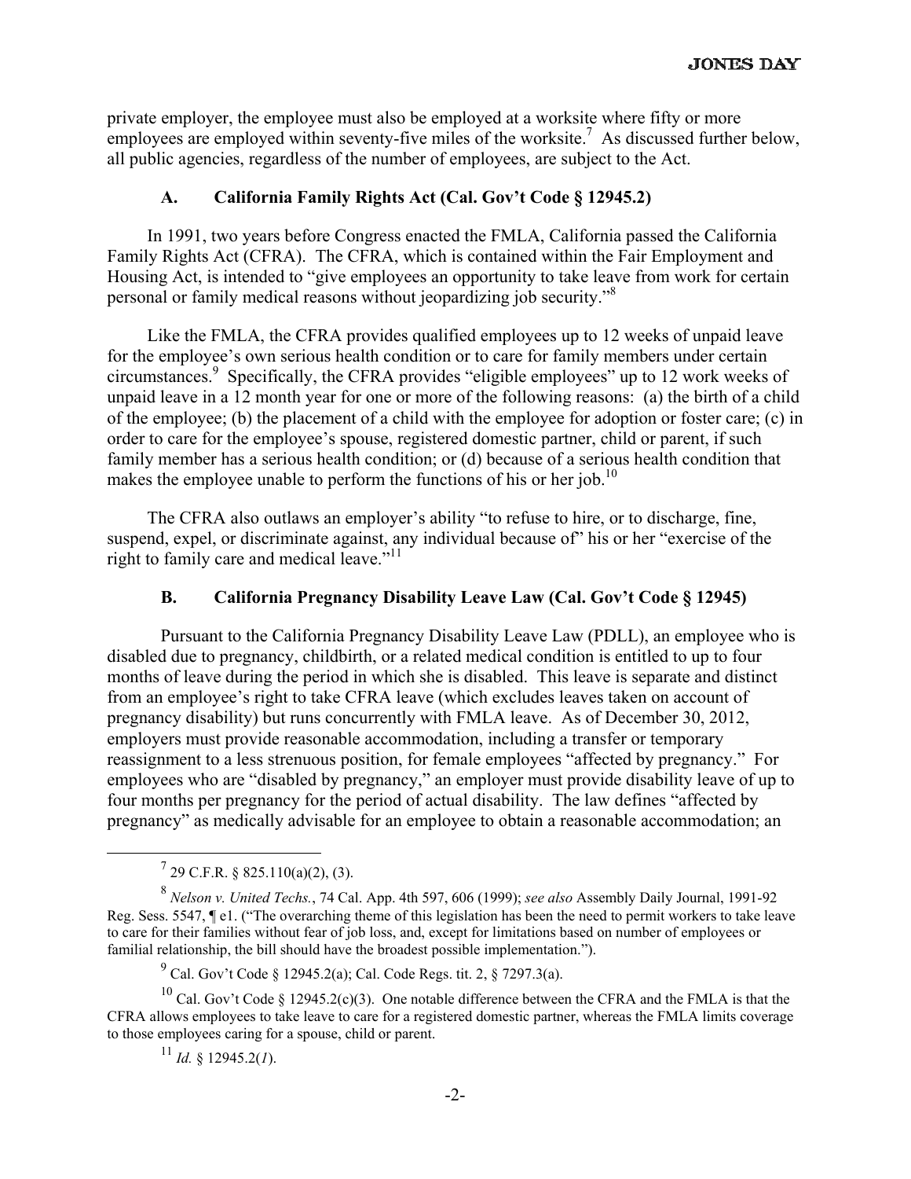private employer, the employee must also be employed at a worksite where fifty or more employees are employed within seventy-five miles of the worksite.[7] As discussed further below, all public agencies, regardless of the number of employees, are subject to the Act.

### A. California Family Rights Act (Cal. Gov't Code § 12945.2)

In 1991, two years before Congress enacted the FMLA, California passed the California Family Rights Act (CFRA). The CFRA, which is contained within the Fair Employment and Housing Act, is intended to "give employees an opportunity to take leave from work for certain personal or family medical reasons without jeopardizing job security."[8]

Like the FMLA, the CFRA provides qualified employees up to 12 weeks of unpaid leave for the employee's own serious health condition or to care for family members under certain circumstances.[9] Specifically, the CFRA provides "eligible employees" up to 12 work weeks of unpaid leave in a 12 month year for one or more of the following reasons: (a) the birth of a child of the employee; (b) the placement of a child with the employee for adoption or foster care; (c) in order to care for the employee's spouse, registered domestic partner, child or parent, if such family member has a serious health condition; or (d) because of a serious health condition that makes the employee unable to perform the functions of his or her job.[10]

The CFRA also outlaws an employer's ability "to refuse to hire, or to discharge, fine, suspend, expel, or discriminate against, any individual because of" his or her "exercise of the right to family care and medical leave."[11]

### B. California Pregnancy Disability Leave Law (Cal. Gov't Code § 12945)

Pursuant to the California Pregnancy Disability Leave Law (PDLL), an employee who is disabled due to pregnancy, childbirth, or a related medical condition is entitled to up to four months of leave during the period in which she is disabled. This leave is separate and distinct from an employee's right to take CFRA leave (which excludes leaves taken on account of pregnancy disability) but runs concurrently with FMLA leave. As of December 30, 2012, employers must provide reasonable accommodation, including a transfer or temporary reassignment to a less strenuous position, for female employees "affected by pregnancy." For employees who are "disabled by pregnancy," an employer must provide disability leave of up to four months per pregnancy for the period of actual disability. The law defines "affected by pregnancy" as medically advisable for an employee to obtain a reasonable accommodation; an

---

[7] 29 C.F.R. § 825.110(a)(2), (3).

[8] *Nelson v. United Techs.*, 74 Cal. App. 4th 597, 606 (1999); *see also* Assembly Daily Journal, 1991-92 Reg. Sess. 5547, ¶ e1. ("The overarching theme of this legislation has been the need to permit workers to take leave to care for their families without fear of job loss, and, except for limitations based on number of employees or familial relationship, the bill should have the broadest possible implementation.").

[9] Cal. Gov't Code § 12945.2(a); Cal. Code Regs. tit. 2, § 7297.3(a).

[10] Cal. Gov't Code § 12945.2(c)(3). One notable difference between the CFRA and the FMLA is that the CFRA allows employees to take leave to care for a registered domestic partner, whereas the FMLA limits coverage to those employees caring for a spouse, child or parent.

[11] *Id.* § 12945.2(*l*).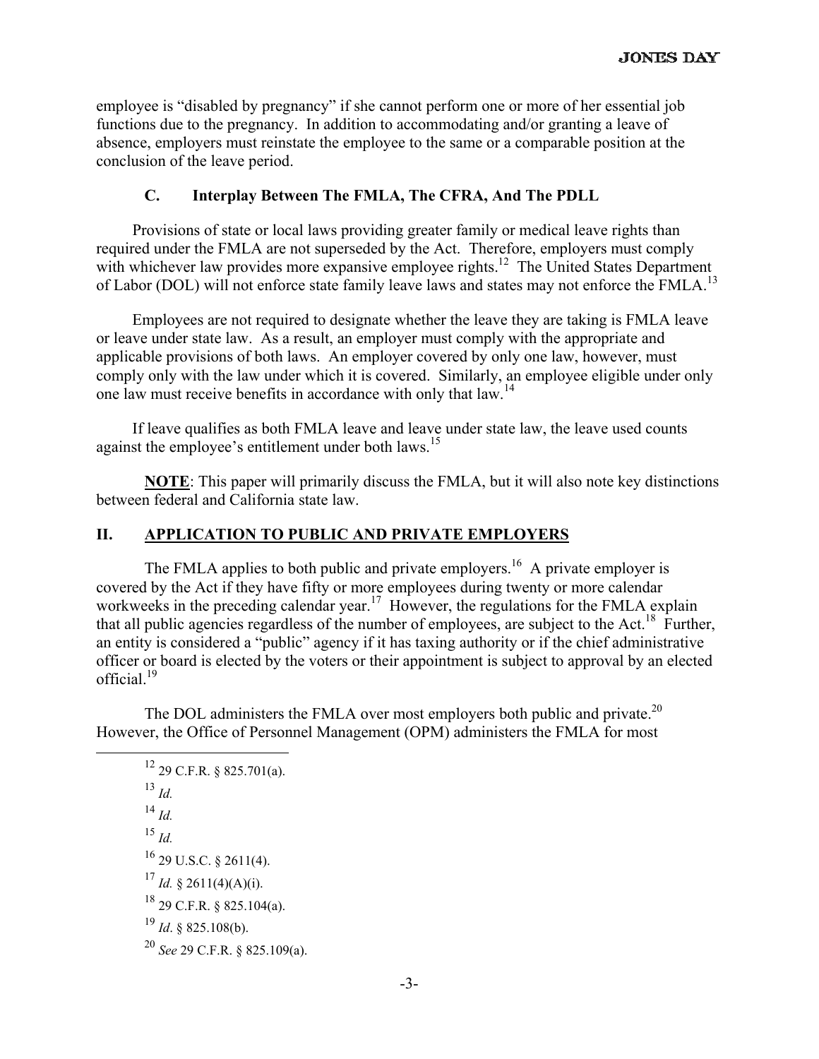employee is "disabled by pregnancy" if she cannot perform one or more of her essential job functions due to the pregnancy. In addition to accommodating and/or granting a leave of absence, employers must reinstate the employee to the same or a comparable position at the conclusion of the leave period.

### C. Interplay Between The FMLA, The CFRA, And The PDLL

Provisions of state or local laws providing greater family or medical leave rights than required under the FMLA are not superseded by the Act. Therefore, employers must comply with whichever law provides more expansive employee rights.[12] The United States Department of Labor (DOL) will not enforce state family leave laws and states may not enforce the FMLA.[13]

Employees are not required to designate whether the leave they are taking is FMLA leave or leave under state law. As a result, an employer must comply with the appropriate and applicable provisions of both laws. An employer covered by only one law, however, must comply only with the law under which it is covered. Similarly, an employee eligible under only one law must receive benefits in accordance with only that law.[14]

If leave qualifies as both FMLA leave and leave under state law, the leave used counts against the employee's entitlement under both laws.[15]

**NOTE**: This paper will primarily discuss the FMLA, but it will also note key distinctions between federal and California state law.

## II. APPLICATION TO PUBLIC AND PRIVATE EMPLOYERS

The FMLA applies to both public and private employers.[16] A private employer is covered by the Act if they have fifty or more employees during twenty or more calendar workweeks in the preceding calendar year.[17] However, the regulations for the FMLA explain that all public agencies regardless of the number of employees, are subject to the Act.[18] Further, an entity is considered a "public" agency if it has taxing authority or if the chief administrative officer or board is elected by the voters or their appointment is subject to approval by an elected official.[19]

The DOL administers the FMLA over most employers both public and private.[20] However, the Office of Personnel Management (OPM) administers the FMLA for most

---

[12] 29 C.F.R. § 825.701(a).

[13] *Id.*

[14] *Id.*

[15] *Id.*

[16] 29 U.S.C. § 2611(4).

[17] *Id.* § 2611(4)(A)(i).

[18] 29 C.F.R. § 825.104(a).

[19] *Id*. § 825.108(b).

[20] *See* 29 C.F.R. § 825.109(a).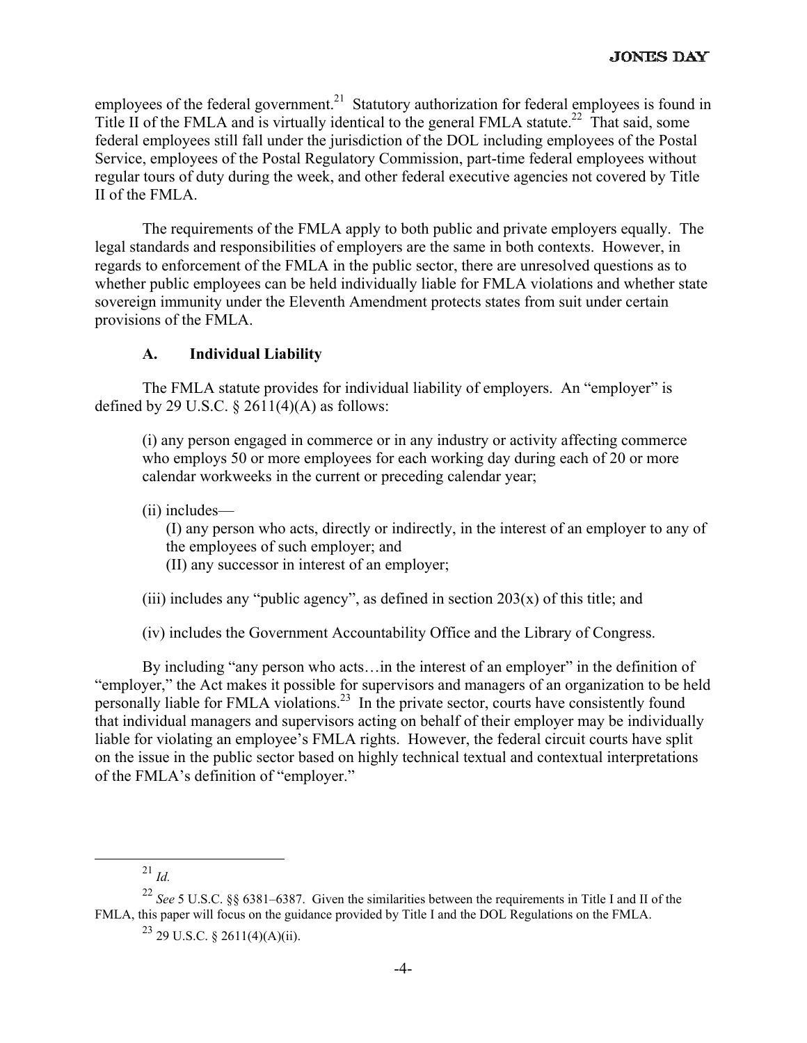employees of the federal government.[21] Statutory authorization for federal employees is found in Title II of the FMLA and is virtually identical to the general FMLA statute.[22] That said, some federal employees still fall under the jurisdiction of the DOL including employees of the Postal Service, employees of the Postal Regulatory Commission, part-time federal employees without regular tours of duty during the week, and other federal executive agencies not covered by Title II of the FMLA.

The requirements of the FMLA apply to both public and private employers equally. The legal standards and responsibilities of employers are the same in both contexts. However, in regards to enforcement of the FMLA in the public sector, there are unresolved questions as to whether public employees can be held individually liable for FMLA violations and whether state sovereign immunity under the Eleventh Amendment protects states from suit under certain provisions of the FMLA.

### A. Individual Liability

The FMLA statute provides for individual liability of employers. An "employer" is defined by 29 U.S.C. § 2611(4)(A) as follows:

> (i) any person engaged in commerce or in any industry or activity affecting commerce who employs 50 or more employees for each working day during each of 20 or more calendar workweeks in the current or preceding calendar year;
>
> (ii) includes—
>
> (I) any person who acts, directly or indirectly, in the interest of an employer to any of the employees of such employer; and
>
> (II) any successor in interest of an employer;
>
> (iii) includes any "public agency", as defined in section 203(x) of this title; and
>
> (iv) includes the Government Accountability Office and the Library of Congress.

By including "any person who acts…in the interest of an employer" in the definition of "employer," the Act makes it possible for supervisors and managers of an organization to be held personally liable for FMLA violations.[23] In the private sector, courts have consistently found that individual managers and supervisors acting on behalf of their employer may be individually liable for violating an employee's FMLA rights. However, the federal circuit courts have split on the issue in the public sector based on highly technical textual and contextual interpretations of the FMLA's definition of "employer."

---

[21] *Id.*

[22] *See* 5 U.S.C. §§ 6381–6387. Given the similarities between the requirements in Title I and II of the FMLA, this paper will focus on the guidance provided by Title I and the DOL Regulations on the FMLA.

[23] 29 U.S.C. § 2611(4)(A)(ii).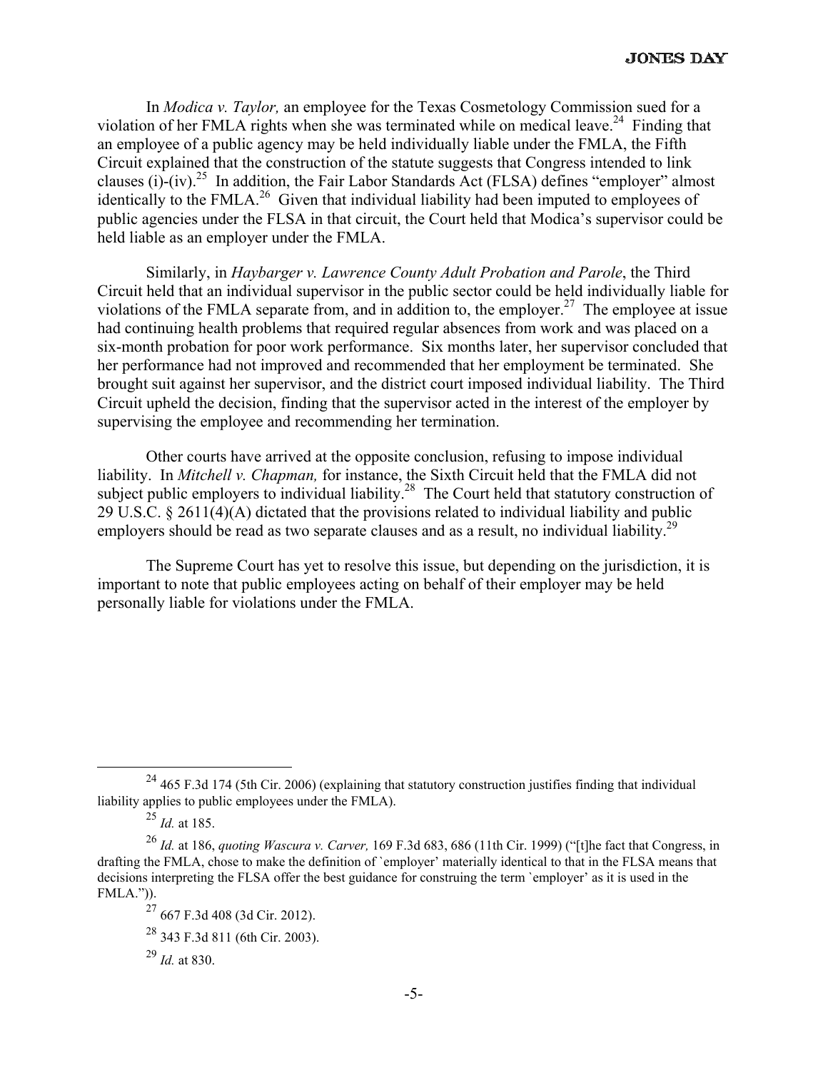In *Modica v. Taylor,* an employee for the Texas Cosmetology Commission sued for a violation of her FMLA rights when she was terminated while on medical leave.[24] Finding that an employee of a public agency may be held individually liable under the FMLA, the Fifth Circuit explained that the construction of the statute suggests that Congress intended to link clauses (i)-(iv).[25] In addition, the Fair Labor Standards Act (FLSA) defines "employer" almost identically to the FMLA.[26] Given that individual liability had been imputed to employees of public agencies under the FLSA in that circuit, the Court held that Modica's supervisor could be held liable as an employer under the FMLA.

Similarly, in *Haybarger v. Lawrence County Adult Probation and Parole*, the Third Circuit held that an individual supervisor in the public sector could be held individually liable for violations of the FMLA separate from, and in addition to, the employer.[27] The employee at issue had continuing health problems that required regular absences from work and was placed on a six-month probation for poor work performance. Six months later, her supervisor concluded that her performance had not improved and recommended that her employment be terminated. She brought suit against her supervisor, and the district court imposed individual liability. The Third Circuit upheld the decision, finding that the supervisor acted in the interest of the employer by supervising the employee and recommending her termination.

Other courts have arrived at the opposite conclusion, refusing to impose individual liability. In *Mitchell v. Chapman,* for instance, the Sixth Circuit held that the FMLA did not subject public employers to individual liability.[28] The Court held that statutory construction of 29 U.S.C. § 2611(4)(A) dictated that the provisions related to individual liability and public employers should be read as two separate clauses and as a result, no individual liability.[29]

The Supreme Court has yet to resolve this issue, but depending on the jurisdiction, it is important to note that public employees acting on behalf of their employer may be held personally liable for violations under the FMLA.

---

[24] 465 F.3d 174 (5th Cir. 2006) (explaining that statutory construction justifies finding that individual liability applies to public employees under the FMLA).

[25] *Id.* at 185.

[26] *Id.* at 186, *quoting Wascura v. Carver,* 169 F.3d 683, 686 (11th Cir. 1999) ("[t]he fact that Congress, in drafting the FMLA, chose to make the definition of `employer' materially identical to that in the FLSA means that decisions interpreting the FLSA offer the best guidance for construing the term `employer' as it is used in the FMLA.")).

[27] 667 F.3d 408 (3d Cir. 2012).

[28] 343 F.3d 811 (6th Cir. 2003).

[29] *Id.* at 830.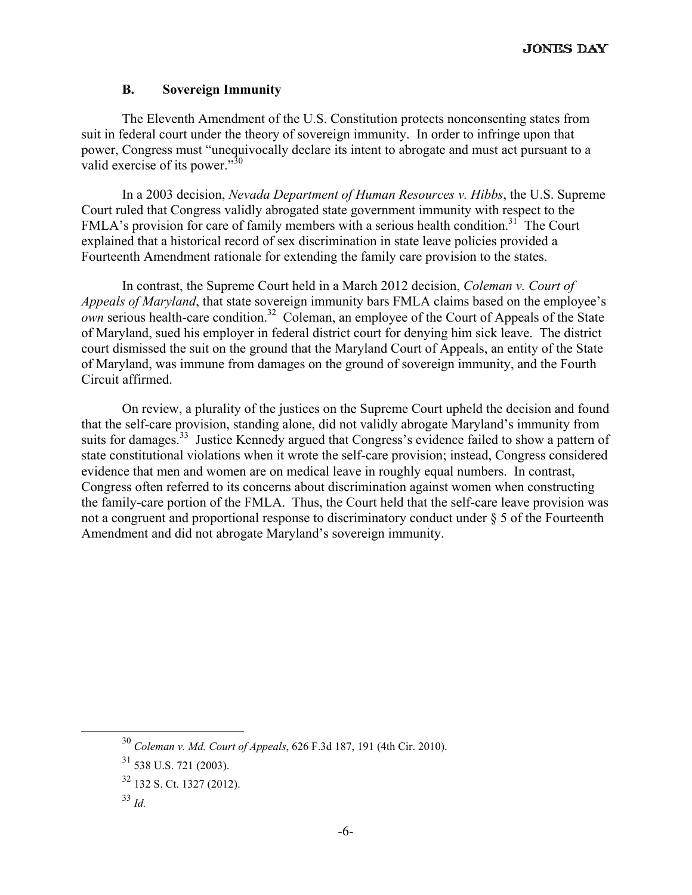### B. Sovereign Immunity

The Eleventh Amendment of the U.S. Constitution protects nonconsenting states from suit in federal court under the theory of sovereign immunity. In order to infringe upon that power, Congress must "unequivocally declare its intent to abrogate and must act pursuant to a valid exercise of its power."[30]

In a 2003 decision, *Nevada Department of Human Resources v. Hibbs*, the U.S. Supreme Court ruled that Congress validly abrogated state government immunity with respect to the FMLA's provision for care of family members with a serious health condition.[31] The Court explained that a historical record of sex discrimination in state leave policies provided a Fourteenth Amendment rationale for extending the family care provision to the states.

In contrast, the Supreme Court held in a March 2012 decision, *Coleman v. Court of Appeals of Maryland*, that state sovereign immunity bars FMLA claims based on the employee's *own* serious health-care condition.[32] Coleman, an employee of the Court of Appeals of the State of Maryland, sued his employer in federal district court for denying him sick leave. The district court dismissed the suit on the ground that the Maryland Court of Appeals, an entity of the State of Maryland, was immune from damages on the ground of sovereign immunity, and the Fourth Circuit affirmed.

On review, a plurality of the justices on the Supreme Court upheld the decision and found that the self-care provision, standing alone, did not validly abrogate Maryland's immunity from suits for damages.[33] Justice Kennedy argued that Congress's evidence failed to show a pattern of state constitutional violations when it wrote the self-care provision; instead, Congress considered evidence that men and women are on medical leave in roughly equal numbers. In contrast, Congress often referred to its concerns about discrimination against women when constructing the family-care portion of the FMLA. Thus, the Court held that the self-care leave provision was not a congruent and proportional response to discriminatory conduct under § 5 of the Fourteenth Amendment and did not abrogate Maryland's sovereign immunity.

---

[30] *Coleman v. Md. Court of Appeals*, 626 F.3d 187, 191 (4th Cir. 2010).

[31] 538 U.S. 721 (2003).

[32] 132 S. Ct. 1327 (2012).

[33] *Id.*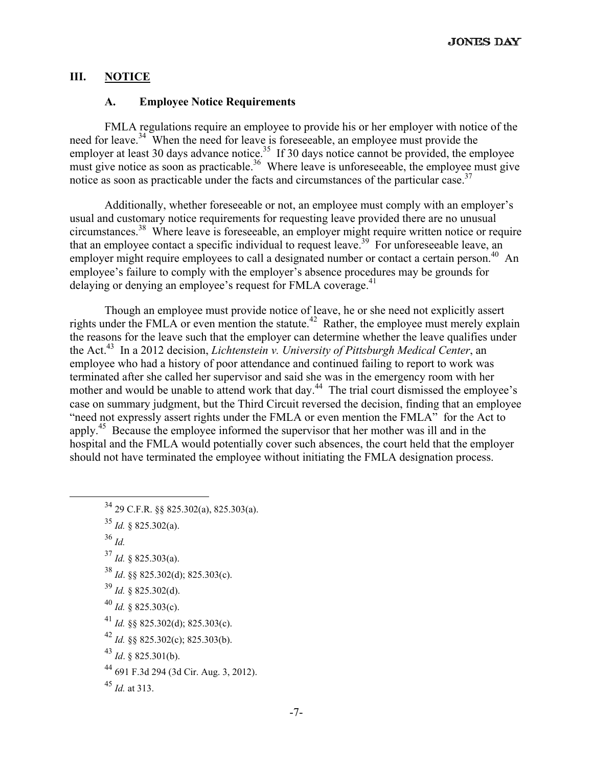## III. NOTICE

### A. Employee Notice Requirements

FMLA regulations require an employee to provide his or her employer with notice of the need for leave.[34] When the need for leave is foreseeable, an employee must provide the employer at least 30 days advance notice.[35] If 30 days notice cannot be provided, the employee must give notice as soon as practicable.[36] Where leave is unforeseeable, the employee must give notice as soon as practicable under the facts and circumstances of the particular case.[37]

Additionally, whether foreseeable or not, an employee must comply with an employer's usual and customary notice requirements for requesting leave provided there are no unusual circumstances.[38] Where leave is foreseeable, an employer might require written notice or require that an employee contact a specific individual to request leave.[39] For unforeseeable leave, an employer might require employees to call a designated number or contact a certain person.[40] An employee's failure to comply with the employer's absence procedures may be grounds for delaying or denying an employee's request for FMLA coverage.[41]

Though an employee must provide notice of leave, he or she need not explicitly assert rights under the FMLA or even mention the statute.[42] Rather, the employee must merely explain the reasons for the leave such that the employer can determine whether the leave qualifies under the Act.[43] In a 2012 decision, *Lichtenstein v. University of Pittsburgh Medical Center*, an employee who had a history of poor attendance and continued failing to report to work was terminated after she called her supervisor and said she was in the emergency room with her mother and would be unable to attend work that day.[44] The trial court dismissed the employee's case on summary judgment, but the Third Circuit reversed the decision, finding that an employee "need not expressly assert rights under the FMLA or even mention the FMLA" for the Act to apply.[45] Because the employee informed the supervisor that her mother was ill and in the hospital and the FMLA would potentially cover such absences, the court held that the employer should not have terminated the employee without initiating the FMLA designation process.

---

[34] 29 C.F.R. §§ 825.302(a), 825.303(a).

[35] *Id.* § 825.302(a).

[36] *Id.*

[37] *Id.* § 825.303(a).

[38] *Id*. §§ 825.302(d); 825.303(c).

[39] *Id.* § 825.302(d).

[40] *Id.* § 825.303(c).

[41] *Id.* §§ 825.302(d); 825.303(c).

[42] *Id.* §§ 825.302(c); 825.303(b).

[43] *Id*. § 825.301(b).

[44] 691 F.3d 294 (3d Cir. Aug. 3, 2012).

[45] *Id.* at 313.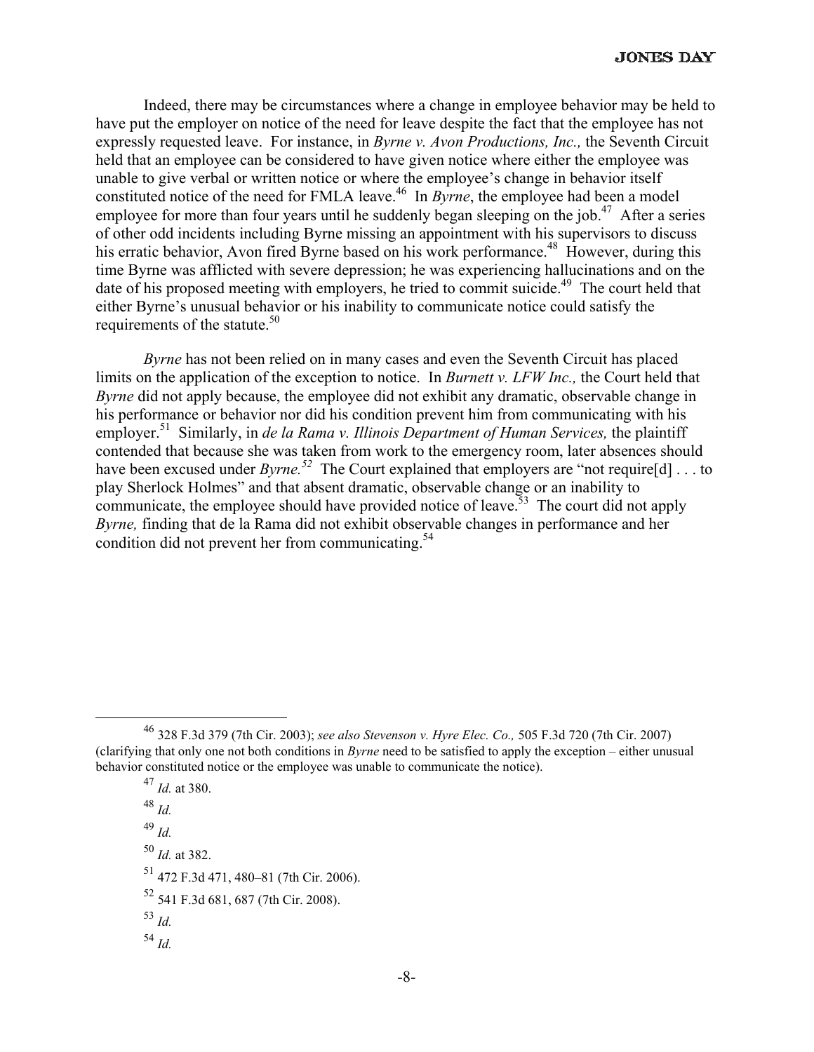Indeed, there may be circumstances where a change in employee behavior may be held to have put the employer on notice of the need for leave despite the fact that the employee has not expressly requested leave. For instance, in *Byrne v. Avon Productions, Inc.,* the Seventh Circuit held that an employee can be considered to have given notice where either the employee was unable to give verbal or written notice or where the employee's change in behavior itself constituted notice of the need for FMLA leave.[46] In *Byrne*, the employee had been a model employee for more than four years until he suddenly began sleeping on the job.[47] After a series of other odd incidents including Byrne missing an appointment with his supervisors to discuss his erratic behavior, Avon fired Byrne based on his work performance.[48] However, during this time Byrne was afflicted with severe depression; he was experiencing hallucinations and on the date of his proposed meeting with employers, he tried to commit suicide.[49] The court held that either Byrne's unusual behavior or his inability to communicate notice could satisfy the requirements of the statute.[50]

*Byrne* has not been relied on in many cases and even the Seventh Circuit has placed limits on the application of the exception to notice. In *Burnett v. LFW Inc.,* the Court held that *Byrne* did not apply because, the employee did not exhibit any dramatic, observable change in his performance or behavior nor did his condition prevent him from communicating with his employer.[51] Similarly, in *de la Rama v. Illinois Department of Human Services,* the plaintiff contended that because she was taken from work to the emergency room, later absences should have been excused under *Byrne.*[52] The Court explained that employers are "not require[d] . . . to play Sherlock Holmes" and that absent dramatic, observable change or an inability to communicate, the employee should have provided notice of leave.[53] The court did not apply *Byrne,* finding that de la Rama did not exhibit observable changes in performance and her condition did not prevent her from communicating.[54]

---

[46] 328 F.3d 379 (7th Cir. 2003); *see also Stevenson v. Hyre Elec. Co.,* 505 F.3d 720 (7th Cir. 2007) (clarifying that only one not both conditions in *Byrne* need to be satisfied to apply the exception – either unusual behavior constituted notice or the employee was unable to communicate the notice).

[47] *Id.* at 380.

[48] *Id.*

[49] *Id.*

[50] *Id.* at 382.

[51] 472 F.3d 471, 480–81 (7th Cir. 2006).

[52] 541 F.3d 681, 687 (7th Cir. 2008).

[53] *Id.*

[54] *Id.*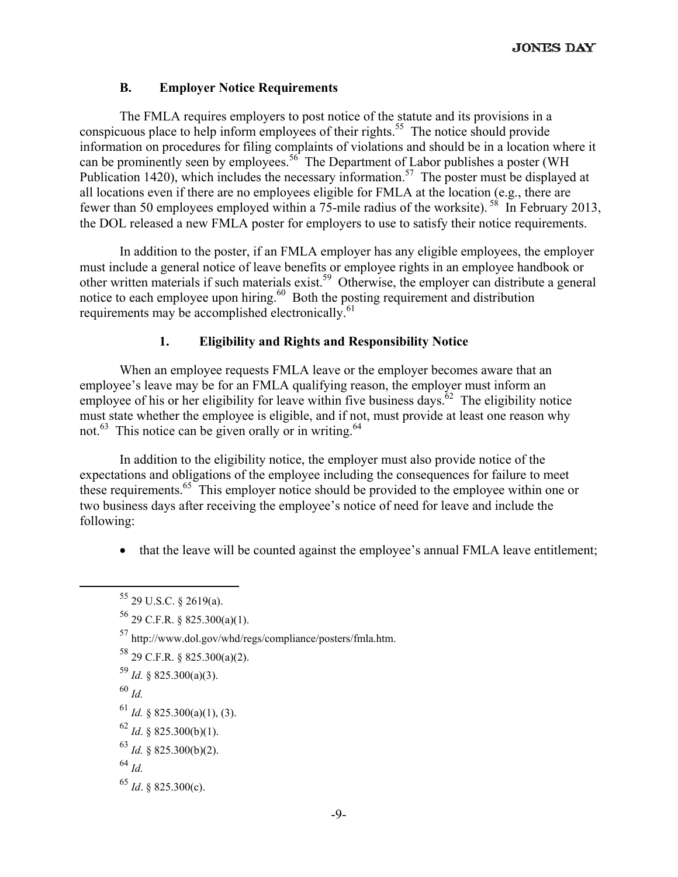### B. Employer Notice Requirements

The FMLA requires employers to post notice of the statute and its provisions in a conspicuous place to help inform employees of their rights.[55] The notice should provide information on procedures for filing complaints of violations and should be in a location where it can be prominently seen by employees.[56] The Department of Labor publishes a poster (WH Publication 1420), which includes the necessary information.[57] The poster must be displayed at all locations even if there are no employees eligible for FMLA at the location (e.g., there are fewer than 50 employees employed within a 75-mile radius of the worksite).[58] In February 2013, the DOL released a new FMLA poster for employers to use to satisfy their notice requirements.

In addition to the poster, if an FMLA employer has any eligible employees, the employer must include a general notice of leave benefits or employee rights in an employee handbook or other written materials if such materials exist.[59] Otherwise, the employer can distribute a general notice to each employee upon hiring.[60] Both the posting requirement and distribution requirements may be accomplished electronically.[61]

#### 1. Eligibility and Rights and Responsibility Notice

When an employee requests FMLA leave or the employer becomes aware that an employee's leave may be for an FMLA qualifying reason, the employer must inform an employee of his or her eligibility for leave within five business days.[62] The eligibility notice must state whether the employee is eligible, and if not, must provide at least one reason why not.[63] This notice can be given orally or in writing.[64]

In addition to the eligibility notice, the employer must also provide notice of the expectations and obligations of the employee including the consequences for failure to meet these requirements.[65] This employer notice should be provided to the employee within one or two business days after receiving the employee's notice of need for leave and include the following:

- that the leave will be counted against the employee's annual FMLA leave entitlement;

---

[55] 29 U.S.C. § 2619(a).

[56] 29 C.F.R. § 825.300(a)(1).

[57] http://www.dol.gov/whd/regs/compliance/posters/fmla.htm.

[58] 29 C.F.R. § 825.300(a)(2).

[59] *Id.* § 825.300(a)(3).

[60] *Id.*

[61] *Id.* § 825.300(a)(1), (3).

[62] *Id*. § 825.300(b)(1).

[63] *Id.* § 825.300(b)(2).

[64] *Id.*

[65] *Id*. § 825.300(c).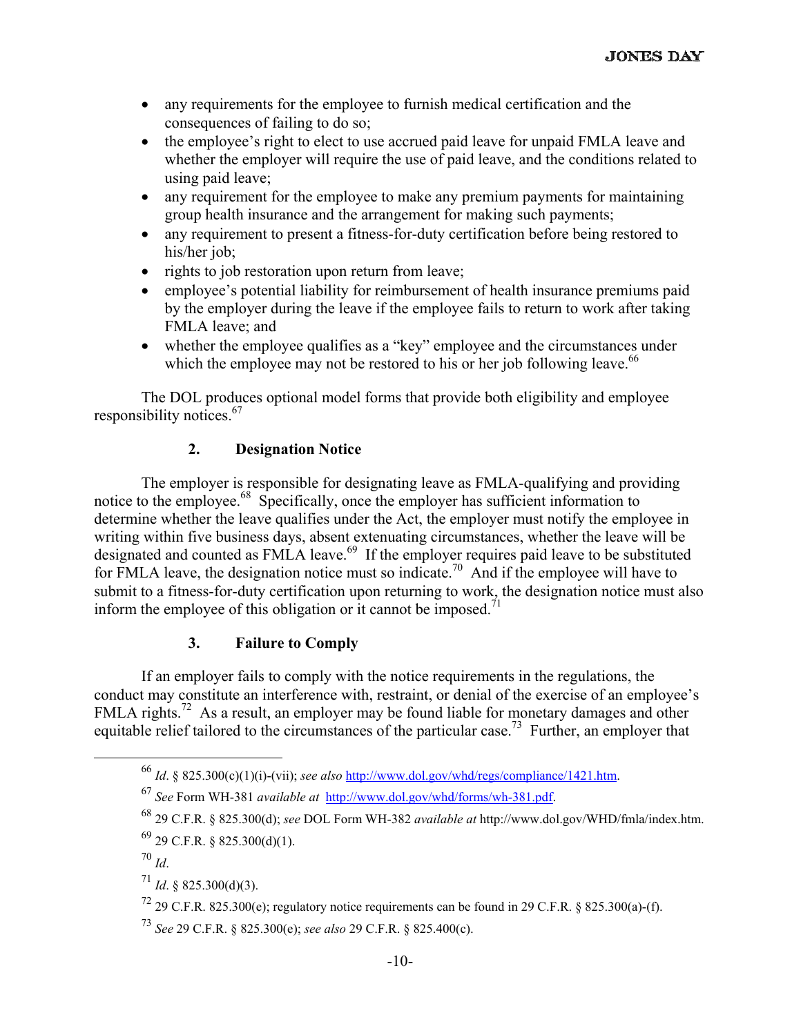- any requirements for the employee to furnish medical certification and the consequences of failing to do so;
- the employee's right to elect to use accrued paid leave for unpaid FMLA leave and whether the employer will require the use of paid leave, and the conditions related to using paid leave;
- any requirement for the employee to make any premium payments for maintaining group health insurance and the arrangement for making such payments;
- any requirement to present a fitness-for-duty certification before being restored to his/her job;
- rights to job restoration upon return from leave;
- employee's potential liability for reimbursement of health insurance premiums paid by the employer during the leave if the employee fails to return to work after taking FMLA leave; and
- whether the employee qualifies as a "key" employee and the circumstances under which the employee may not be restored to his or her job following leave.[66]

The DOL produces optional model forms that provide both eligibility and employee responsibility notices.[67]

### 2. Designation Notice

The employer is responsible for designating leave as FMLA-qualifying and providing notice to the employee.[68] Specifically, once the employer has sufficient information to determine whether the leave qualifies under the Act, the employer must notify the employee in writing within five business days, absent extenuating circumstances, whether the leave will be designated and counted as FMLA leave.[69] If the employer requires paid leave to be substituted for FMLA leave, the designation notice must so indicate.[70] And if the employee will have to submit to a fitness-for-duty certification upon returning to work, the designation notice must also inform the employee of this obligation or it cannot be imposed.[71]

### 3. Failure to Comply

If an employer fails to comply with the notice requirements in the regulations, the conduct may constitute an interference with, restraint, or denial of the exercise of an employee's FMLA rights.[72] As a result, an employer may be found liable for monetary damages and other equitable relief tailored to the circumstances of the particular case.[73] Further, an employer that

---

[66] *Id*. § 825.300(c)(1)(i)-(vii); *see also* http://www.dol.gov/whd/regs/compliance/1421.htm.

[67] *See* Form WH-381 *available at* http://www.dol.gov/whd/forms/wh-381.pdf.

[68] 29 C.F.R. § 825.300(d); *see* DOL Form WH-382 *available at* http://www.dol.gov/WHD/fmla/index.htm.

[69] 29 C.F.R. § 825.300(d)(1).

[70] *Id*.

[71] *Id*. § 825.300(d)(3).

[72] 29 C.F.R. 825.300(e); regulatory notice requirements can be found in 29 C.F.R. § 825.300(a)-(f).

[73] *See* 29 C.F.R. § 825.300(e); *see also* 29 C.F.R. § 825.400(c).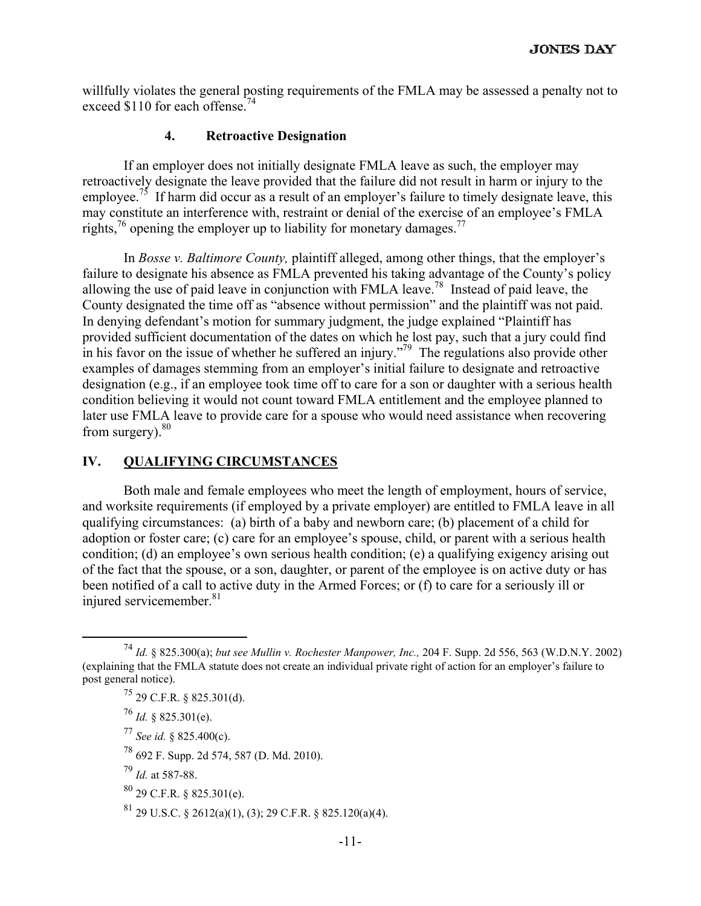willfully violates the general posting requirements of the FMLA may be assessed a penalty not to exceed $110 for each offense.[74]

### 4. Retroactive Designation

If an employer does not initially designate FMLA leave as such, the employer may retroactively designate the leave provided that the failure did not result in harm or injury to the employee.[75] If harm did occur as a result of an employer's failure to timely designate leave, this may constitute an interference with, restraint or denial of the exercise of an employee's FMLA rights,[76] opening the employer up to liability for monetary damages.[77]

In *Bosse v. Baltimore County,* plaintiff alleged, among other things, that the employer's failure to designate his absence as FMLA prevented his taking advantage of the County's policy allowing the use of paid leave in conjunction with FMLA leave.[78] Instead of paid leave, the County designated the time off as "absence without permission" and the plaintiff was not paid. In denying defendant's motion for summary judgment, the judge explained "Plaintiff has provided sufficient documentation of the dates on which he lost pay, such that a jury could find in his favor on the issue of whether he suffered an injury."[79] The regulations also provide other examples of damages stemming from an employer's initial failure to designate and retroactive designation (e.g., if an employee took time off to care for a son or daughter with a serious health condition believing it would not count toward FMLA entitlement and the employee planned to later use FMLA leave to provide care for a spouse who would need assistance when recovering from surgery).[80]

## IV. QUALIFYING CIRCUMSTANCES

Both male and female employees who meet the length of employment, hours of service, and worksite requirements (if employed by a private employer) are entitled to FMLA leave in all qualifying circumstances: (a) birth of a baby and newborn care; (b) placement of a child for adoption or foster care; (c) care for an employee's spouse, child, or parent with a serious health condition; (d) an employee's own serious health condition; (e) a qualifying exigency arising out of the fact that the spouse, or a son, daughter, or parent of the employee is on active duty or has been notified of a call to active duty in the Armed Forces; or (f) to care for a seriously ill or injured servicemember.[81]

---

[74] *Id.* § 825.300(a); *but see Mullin v. Rochester Manpower, Inc.,* 204 F. Supp. 2d 556, 563 (W.D.N.Y. 2002) (explaining that the FMLA statute does not create an individual private right of action for an employer's failure to post general notice).

[75] 29 C.F.R. § 825.301(d).

[76] *Id.* § 825.301(e).

[77] *See id.* § 825.400(c).

[78] 692 F. Supp. 2d 574, 587 (D. Md. 2010).

[79] *Id.* at 587-88.

[80] 29 C.F.R. § 825.301(e).

[81] 29 U.S.C. § 2612(a)(1), (3); 29 C.F.R. § 825.120(a)(4).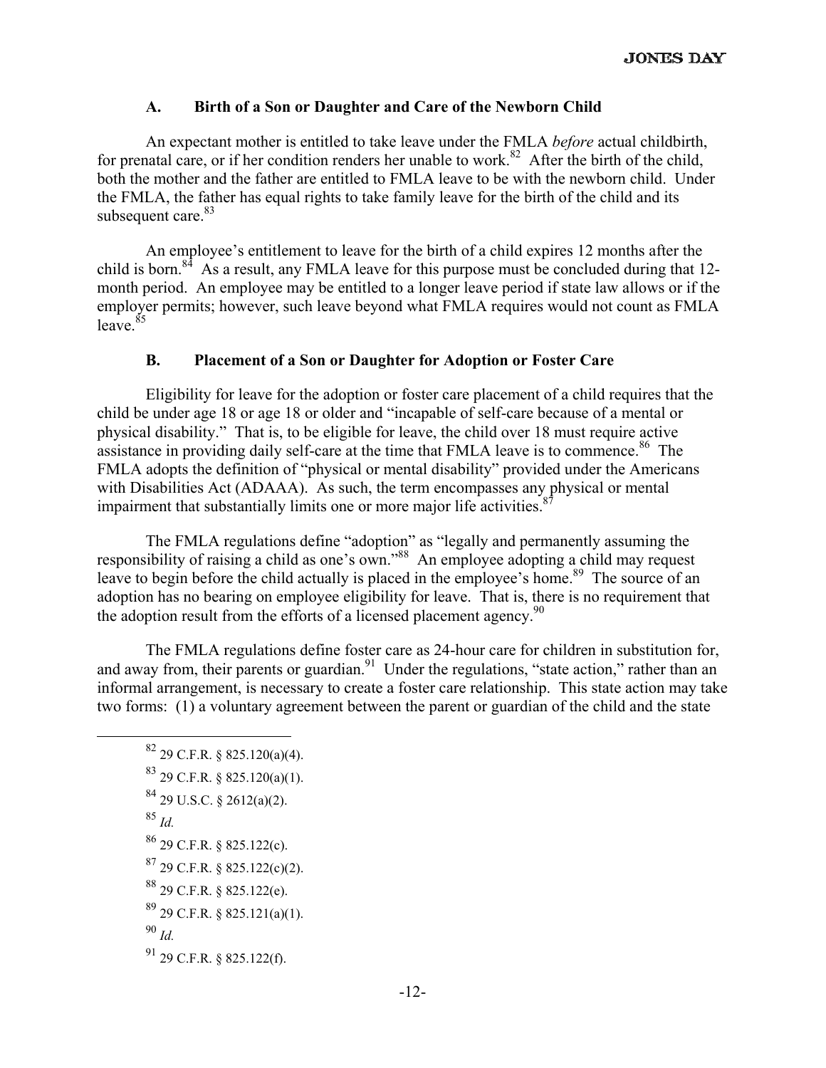### A. Birth of a Son or Daughter and Care of the Newborn Child

An expectant mother is entitled to take leave under the FMLA *before* actual childbirth, for prenatal care, or if her condition renders her unable to work.[82] After the birth of the child, both the mother and the father are entitled to FMLA leave to be with the newborn child. Under the FMLA, the father has equal rights to take family leave for the birth of the child and its subsequent care.[83]

An employee's entitlement to leave for the birth of a child expires 12 months after the child is born.[84] As a result, any FMLA leave for this purpose must be concluded during that 12-month period. An employee may be entitled to a longer leave period if state law allows or if the employer permits; however, such leave beyond what FMLA requires would not count as FMLA leave.[85]

### B. Placement of a Son or Daughter for Adoption or Foster Care

Eligibility for leave for the adoption or foster care placement of a child requires that the child be under age 18 or age 18 or older and "incapable of self-care because of a mental or physical disability." That is, to be eligible for leave, the child over 18 must require active assistance in providing daily self-care at the time that FMLA leave is to commence.[86] The FMLA adopts the definition of "physical or mental disability" provided under the Americans with Disabilities Act (ADAAA). As such, the term encompasses any physical or mental impairment that substantially limits one or more major life activities.[87]

The FMLA regulations define "adoption" as "legally and permanently assuming the responsibility of raising a child as one's own."[88] An employee adopting a child may request leave to begin before the child actually is placed in the employee's home.[89] The source of an adoption has no bearing on employee eligibility for leave. That is, there is no requirement that the adoption result from the efforts of a licensed placement agency.[90]

The FMLA regulations define foster care as 24-hour care for children in substitution for, and away from, their parents or guardian.[91] Under the regulations, "state action," rather than an informal arrangement, is necessary to create a foster care relationship. This state action may take two forms: (1) a voluntary agreement between the parent or guardian of the child and the state

---

[82] 29 C.F.R. § 825.120(a)(4).

[83] 29 C.F.R. § 825.120(a)(1).

[84] 29 U.S.C. § 2612(a)(2).

[85] *Id.*

[86] 29 C.F.R. § 825.122(c).

[87] 29 C.F.R. § 825.122(c)(2).

[88] 29 C.F.R. § 825.122(e).

[89] 29 C.F.R. § 825.121(a)(1).

[90] *Id.*

[91] 29 C.F.R. § 825.122(f).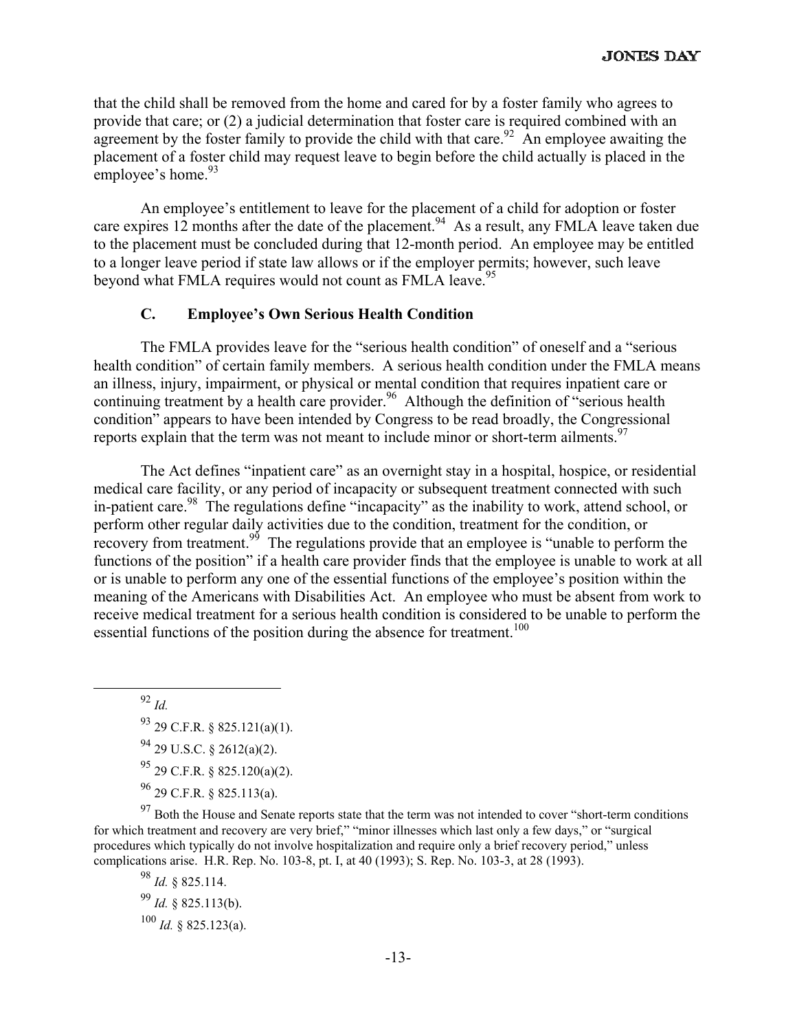that the child shall be removed from the home and cared for by a foster family who agrees to provide that care; or (2) a judicial determination that foster care is required combined with an agreement by the foster family to provide the child with that care.[92] An employee awaiting the placement of a foster child may request leave to begin before the child actually is placed in the employee's home.[93]

An employee's entitlement to leave for the placement of a child for adoption or foster care expires 12 months after the date of the placement.[94] As a result, any FMLA leave taken due to the placement must be concluded during that 12-month period. An employee may be entitled to a longer leave period if state law allows or if the employer permits; however, such leave beyond what FMLA requires would not count as FMLA leave.[95]

### C. Employee's Own Serious Health Condition

The FMLA provides leave for the "serious health condition" of oneself and a "serious health condition" of certain family members. A serious health condition under the FMLA means an illness, injury, impairment, or physical or mental condition that requires inpatient care or continuing treatment by a health care provider.[96] Although the definition of "serious health condition" appears to have been intended by Congress to be read broadly, the Congressional reports explain that the term was not meant to include minor or short-term ailments.[97]

The Act defines "inpatient care" as an overnight stay in a hospital, hospice, or residential medical care facility, or any period of incapacity or subsequent treatment connected with such in-patient care.[98] The regulations define "incapacity" as the inability to work, attend school, or perform other regular daily activities due to the condition, treatment for the condition, or recovery from treatment.[99] The regulations provide that an employee is "unable to perform the functions of the position" if a health care provider finds that the employee is unable to work at all or is unable to perform any one of the essential functions of the employee's position within the meaning of the Americans with Disabilities Act. An employee who must be absent from work to receive medical treatment for a serious health condition is considered to be unable to perform the essential functions of the position during the absence for treatment.[100]

---

[92] *Id.*

[93] 29 C.F.R. § 825.121(a)(1).

[94] 29 U.S.C. § 2612(a)(2).

[95] 29 C.F.R. § 825.120(a)(2).

[96] 29 C.F.R. § 825.113(a).

[97] Both the House and Senate reports state that the term was not intended to cover "short-term conditions for which treatment and recovery are very brief," "minor illnesses which last only a few days," or "surgical procedures which typically do not involve hospitalization and require only a brief recovery period," unless complications arise. H.R. Rep. No. 103-8, pt. I, at 40 (1993); S. Rep. No. 103-3, at 28 (1993).

[98] *Id.* § 825.114.

[99] *Id.* § 825.113(b).

[100] *Id.* § 825.123(a).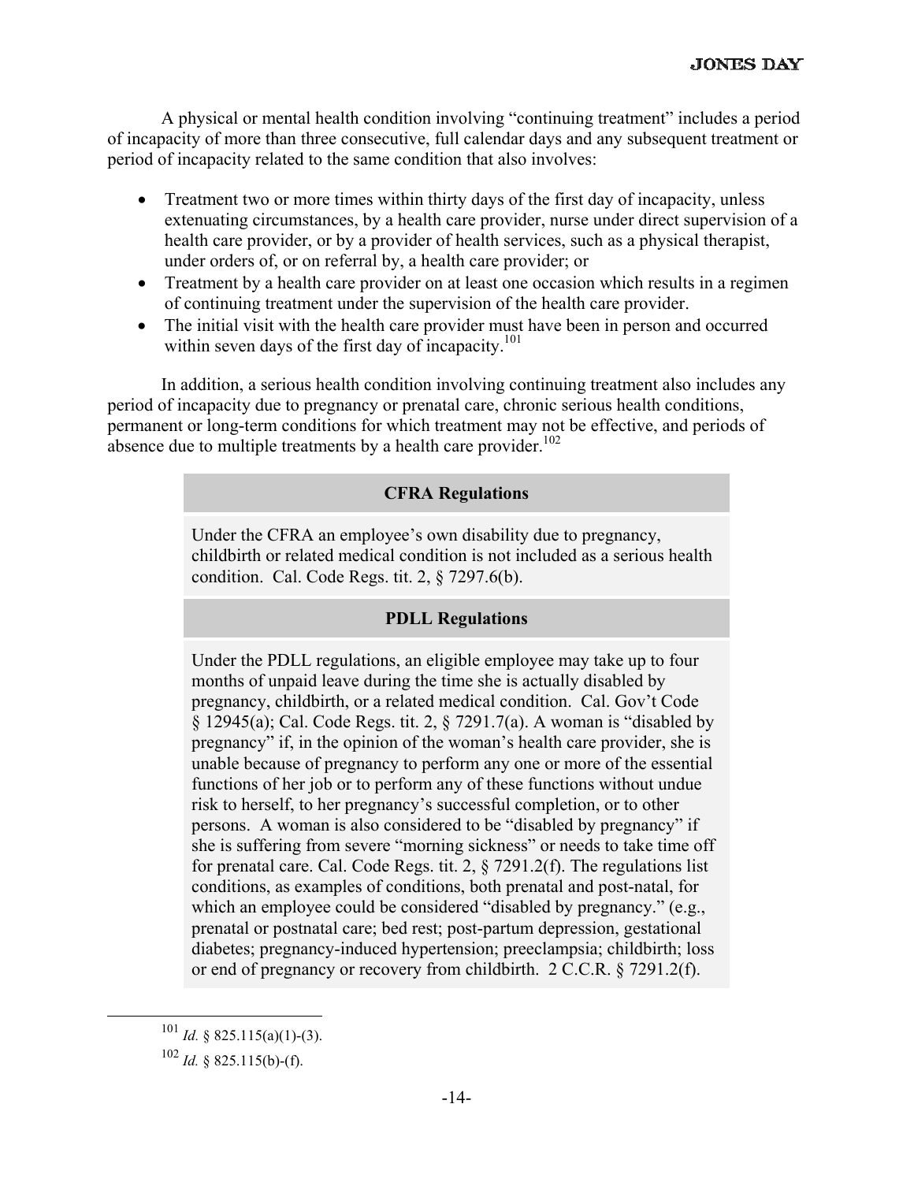A physical or mental health condition involving "continuing treatment" includes a period of incapacity of more than three consecutive, full calendar days and any subsequent treatment or period of incapacity related to the same condition that also involves:

- Treatment two or more times within thirty days of the first day of incapacity, unless extenuating circumstances, by a health care provider, nurse under direct supervision of a health care provider, or by a provider of health services, such as a physical therapist, under orders of, or on referral by, a health care provider; or
- Treatment by a health care provider on at least one occasion which results in a regimen of continuing treatment under the supervision of the health care provider.
- The initial visit with the health care provider must have been in person and occurred within seven days of the first day of incapacity.[101]

In addition, a serious health condition involving continuing treatment also includes any period of incapacity due to pregnancy or prenatal care, chronic serious health conditions, permanent or long-term conditions for which treatment may not be effective, and periods of absence due to multiple treatments by a health care provider.[102]

**CFRA Regulations**

Under the CFRA an employee's own disability due to pregnancy, childbirth or related medical condition is not included as a serious health condition. Cal. Code Regs. tit. 2, § 7297.6(b).

**PDLL Regulations**

Under the PDLL regulations, an eligible employee may take up to four months of unpaid leave during the time she is actually disabled by pregnancy, childbirth, or a related medical condition. Cal. Gov't Code § 12945(a); Cal. Code Regs. tit. 2, § 7291.7(a). A woman is "disabled by pregnancy" if, in the opinion of the woman's health care provider, she is unable because of pregnancy to perform any one or more of the essential functions of her job or to perform any of these functions without undue risk to herself, to her pregnancy's successful completion, or to other persons. A woman is also considered to be "disabled by pregnancy" if she is suffering from severe "morning sickness" or needs to take time off for prenatal care. Cal. Code Regs. tit. 2, § 7291.2(f). The regulations list conditions, as examples of conditions, both prenatal and post-natal, for which an employee could be considered "disabled by pregnancy." (e.g., prenatal or postnatal care; bed rest; post-partum depression, gestational diabetes; pregnancy-induced hypertension; preeclampsia; childbirth; loss or end of pregnancy or recovery from childbirth. 2 C.C.R. § 7291.2(f).

---

[101] *Id.* § 825.115(a)(1)-(3).

[102] *Id.* § 825.115(b)-(f).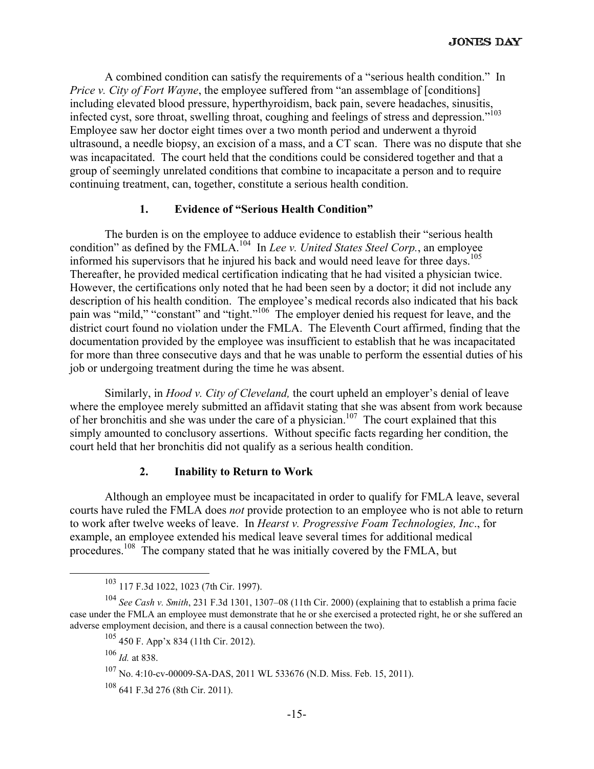A combined condition can satisfy the requirements of a "serious health condition." In *Price v. City of Fort Wayne*, the employee suffered from "an assemblage of [conditions] including elevated blood pressure, hyperthyroidism, back pain, severe headaches, sinusitis, infected cyst, sore throat, swelling throat, coughing and feelings of stress and depression."[103] Employee saw her doctor eight times over a two month period and underwent a thyroid ultrasound, a needle biopsy, an excision of a mass, and a CT scan. There was no dispute that she was incapacitated. The court held that the conditions could be considered together and that a group of seemingly unrelated conditions that combine to incapacitate a person and to require continuing treatment, can, together, constitute a serious health condition.

### 1. Evidence of "Serious Health Condition"

The burden is on the employee to adduce evidence to establish their "serious health condition" as defined by the FMLA.[104] In *Lee v. United States Steel Corp.*, an employee informed his supervisors that he injured his back and would need leave for three days.[105] Thereafter, he provided medical certification indicating that he had visited a physician twice. However, the certifications only noted that he had been seen by a doctor; it did not include any description of his health condition. The employee's medical records also indicated that his back pain was "mild," "constant" and "tight."[106] The employer denied his request for leave, and the district court found no violation under the FMLA. The Eleventh Court affirmed, finding that the documentation provided by the employee was insufficient to establish that he was incapacitated for more than three consecutive days and that he was unable to perform the essential duties of his job or undergoing treatment during the time he was absent.

Similarly, in *Hood v. City of Cleveland,* the court upheld an employer's denial of leave where the employee merely submitted an affidavit stating that she was absent from work because of her bronchitis and she was under the care of a physician.[107] The court explained that this simply amounted to conclusory assertions. Without specific facts regarding her condition, the court held that her bronchitis did not qualify as a serious health condition.

### 2. Inability to Return to Work

Although an employee must be incapacitated in order to qualify for FMLA leave, several courts have ruled the FMLA does *not* provide protection to an employee who is not able to return to work after twelve weeks of leave. In *Hearst v. Progressive Foam Technologies, Inc*., for example, an employee extended his medical leave several times for additional medical procedures.[108] The company stated that he was initially covered by the FMLA, but

---

[103] 117 F.3d 1022, 1023 (7th Cir. 1997).

[104] *See Cash v. Smith*, 231 F.3d 1301, 1307–08 (11th Cir. 2000) (explaining that to establish a prima facie case under the FMLA an employee must demonstrate that he or she exercised a protected right, he or she suffered an adverse employment decision, and there is a causal connection between the two).

[105] 450 F. App'x 834 (11th Cir. 2012).

[106] *Id.* at 838.

[107] No. 4:10-cv-00009-SA-DAS, 2011 WL 533676 (N.D. Miss. Feb. 15, 2011).

[108] 641 F.3d 276 (8th Cir. 2011).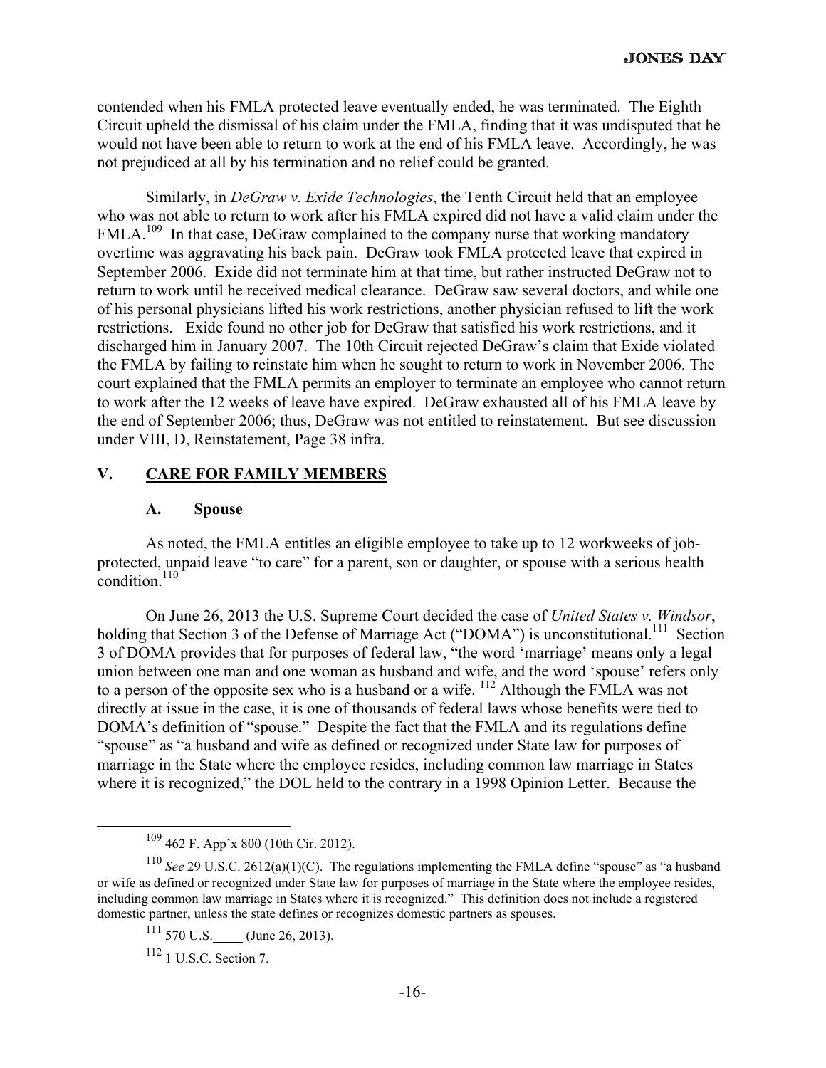contended when his FMLA protected leave eventually ended, he was terminated. The Eighth Circuit upheld the dismissal of his claim under the FMLA, finding that it was undisputed that he would not have been able to return to work at the end of his FMLA leave. Accordingly, he was not prejudiced at all by his termination and no relief could be granted.

Similarly, in *DeGraw v. Exide Technologies*, the Tenth Circuit held that an employee who was not able to return to work after his FMLA expired did not have a valid claim under the FMLA.[109] In that case, DeGraw complained to the company nurse that working mandatory overtime was aggravating his back pain. DeGraw took FMLA protected leave that expired in September 2006. Exide did not terminate him at that time, but rather instructed DeGraw not to return to work until he received medical clearance. DeGraw saw several doctors, and while one of his personal physicians lifted his work restrictions, another physician refused to lift the work restrictions. Exide found no other job for DeGraw that satisfied his work restrictions, and it discharged him in January 2007. The 10th Circuit rejected DeGraw's claim that Exide violated the FMLA by failing to reinstate him when he sought to return to work in November 2006. The court explained that the FMLA permits an employer to terminate an employee who cannot return to work after the 12 weeks of leave have expired. DeGraw exhausted all of his FMLA leave by the end of September 2006; thus, DeGraw was not entitled to reinstatement. But see discussion under VIII, D, Reinstatement, Page 38 infra.

## V. CARE FOR FAMILY MEMBERS

### A. Spouse

As noted, the FMLA entitles an eligible employee to take up to 12 workweeks of job-protected, unpaid leave "to care" for a parent, son or daughter, or spouse with a serious health condition.[110]

On June 26, 2013 the U.S. Supreme Court decided the case of *United States v. Windsor*, holding that Section 3 of the Defense of Marriage Act ("DOMA") is unconstitutional.[111] Section 3 of DOMA provides that for purposes of federal law, "the word 'marriage' means only a legal union between one man and one woman as husband and wife, and the word 'spouse' refers only to a person of the opposite sex who is a husband or a wife.[112] Although the FMLA was not directly at issue in the case, it is one of thousands of federal laws whose benefits were tied to DOMA's definition of "spouse." Despite the fact that the FMLA and its regulations define "spouse" as "a husband and wife as defined or recognized under State law for purposes of marriage in the State where the employee resides, including common law marriage in States where it is recognized," the DOL held to the contrary in a 1998 Opinion Letter. Because the

---

[109] 462 F. App'x 800 (10th Cir. 2012).

[110] *See* 29 U.S.C. 2612(a)(1)(C). The regulations implementing the FMLA define "spouse" as "a husband or wife as defined or recognized under State law for purposes of marriage in the State where the employee resides, including common law marriage in States where it is recognized." This definition does not include a registered domestic partner, unless the state defines or recognizes domestic partners as spouses.

[111] 570 U.S.\_\_\_\_ (June 26, 2013).

[112] 1 U.S.C. Section 7.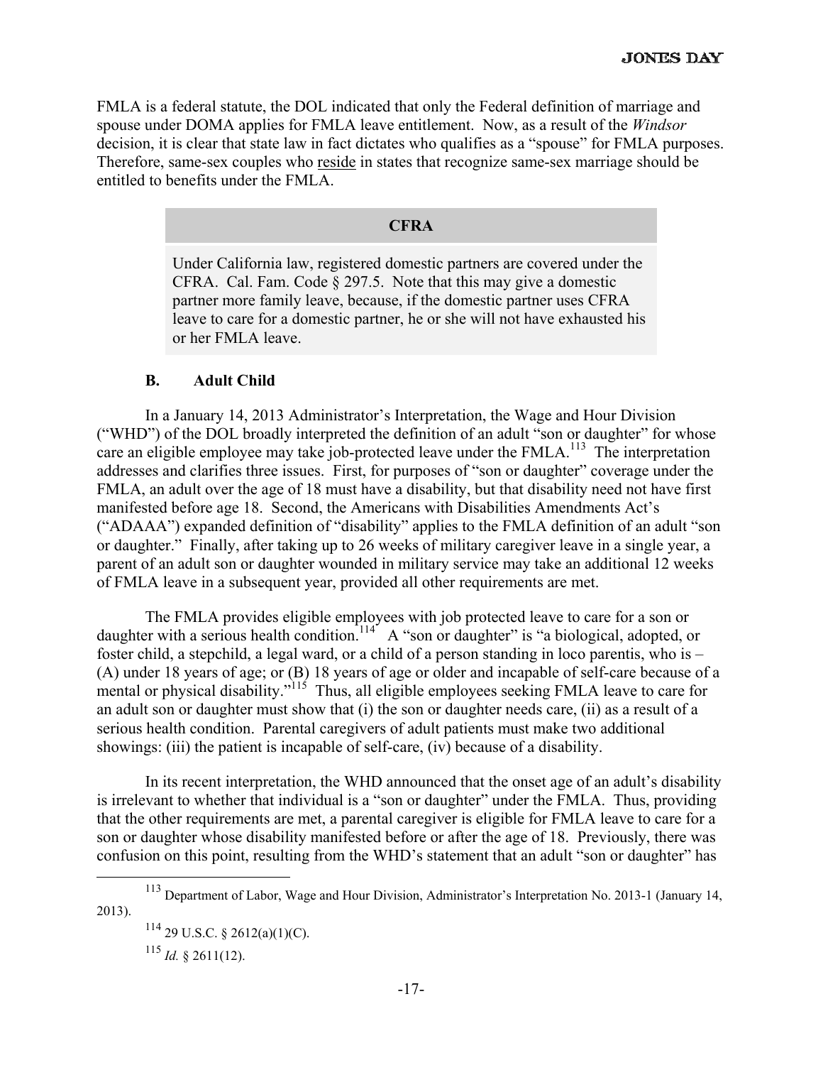FMLA is a federal statute, the DOL indicated that only the Federal definition of marriage and spouse under DOMA applies for FMLA leave entitlement. Now, as a result of the *Windsor* decision, it is clear that state law in fact dictates who qualifies as a "spouse" for FMLA purposes. Therefore, same-sex couples who reside in states that recognize same-sex marriage should be entitled to benefits under the FMLA.

| **CFRA** |
| --- |
| Under California law, registered domestic partners are covered under the CFRA. Cal. Fam. Code § 297.5. Note that this may give a domestic partner more family leave, because, if the domestic partner uses CFRA leave to care for a domestic partner, he or she will not have exhausted his or her FMLA leave. |

### B. Adult Child

In a January 14, 2013 Administrator's Interpretation, the Wage and Hour Division ("WHD") of the DOL broadly interpreted the definition of an adult "son or daughter" for whose care an eligible employee may take job-protected leave under the FMLA.[113] The interpretation addresses and clarifies three issues. First, for purposes of "son or daughter" coverage under the FMLA, an adult over the age of 18 must have a disability, but that disability need not have first manifested before age 18. Second, the Americans with Disabilities Amendments Act's ("ADAAA") expanded definition of "disability" applies to the FMLA definition of an adult "son or daughter." Finally, after taking up to 26 weeks of military caregiver leave in a single year, a parent of an adult son or daughter wounded in military service may take an additional 12 weeks of FMLA leave in a subsequent year, provided all other requirements are met.

The FMLA provides eligible employees with job protected leave to care for a son or daughter with a serious health condition.[114] A "son or daughter" is "a biological, adopted, or foster child, a stepchild, a legal ward, or a child of a person standing in loco parentis, who is – (A) under 18 years of age; or (B) 18 years of age or older and incapable of self-care because of a mental or physical disability."[115] Thus, all eligible employees seeking FMLA leave to care for an adult son or daughter must show that (i) the son or daughter needs care, (ii) as a result of a serious health condition. Parental caregivers of adult patients must make two additional showings: (iii) the patient is incapable of self-care, (iv) because of a disability.

In its recent interpretation, the WHD announced that the onset age of an adult's disability is irrelevant to whether that individual is a "son or daughter" under the FMLA. Thus, providing that the other requirements are met, a parental caregiver is eligible for FMLA leave to care for a son or daughter whose disability manifested before or after the age of 18. Previously, there was confusion on this point, resulting from the WHD's statement that an adult "son or daughter" has

---

[113] Department of Labor, Wage and Hour Division, Administrator's Interpretation No. 2013-1 (January 14, 2013).

[114] 29 U.S.C. § 2612(a)(1)(C).

[115] *Id.* § 2611(12).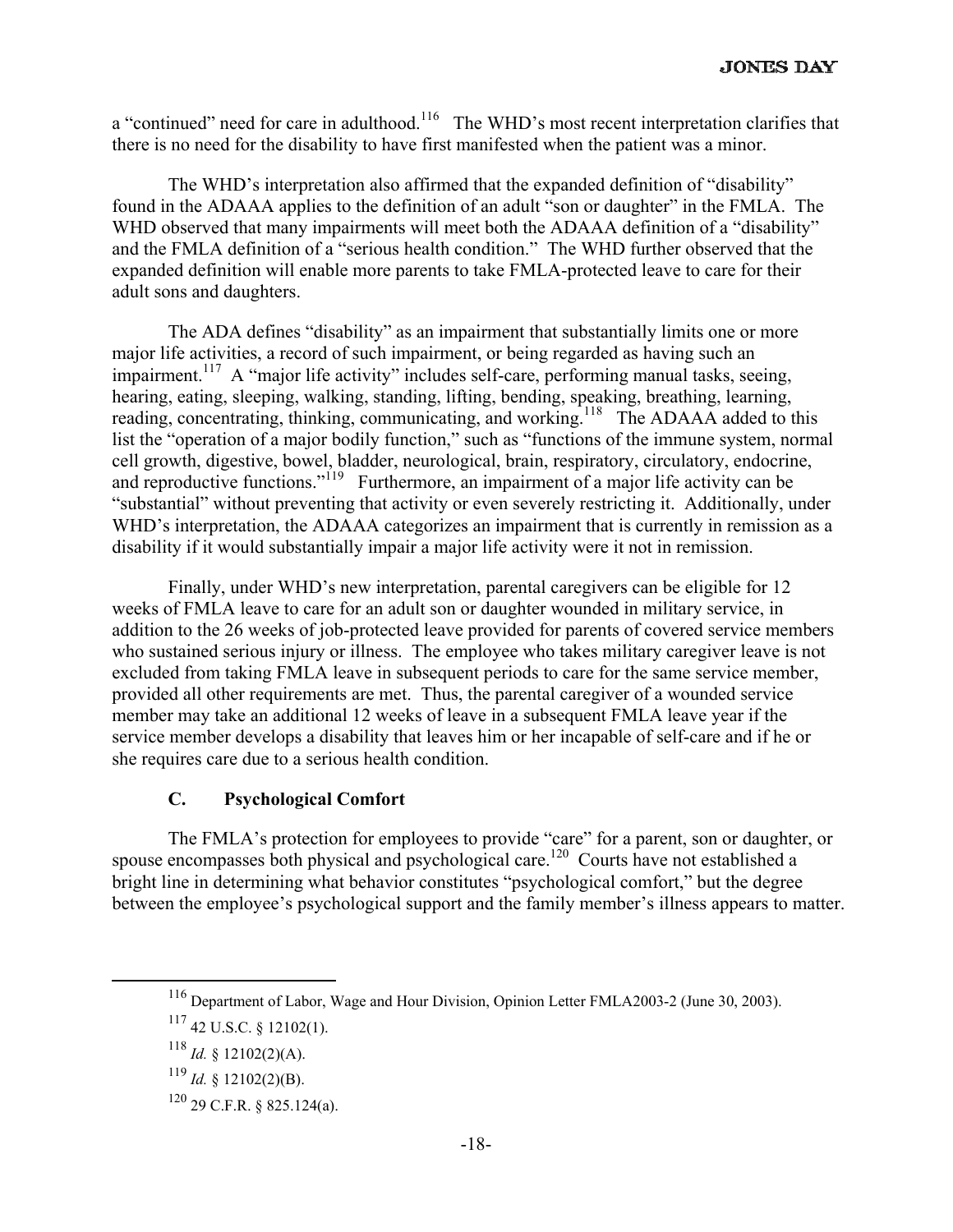a "continued" need for care in adulthood.[116] The WHD's most recent interpretation clarifies that there is no need for the disability to have first manifested when the patient was a minor.

The WHD's interpretation also affirmed that the expanded definition of "disability" found in the ADAAA applies to the definition of an adult "son or daughter" in the FMLA. The WHD observed that many impairments will meet both the ADAAA definition of a "disability" and the FMLA definition of a "serious health condition." The WHD further observed that the expanded definition will enable more parents to take FMLA-protected leave to care for their adult sons and daughters.

The ADA defines "disability" as an impairment that substantially limits one or more major life activities, a record of such impairment, or being regarded as having such an impairment.[117] A "major life activity" includes self-care, performing manual tasks, seeing, hearing, eating, sleeping, walking, standing, lifting, bending, speaking, breathing, learning, reading, concentrating, thinking, communicating, and working.[118] The ADAAA added to this list the "operation of a major bodily function," such as "functions of the immune system, normal cell growth, digestive, bowel, bladder, neurological, brain, respiratory, circulatory, endocrine, and reproductive functions."[119] Furthermore, an impairment of a major life activity can be "substantial" without preventing that activity or even severely restricting it. Additionally, under WHD's interpretation, the ADAAA categorizes an impairment that is currently in remission as a disability if it would substantially impair a major life activity were it not in remission.

Finally, under WHD's new interpretation, parental caregivers can be eligible for 12 weeks of FMLA leave to care for an adult son or daughter wounded in military service, in addition to the 26 weeks of job-protected leave provided for parents of covered service members who sustained serious injury or illness. The employee who takes military caregiver leave is not excluded from taking FMLA leave in subsequent periods to care for the same service member, provided all other requirements are met. Thus, the parental caregiver of a wounded service member may take an additional 12 weeks of leave in a subsequent FMLA leave year if the service member develops a disability that leaves him or her incapable of self-care and if he or she requires care due to a serious health condition.

### C. Psychological Comfort

The FMLA's protection for employees to provide "care" for a parent, son or daughter, or spouse encompasses both physical and psychological care.[120] Courts have not established a bright line in determining what behavior constitutes "psychological comfort," but the degree between the employee's psychological support and the family member's illness appears to matter.

---

[116] Department of Labor, Wage and Hour Division, Opinion Letter FMLA2003-2 (June 30, 2003).

[117] 42 U.S.C. § 12102(1).

[118] *Id.* § 12102(2)(A).

[119] *Id.* § 12102(2)(B).

[120] 29 C.F.R. § 825.124(a).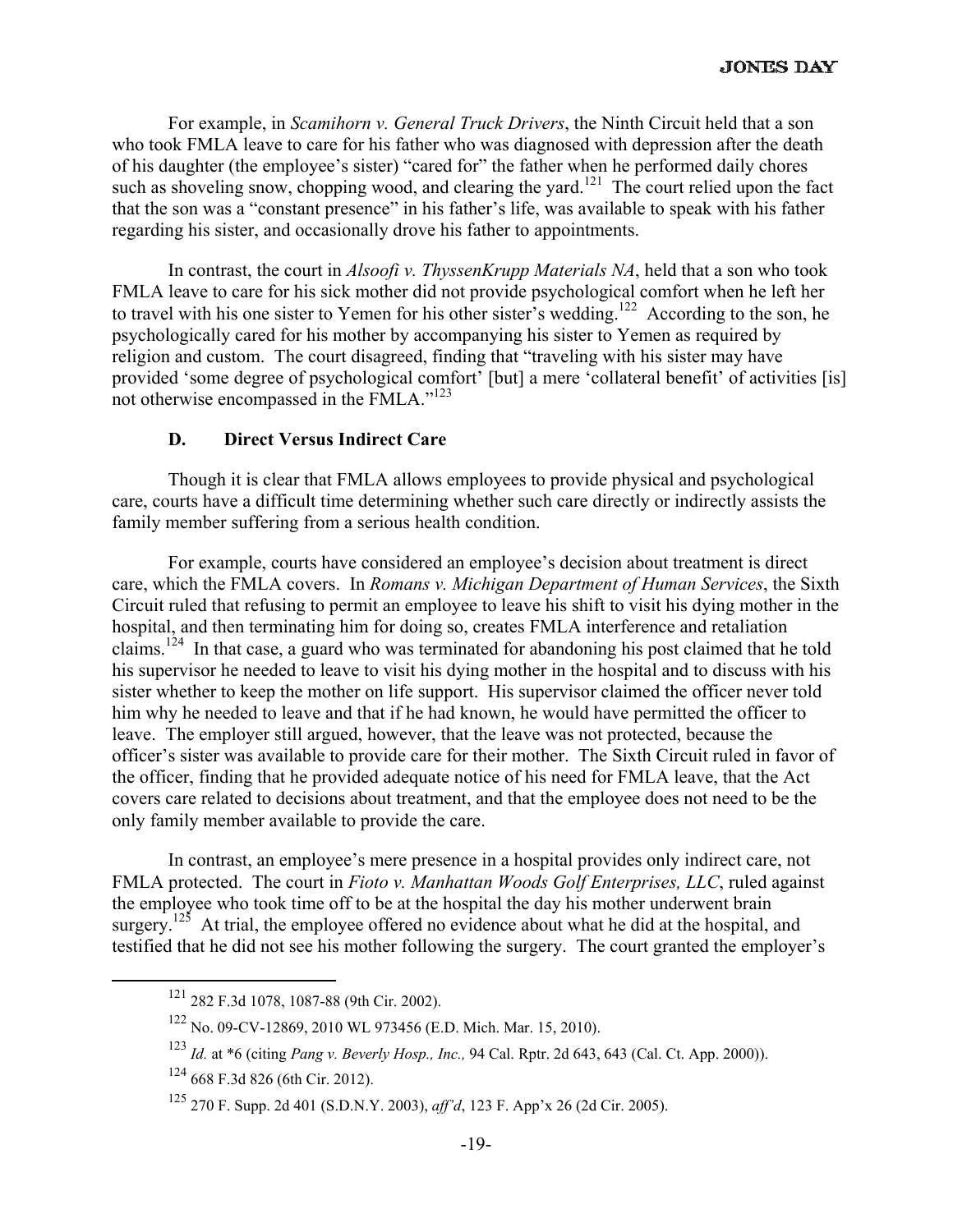For example, in *Scamihorn v. General Truck Drivers*, the Ninth Circuit held that a son who took FMLA leave to care for his father who was diagnosed with depression after the death of his daughter (the employee's sister) "cared for" the father when he performed daily chores such as shoveling snow, chopping wood, and clearing the yard.[121] The court relied upon the fact that the son was a "constant presence" in his father's life, was available to speak with his father regarding his sister, and occasionally drove his father to appointments.

In contrast, the court in *Alsoofi v. ThyssenKrupp Materials NA*, held that a son who took FMLA leave to care for his sick mother did not provide psychological comfort when he left her to travel with his one sister to Yemen for his other sister's wedding.[122] According to the son, he psychologically cared for his mother by accompanying his sister to Yemen as required by religion and custom. The court disagreed, finding that "traveling with his sister may have provided 'some degree of psychological comfort' [but] a mere 'collateral benefit' of activities [is] not otherwise encompassed in the FMLA."[123]

### D. Direct Versus Indirect Care

Though it is clear that FMLA allows employees to provide physical and psychological care, courts have a difficult time determining whether such care directly or indirectly assists the family member suffering from a serious health condition.

For example, courts have considered an employee's decision about treatment is direct care, which the FMLA covers. In *Romans v. Michigan Department of Human Services*, the Sixth Circuit ruled that refusing to permit an employee to leave his shift to visit his dying mother in the hospital, and then terminating him for doing so, creates FMLA interference and retaliation claims.[124] In that case, a guard who was terminated for abandoning his post claimed that he told his supervisor he needed to leave to visit his dying mother in the hospital and to discuss with his sister whether to keep the mother on life support. His supervisor claimed the officer never told him why he needed to leave and that if he had known, he would have permitted the officer to leave. The employer still argued, however, that the leave was not protected, because the officer's sister was available to provide care for their mother. The Sixth Circuit ruled in favor of the officer, finding that he provided adequate notice of his need for FMLA leave, that the Act covers care related to decisions about treatment, and that the employee does not need to be the only family member available to provide the care.

In contrast, an employee's mere presence in a hospital provides only indirect care, not FMLA protected. The court in *Fioto v. Manhattan Woods Golf Enterprises, LLC*, ruled against the employee who took time off to be at the hospital the day his mother underwent brain surgery.[125] At trial, the employee offered no evidence about what he did at the hospital, and testified that he did not see his mother following the surgery. The court granted the employer's

---

[121] 282 F.3d 1078, 1087-88 (9th Cir. 2002).

[122] No. 09-CV-12869, 2010 WL 973456 (E.D. Mich. Mar. 15, 2010).

[123] *Id.* at *6 (citing *Pang v. Beverly Hosp., Inc.,* 94 Cal. Rptr. 2d 643, 643 (Cal. Ct. App. 2000)).

[124] 668 F.3d 826 (6th Cir. 2012).

[125] 270 F. Supp. 2d 401 (S.D.N.Y. 2003), *aff'd*, 123 F. App'x 26 (2d Cir. 2005).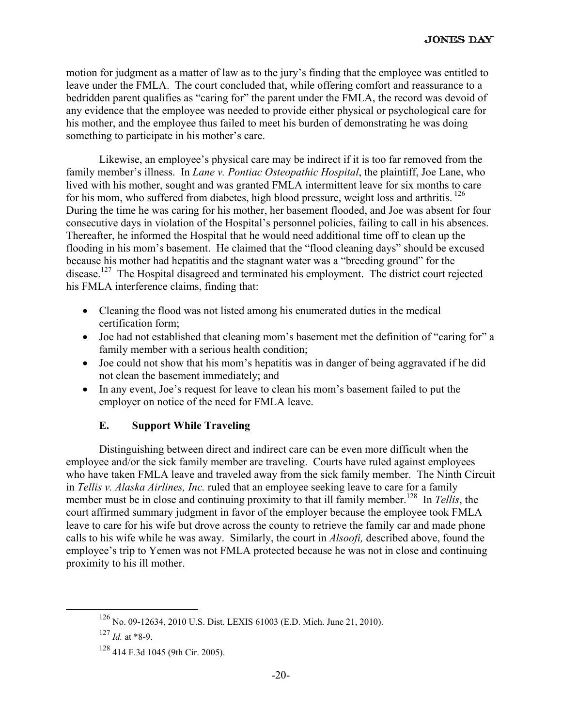motion for judgment as a matter of law as to the jury's finding that the employee was entitled to leave under the FMLA. The court concluded that, while offering comfort and reassurance to a bedridden parent qualifies as "caring for" the parent under the FMLA, the record was devoid of any evidence that the employee was needed to provide either physical or psychological care for his mother, and the employee thus failed to meet his burden of demonstrating he was doing something to participate in his mother's care.

Likewise, an employee's physical care may be indirect if it is too far removed from the family member's illness. In *Lane v. Pontiac Osteopathic Hospital*, the plaintiff, Joe Lane, who lived with his mother, sought and was granted FMLA intermittent leave for six months to care for his mom, who suffered from diabetes, high blood pressure, weight loss and arthritis.[126] During the time he was caring for his mother, her basement flooded, and Joe was absent for four consecutive days in violation of the Hospital's personnel policies, failing to call in his absences. Thereafter, he informed the Hospital that he would need additional time off to clean up the flooding in his mom's basement. He claimed that the "flood cleaning days" should be excused because his mother had hepatitis and the stagnant water was a "breeding ground" for the disease.[127] The Hospital disagreed and terminated his employment. The district court rejected his FMLA interference claims, finding that:

- Cleaning the flood was not listed among his enumerated duties in the medical certification form;
- Joe had not established that cleaning mom's basement met the definition of "caring for" a family member with a serious health condition;
- Joe could not show that his mom's hepatitis was in danger of being aggravated if he did not clean the basement immediately; and
- In any event, Joe's request for leave to clean his mom's basement failed to put the employer on notice of the need for FMLA leave.

### E. Support While Traveling

Distinguishing between direct and indirect care can be even more difficult when the employee and/or the sick family member are traveling. Courts have ruled against employees who have taken FMLA leave and traveled away from the sick family member. The Ninth Circuit in *Tellis v. Alaska Airlines, Inc.* ruled that an employee seeking leave to care for a family member must be in close and continuing proximity to that ill family member.[128] In *Tellis*, the court affirmed summary judgment in favor of the employer because the employee took FMLA leave to care for his wife but drove across the county to retrieve the family car and made phone calls to his wife while he was away. Similarly, the court in *Alsoofi,* described above, found the employee's trip to Yemen was not FMLA protected because he was not in close and continuing proximity to his ill mother.

[126] No. 09-12634, 2010 U.S. Dist. LEXIS 61003 (E.D. Mich. June 21, 2010).

[127] *Id.* at *8-9.

[128] 414 F.3d 1045 (9th Cir. 2005).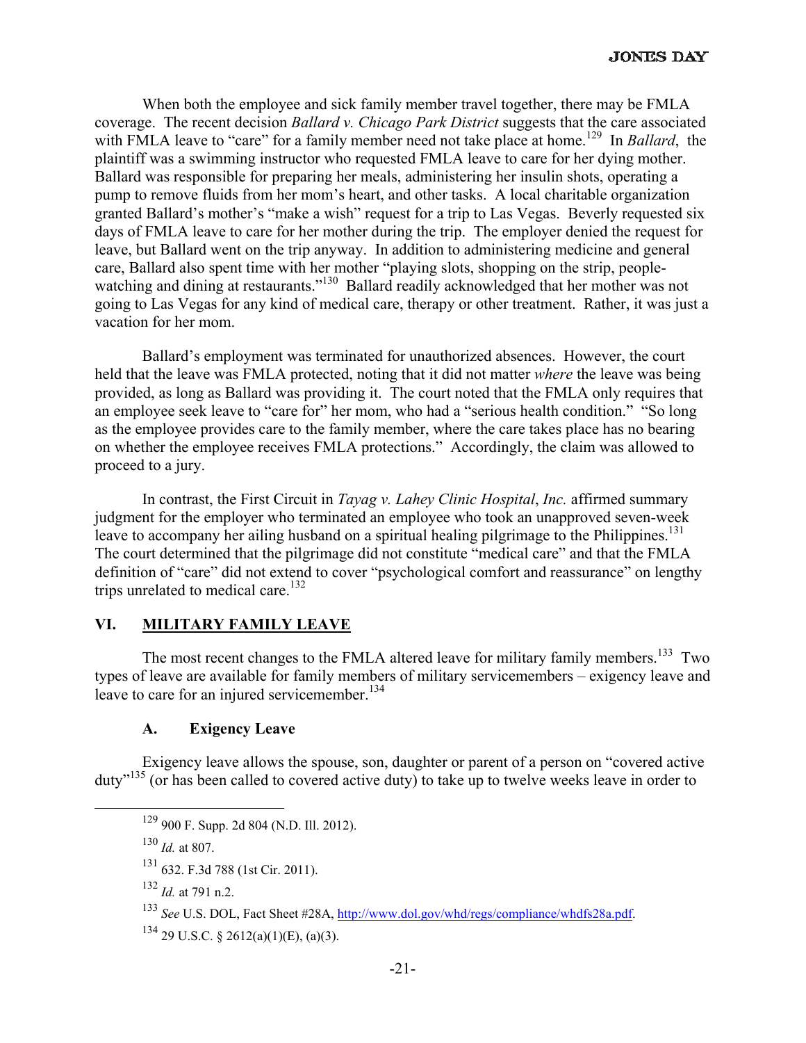When both the employee and sick family member travel together, there may be FMLA coverage. The recent decision *Ballard v. Chicago Park District* suggests that the care associated with FMLA leave to "care" for a family member need not take place at home.[129] In *Ballard*, the plaintiff was a swimming instructor who requested FMLA leave to care for her dying mother. Ballard was responsible for preparing her meals, administering her insulin shots, operating a pump to remove fluids from her mom's heart, and other tasks. A local charitable organization granted Ballard's mother's "make a wish" request for a trip to Las Vegas. Beverly requested six days of FMLA leave to care for her mother during the trip. The employer denied the request for leave, but Ballard went on the trip anyway. In addition to administering medicine and general care, Ballard also spent time with her mother "playing slots, shopping on the strip, people-watching and dining at restaurants."[130] Ballard readily acknowledged that her mother was not going to Las Vegas for any kind of medical care, therapy or other treatment. Rather, it was just a vacation for her mom.

Ballard's employment was terminated for unauthorized absences. However, the court held that the leave was FMLA protected, noting that it did not matter *where* the leave was being provided, as long as Ballard was providing it. The court noted that the FMLA only requires that an employee seek leave to "care for" her mom, who had a "serious health condition." "So long as the employee provides care to the family member, where the care takes place has no bearing on whether the employee receives FMLA protections." Accordingly, the claim was allowed to proceed to a jury.

In contrast, the First Circuit in *Tayag v. Lahey Clinic Hospital*, *Inc.* affirmed summary judgment for the employer who terminated an employee who took an unapproved seven-week leave to accompany her ailing husband on a spiritual healing pilgrimage to the Philippines.[131] The court determined that the pilgrimage did not constitute "medical care" and that the FMLA definition of "care" did not extend to cover "psychological comfort and reassurance" on lengthy trips unrelated to medical care.[132]

## VI. MILITARY FAMILY LEAVE

The most recent changes to the FMLA altered leave for military family members.[133] Two types of leave are available for family members of military servicemembers – exigency leave and leave to care for an injured servicemember.[134]

### A. Exigency Leave

Exigency leave allows the spouse, son, daughter or parent of a person on "covered active duty"[135] (or has been called to covered active duty) to take up to twelve weeks leave in order to

---

[129] 900 F. Supp. 2d 804 (N.D. Ill. 2012).

[130] *Id.* at 807.

[131] 632. F.3d 788 (1st Cir. 2011).

[132] *Id.* at 791 n.2.

[133] *See* U.S. DOL, Fact Sheet #28A, http://www.dol.gov/whd/regs/compliance/whdfs28a.pdf.

[134] 29 U.S.C. § 2612(a)(1)(E), (a)(3).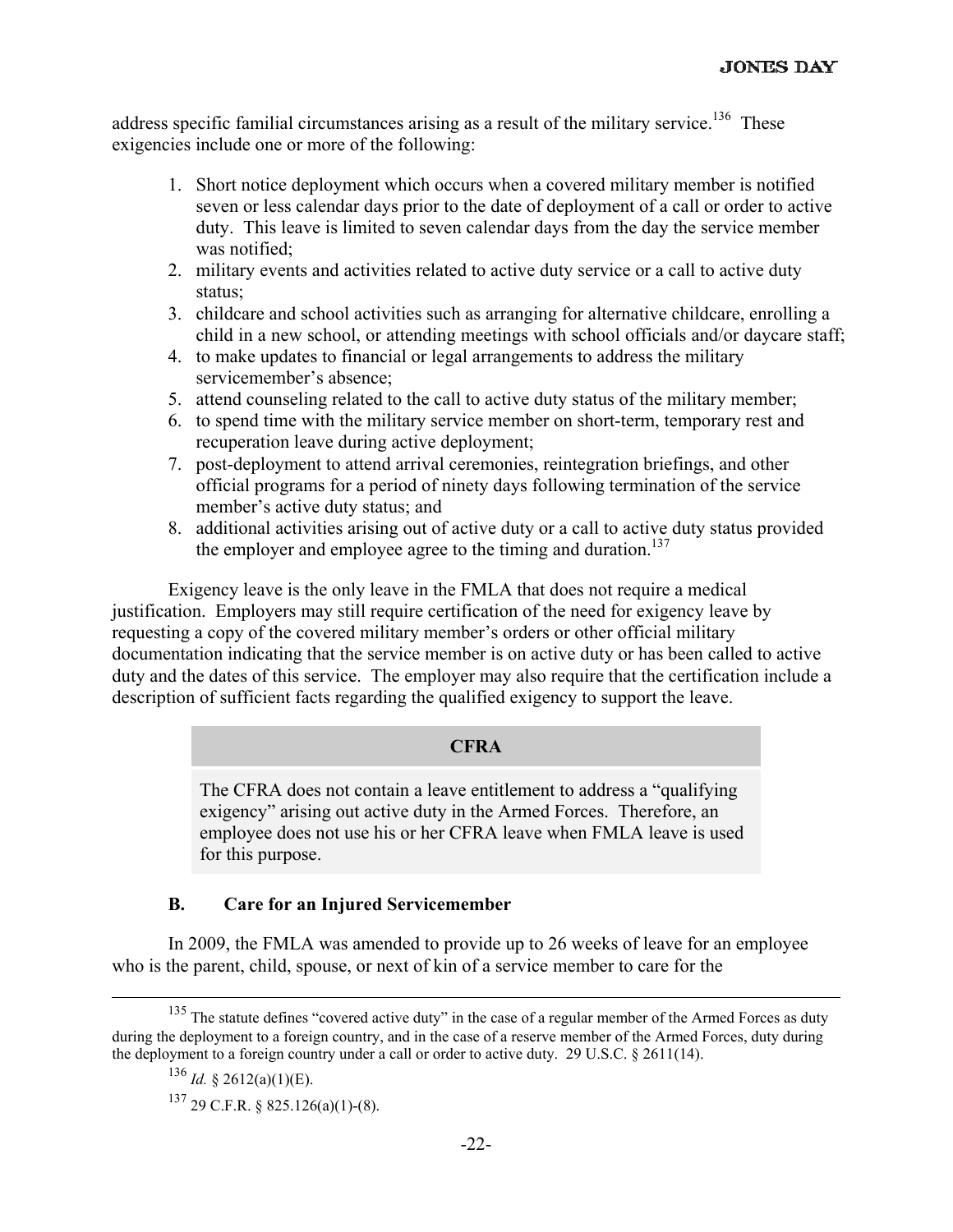address specific familial circumstances arising as a result of the military service.[136] These exigencies include one or more of the following:

1. Short notice deployment which occurs when a covered military member is notified seven or less calendar days prior to the date of deployment of a call or order to active duty. This leave is limited to seven calendar days from the day the service member was notified;
2. military events and activities related to active duty service or a call to active duty status;
3. childcare and school activities such as arranging for alternative childcare, enrolling a child in a new school, or attending meetings with school officials and/or daycare staff;
4. to make updates to financial or legal arrangements to address the military servicemember's absence;
5. attend counseling related to the call to active duty status of the military member;
6. to spend time with the military service member on short-term, temporary rest and recuperation leave during active deployment;
7. post-deployment to attend arrival ceremonies, reintegration briefings, and other official programs for a period of ninety days following termination of the service member's active duty status; and
8. additional activities arising out of active duty or a call to active duty status provided the employer and employee agree to the timing and duration.[137]

Exigency leave is the only leave in the FMLA that does not require a medical justification. Employers may still require certification of the need for exigency leave by requesting a copy of the covered military member's orders or other official military documentation indicating that the service member is on active duty or has been called to active duty and the dates of this service. The employer may also require that the certification include a description of sufficient facts regarding the qualified exigency to support the leave.

| **CFRA** |
|---|
| The CFRA does not contain a leave entitlement to address a "qualifying exigency" arising out active duty in the Armed Forces. Therefore, an employee does not use his or her CFRA leave when FMLA leave is used for this purpose. |

### B. Care for an Injured Servicemember

In 2009, the FMLA was amended to provide up to 26 weeks of leave for an employee who is the parent, child, spouse, or next of kin of a service member to care for the

---

[135] The statute defines "covered active duty" in the case of a regular member of the Armed Forces as duty during the deployment to a foreign country, and in the case of a reserve member of the Armed Forces, duty during the deployment to a foreign country under a call or order to active duty. 29 U.S.C. § 2611(14).

[136] *Id.* § 2612(a)(1)(E).

[137] 29 C.F.R. § 825.126(a)(1)-(8).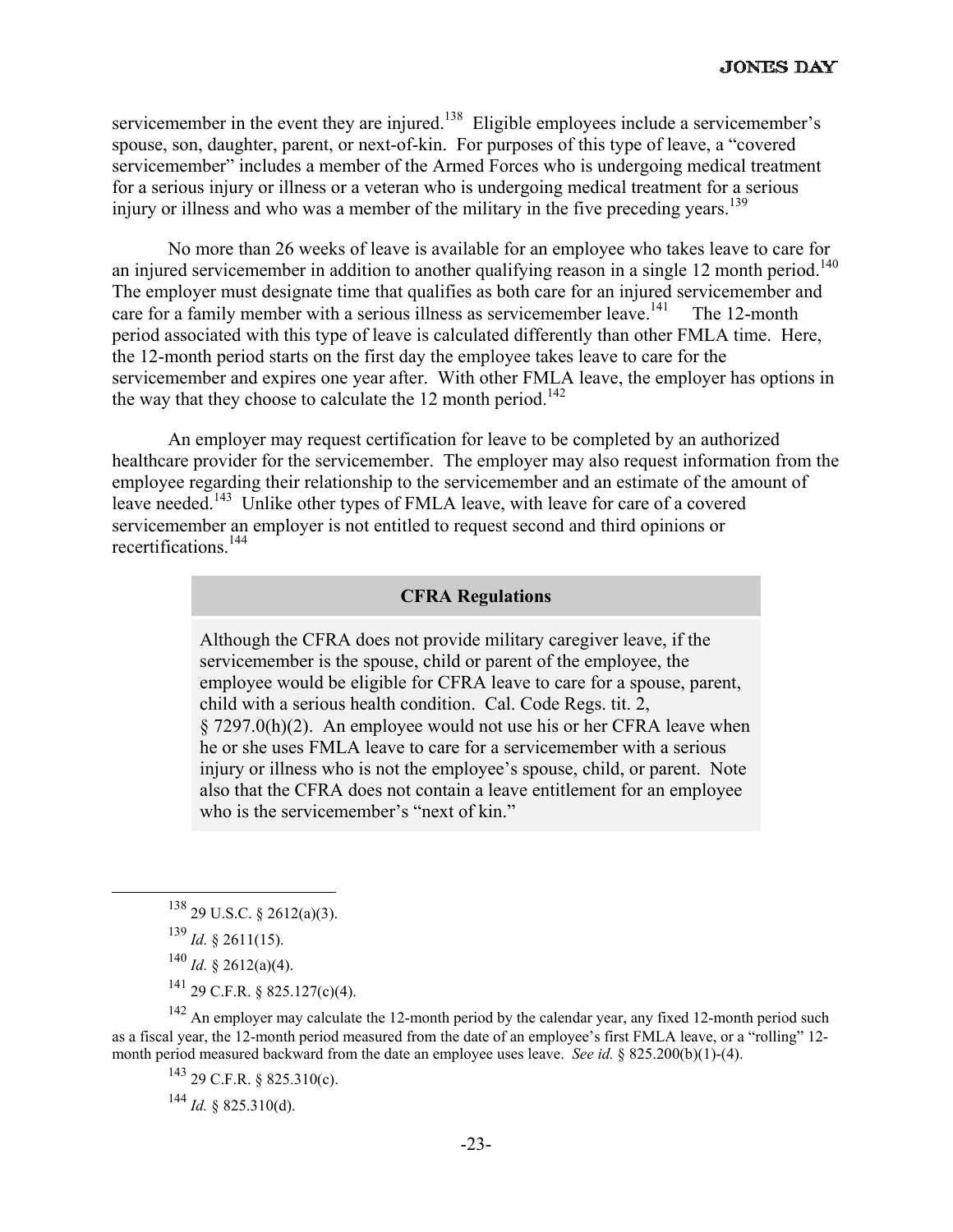servicemember in the event they are injured.[138] Eligible employees include a servicemember's spouse, son, daughter, parent, or next-of-kin. For purposes of this type of leave, a "covered servicemember" includes a member of the Armed Forces who is undergoing medical treatment for a serious injury or illness or a veteran who is undergoing medical treatment for a serious injury or illness and who was a member of the military in the five preceding years.[139]

No more than 26 weeks of leave is available for an employee who takes leave to care for an injured servicemember in addition to another qualifying reason in a single 12 month period.[140] The employer must designate time that qualifies as both care for an injured servicemember and care for a family member with a serious illness as servicemember leave.[141] The 12-month period associated with this type of leave is calculated differently than other FMLA time. Here, the 12-month period starts on the first day the employee takes leave to care for the servicemember and expires one year after. With other FMLA leave, the employer has options in the way that they choose to calculate the 12 month period.[142]

An employer may request certification for leave to be completed by an authorized healthcare provider for the servicemember. The employer may also request information from the employee regarding their relationship to the servicemember and an estimate of the amount of leave needed.[143] Unlike other types of FMLA leave, with leave for care of a covered servicemember an employer is not entitled to request second and third opinions or recertifications.[144]

**CFRA Regulations**

Although the CFRA does not provide military caregiver leave, if the servicemember is the spouse, child or parent of the employee, the employee would be eligible for CFRA leave to care for a spouse, parent, child with a serious health condition. Cal. Code Regs. tit. 2, § 7297.0(h)(2). An employee would not use his or her CFRA leave when he or she uses FMLA leave to care for a servicemember with a serious injury or illness who is not the employee's spouse, child, or parent. Note also that the CFRA does not contain a leave entitlement for an employee who is the servicemember's "next of kin."

---

[138] 29 U.S.C. § 2612(a)(3).

[139] *Id.* § 2611(15).

[140] *Id.* § 2612(a)(4).

[141] 29 C.F.R. § 825.127(c)(4).

[142] An employer may calculate the 12-month period by the calendar year, any fixed 12-month period such as a fiscal year, the 12-month period measured from the date of an employee's first FMLA leave, or a "rolling" 12-month period measured backward from the date an employee uses leave. *See id.* § 825.200(b)(1)-(4).

[143] 29 C.F.R. § 825.310(c).

[144] *Id.* § 825.310(d).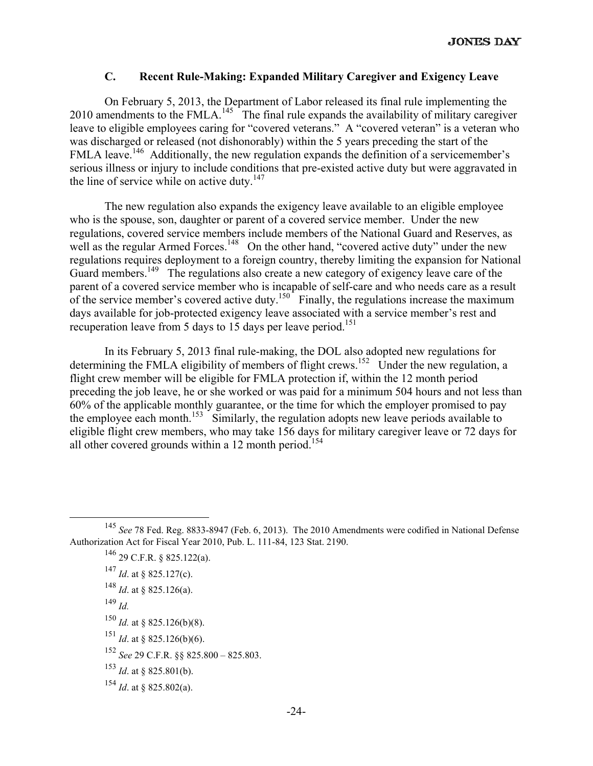### C. Recent Rule-Making: Expanded Military Caregiver and Exigency Leave

On February 5, 2013, the Department of Labor released its final rule implementing the 2010 amendments to the FMLA.[145] The final rule expands the availability of military caregiver leave to eligible employees caring for "covered veterans." A "covered veteran" is a veteran who was discharged or released (not dishonorably) within the 5 years preceding the start of the FMLA leave.[146] Additionally, the new regulation expands the definition of a servicemember's serious illness or injury to include conditions that pre-existed active duty but were aggravated in the line of service while on active duty.[147]

The new regulation also expands the exigency leave available to an eligible employee who is the spouse, son, daughter or parent of a covered service member. Under the new regulations, covered service members include members of the National Guard and Reserves, as well as the regular Armed Forces.[148] On the other hand, "covered active duty" under the new regulations requires deployment to a foreign country, thereby limiting the expansion for National Guard members.[149] The regulations also create a new category of exigency leave care of the parent of a covered service member who is incapable of self-care and who needs care as a result of the service member's covered active duty.[150] Finally, the regulations increase the maximum days available for job-protected exigency leave associated with a service member's rest and recuperation leave from 5 days to 15 days per leave period.[151]

In its February 5, 2013 final rule-making, the DOL also adopted new regulations for determining the FMLA eligibility of members of flight crews.[152] Under the new regulation, a flight crew member will be eligible for FMLA protection if, within the 12 month period preceding the job leave, he or she worked or was paid for a minimum 504 hours and not less than 60% of the applicable monthly guarantee, or the time for which the employer promised to pay the employee each month.[153] Similarly, the regulation adopts new leave periods available to eligible flight crew members, who may take 156 days for military caregiver leave or 72 days for all other covered grounds within a 12 month period.[154]

---

[145] *See* 78 Fed. Reg. 8833-8947 (Feb. 6, 2013). The 2010 Amendments were codified in National Defense Authorization Act for Fiscal Year 2010, Pub. L. 111-84, 123 Stat. 2190.

[146] 29 C.F.R. § 825.122(a).

[147] *Id*. at § 825.127(c).

[148] *Id*. at § 825.126(a).

[149] *Id.*

[150] *Id.* at § 825.126(b)(8).

[151] *Id*. at § 825.126(b)(6).

[152] *See* 29 C.F.R. §§ 825.800 – 825.803.

[153] *Id*. at § 825.801(b).

[154] *Id*. at § 825.802(a).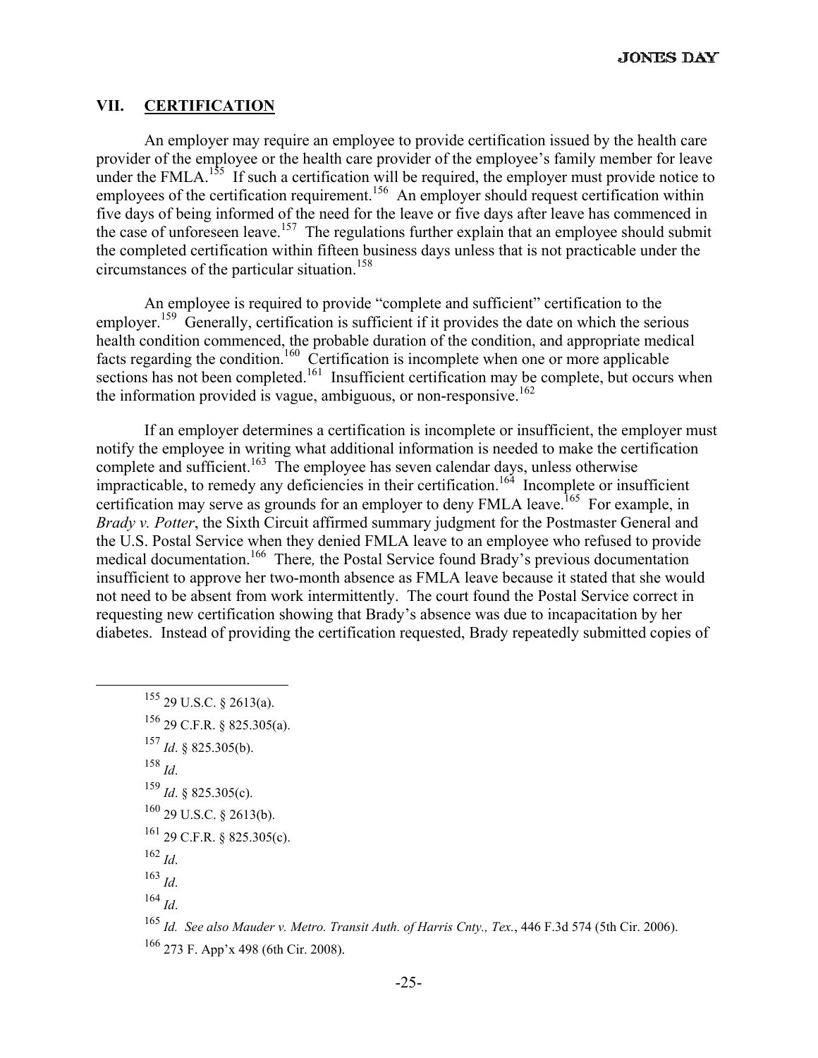## VII. CERTIFICATION

An employer may require an employee to provide certification issued by the health care provider of the employee or the health care provider of the employee's family member for leave under the FMLA.[155] If such a certification will be required, the employer must provide notice to employees of the certification requirement.[156] An employer should request certification within five days of being informed of the need for the leave or five days after leave has commenced in the case of unforeseen leave.[157] The regulations further explain that an employee should submit the completed certification within fifteen business days unless that is not practicable under the circumstances of the particular situation.[158]

An employee is required to provide "complete and sufficient" certification to the employer.[159] Generally, certification is sufficient if it provides the date on which the serious health condition commenced, the probable duration of the condition, and appropriate medical facts regarding the condition.[160] Certification is incomplete when one or more applicable sections has not been completed.[161] Insufficient certification may be complete, but occurs when the information provided is vague, ambiguous, or non-responsive.[162]

If an employer determines a certification is incomplete or insufficient, the employer must notify the employee in writing what additional information is needed to make the certification complete and sufficient.[163] The employee has seven calendar days, unless otherwise impracticable, to remedy any deficiencies in their certification.[164] Incomplete or insufficient certification may serve as grounds for an employer to deny FMLA leave.[165] For example, in *Brady v. Potter*, the Sixth Circuit affirmed summary judgment for the Postmaster General and the U.S. Postal Service when they denied FMLA leave to an employee who refused to provide medical documentation.[166] There*,* the Postal Service found Brady's previous documentation insufficient to approve her two-month absence as FMLA leave because it stated that she would not need to be absent from work intermittently. The court found the Postal Service correct in requesting new certification showing that Brady's absence was due to incapacitation by her diabetes. Instead of providing the certification requested, Brady repeatedly submitted copies of

---

[155] 29 U.S.C. § 2613(a).

[156] 29 C.F.R. § 825.305(a).

[157] *Id*. § 825.305(b).

[158] *Id*.

[159] *Id*. § 825.305(c).

[160] 29 U.S.C. § 2613(b).

[161] 29 C.F.R. § 825.305(c).

[162] *Id*.

[163] *Id*.

[164] *Id*.

[165] *Id. See also Mauder v. Metro. Transit Auth. of Harris Cnty., Tex.*, 446 F.3d 574 (5th Cir. 2006).

[166] 273 F. App'x 498 (6th Cir. 2008).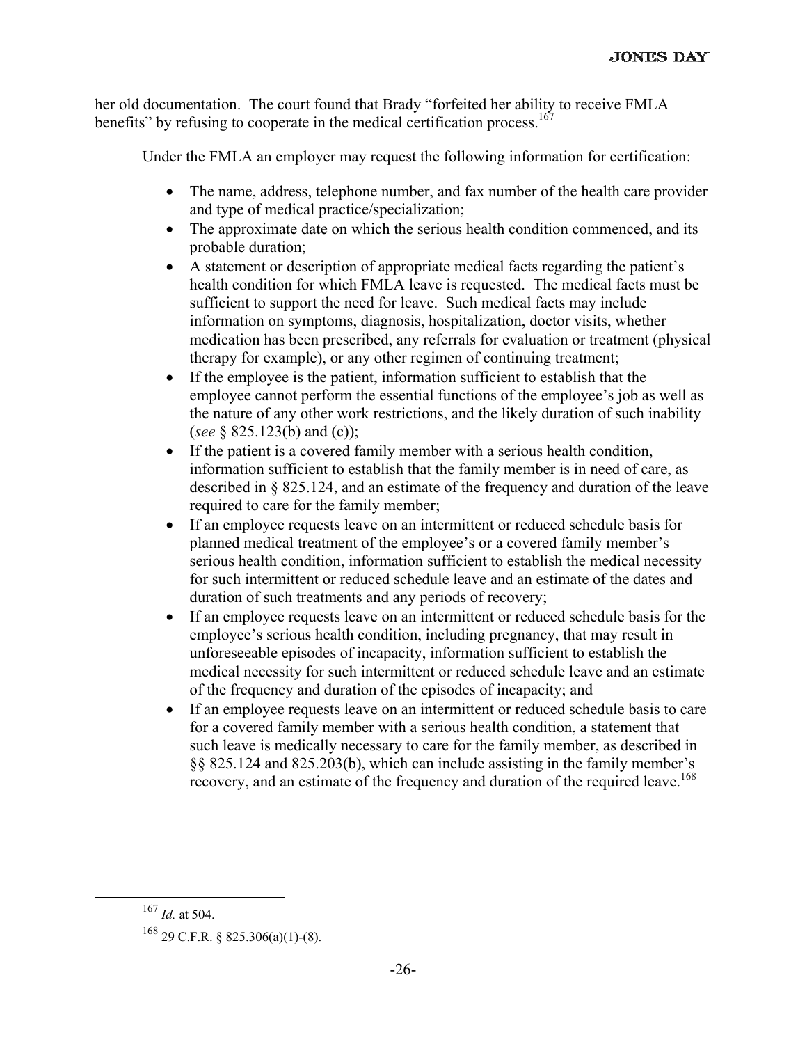her old documentation. The court found that Brady "forfeited her ability to receive FMLA benefits" by refusing to cooperate in the medical certification process.[167]

Under the FMLA an employer may request the following information for certification:

- The name, address, telephone number, and fax number of the health care provider and type of medical practice/specialization;
- The approximate date on which the serious health condition commenced, and its probable duration;
- A statement or description of appropriate medical facts regarding the patient's health condition for which FMLA leave is requested. The medical facts must be sufficient to support the need for leave. Such medical facts may include information on symptoms, diagnosis, hospitalization, doctor visits, whether medication has been prescribed, any referrals for evaluation or treatment (physical therapy for example), or any other regimen of continuing treatment;
- If the employee is the patient, information sufficient to establish that the employee cannot perform the essential functions of the employee's job as well as the nature of any other work restrictions, and the likely duration of such inability (*see* § 825.123(b) and (c));
- If the patient is a covered family member with a serious health condition, information sufficient to establish that the family member is in need of care, as described in § 825.124, and an estimate of the frequency and duration of the leave required to care for the family member;
- If an employee requests leave on an intermittent or reduced schedule basis for planned medical treatment of the employee's or a covered family member's serious health condition, information sufficient to establish the medical necessity for such intermittent or reduced schedule leave and an estimate of the dates and duration of such treatments and any periods of recovery;
- If an employee requests leave on an intermittent or reduced schedule basis for the employee's serious health condition, including pregnancy, that may result in unforeseeable episodes of incapacity, information sufficient to establish the medical necessity for such intermittent or reduced schedule leave and an estimate of the frequency and duration of the episodes of incapacity; and
- If an employee requests leave on an intermittent or reduced schedule basis to care for a covered family member with a serious health condition, a statement that such leave is medically necessary to care for the family member, as described in §§ 825.124 and 825.203(b), which can include assisting in the family member's recovery, and an estimate of the frequency and duration of the required leave.[168]

---

[167] *Id.* at 504.

[168] 29 C.F.R. § 825.306(a)(1)-(8).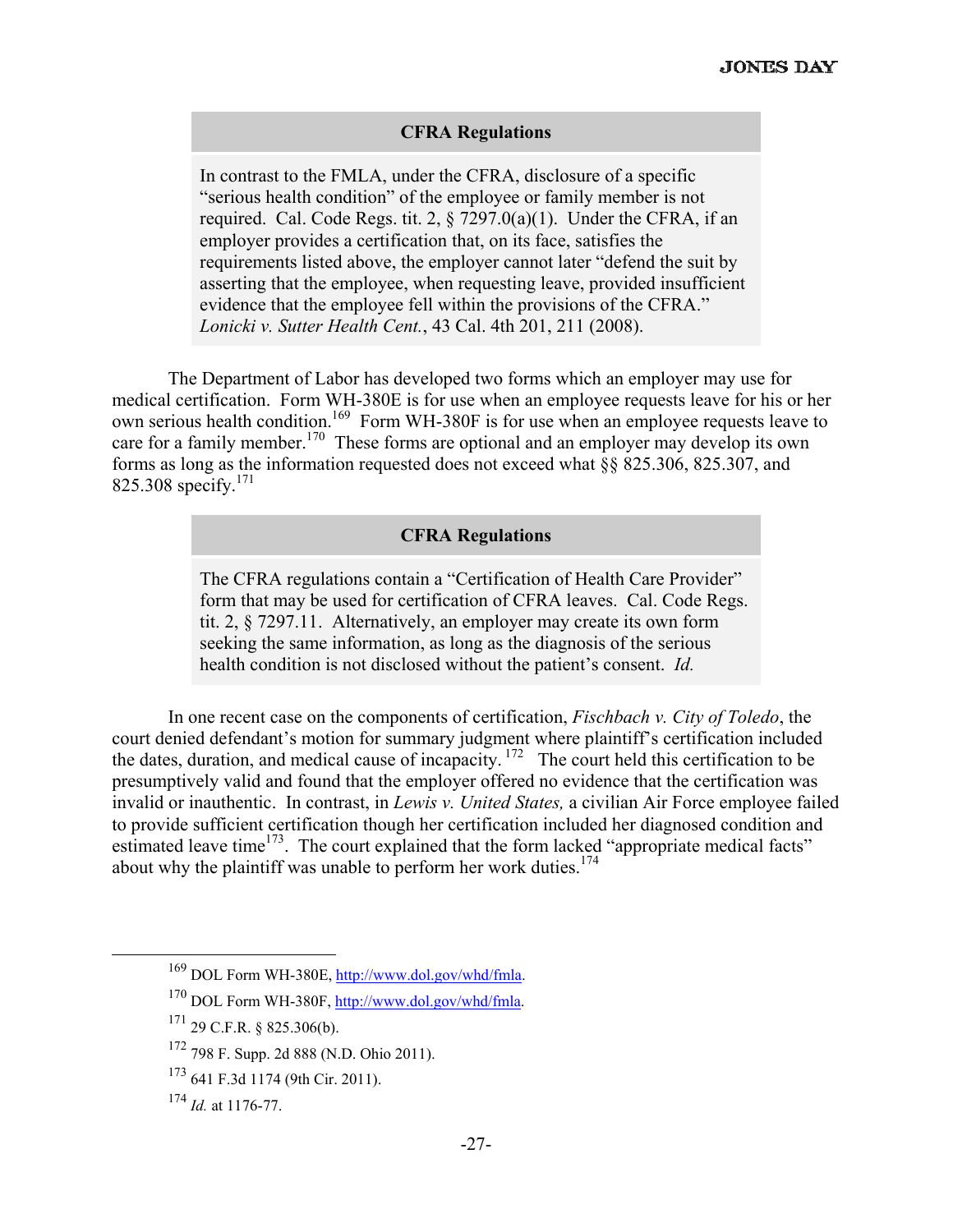**CFRA Regulations**

In contrast to the FMLA, under the CFRA, disclosure of a specific "serious health condition" of the employee or family member is not required. Cal. Code Regs. tit. 2, § 7297.0(a)(1). Under the CFRA, if an employer provides a certification that, on its face, satisfies the requirements listed above, the employer cannot later "defend the suit by asserting that the employee, when requesting leave, provided insufficient evidence that the employee fell within the provisions of the CFRA." *Lonicki v. Sutter Health Cent.*, 43 Cal. 4th 201, 211 (2008).

The Department of Labor has developed two forms which an employer may use for medical certification. Form WH-380E is for use when an employee requests leave for his or her own serious health condition.[169] Form WH-380F is for use when an employee requests leave to care for a family member.[170] These forms are optional and an employer may develop its own forms as long as the information requested does not exceed what §§ 825.306, 825.307, and 825.308 specify.[171]

**CFRA Regulations**

The CFRA regulations contain a "Certification of Health Care Provider" form that may be used for certification of CFRA leaves. Cal. Code Regs. tit. 2, § 7297.11. Alternatively, an employer may create its own form seeking the same information, as long as the diagnosis of the serious health condition is not disclosed without the patient's consent. *Id.*

In one recent case on the components of certification, *Fischbach v. City of Toledo*, the court denied defendant's motion for summary judgment where plaintiff's certification included the dates, duration, and medical cause of incapacity.[172] The court held this certification to be presumptively valid and found that the employer offered no evidence that the certification was invalid or inauthentic. In contrast, in *Lewis v. United States,* a civilian Air Force employee failed to provide sufficient certification though her certification included her diagnosed condition and estimated leave time[173]. The court explained that the form lacked "appropriate medical facts" about why the plaintiff was unable to perform her work duties.[174]

---

[169] DOL Form WH-380E, http://www.dol.gov/whd/fmla.

[170] DOL Form WH-380F, http://www.dol.gov/whd/fmla.

[171] 29 C.F.R. § 825.306(b).

[172] 798 F. Supp. 2d 888 (N.D. Ohio 2011).

[173] 641 F.3d 1174 (9th Cir. 2011).

[174] *Id.* at 1176-77.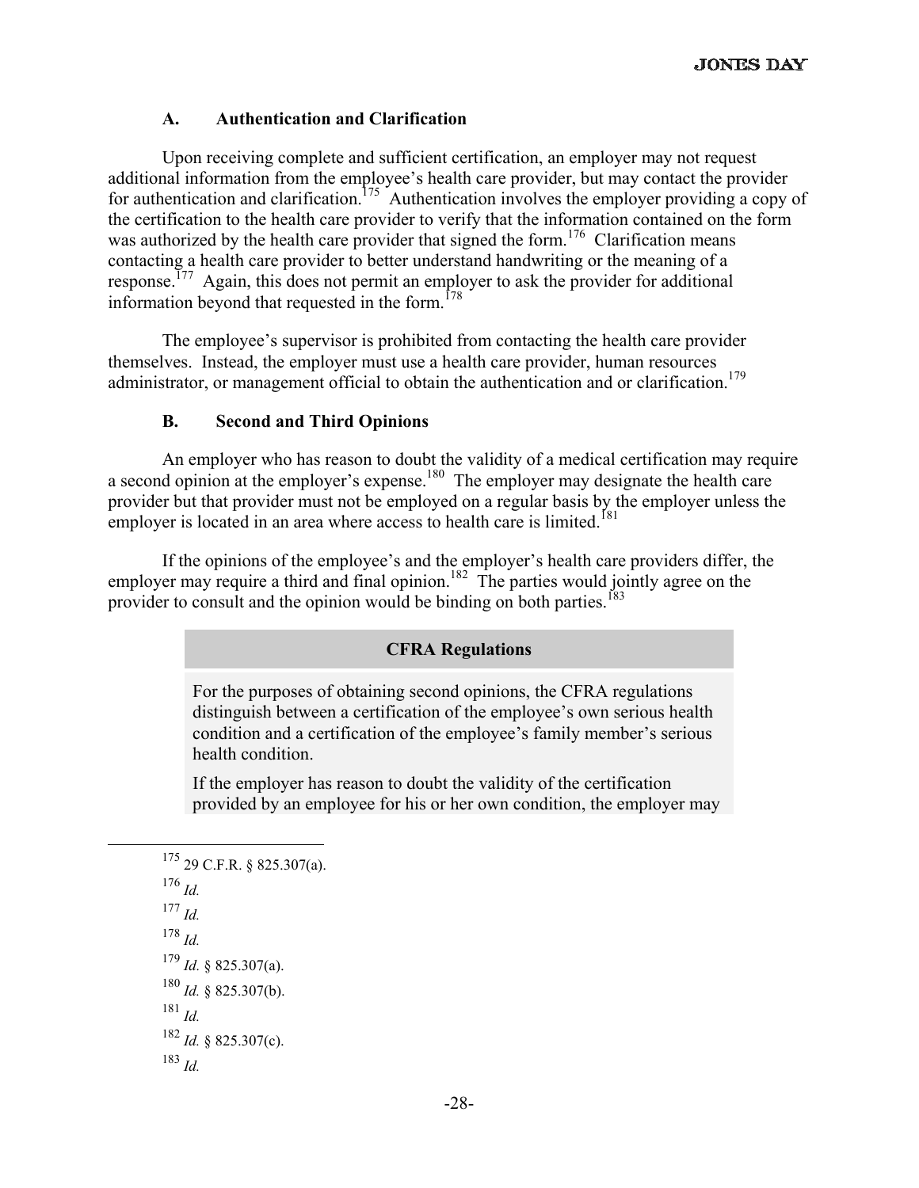### A. Authentication and Clarification

Upon receiving complete and sufficient certification, an employer may not request additional information from the employee's health care provider, but may contact the provider for authentication and clarification.[175] Authentication involves the employer providing a copy of the certification to the health care provider to verify that the information contained on the form was authorized by the health care provider that signed the form.[176] Clarification means contacting a health care provider to better understand handwriting or the meaning of a response.[177] Again, this does not permit an employer to ask the provider for additional information beyond that requested in the form.[178]

The employee's supervisor is prohibited from contacting the health care provider themselves. Instead, the employer must use a health care provider, human resources administrator, or management official to obtain the authentication and or clarification.[179]

### B. Second and Third Opinions

An employer who has reason to doubt the validity of a medical certification may require a second opinion at the employer's expense.[180] The employer may designate the health care provider but that provider must not be employed on a regular basis by the employer unless the employer is located in an area where access to health care is limited.[181]

If the opinions of the employee's and the employer's health care providers differ, the employer may require a third and final opinion.[182] The parties would jointly agree on the provider to consult and the opinion would be binding on both parties.[183]

**CFRA Regulations**

For the purposes of obtaining second opinions, the CFRA regulations distinguish between a certification of the employee's own serious health condition and a certification of the employee's family member's serious health condition.

If the employer has reason to doubt the validity of the certification provided by an employee for his or her own condition, the employer may

---

[175] 29 C.F.R. § 825.307(a).

[176] *Id.*

[177] *Id.*

[178] *Id.*

[179] *Id.* § 825.307(a).

[180] *Id.* § 825.307(b).

[181] *Id.*

[182] *Id.* § 825.307(c).

[183] *Id.*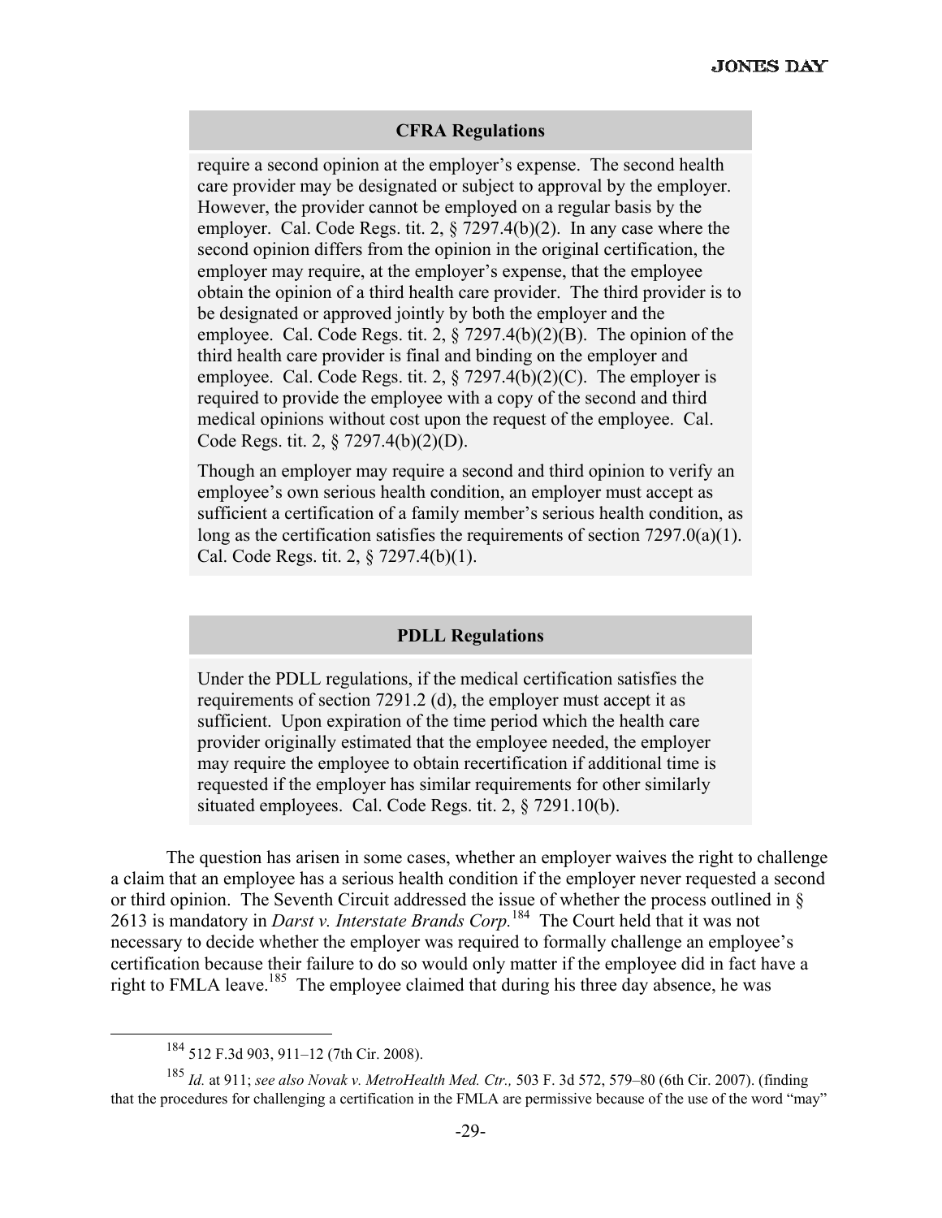### CFRA Regulations

require a second opinion at the employer's expense. The second health care provider may be designated or subject to approval by the employer. However, the provider cannot be employed on a regular basis by the employer. Cal. Code Regs. tit. 2, § 7297.4(b)(2). In any case where the second opinion differs from the opinion in the original certification, the employer may require, at the employer's expense, that the employee obtain the opinion of a third health care provider. The third provider is to be designated or approved jointly by both the employer and the employee. Cal. Code Regs. tit. 2, § 7297.4(b)(2)(B). The opinion of the third health care provider is final and binding on the employer and employee. Cal. Code Regs. tit. 2, § 7297.4(b)(2)(C). The employer is required to provide the employee with a copy of the second and third medical opinions without cost upon the request of the employee. Cal. Code Regs. tit. 2, § 7297.4(b)(2)(D).

Though an employer may require a second and third opinion to verify an employee's own serious health condition, an employer must accept as sufficient a certification of a family member's serious health condition, as long as the certification satisfies the requirements of section 7297.0(a)(1). Cal. Code Regs. tit. 2, § 7297.4(b)(1).

### PDLL Regulations

Under the PDLL regulations, if the medical certification satisfies the requirements of section 7291.2 (d), the employer must accept it as sufficient. Upon expiration of the time period which the health care provider originally estimated that the employee needed, the employer may require the employee to obtain recertification if additional time is requested if the employer has similar requirements for other similarly situated employees. Cal. Code Regs. tit. 2, § 7291.10(b).

The question has arisen in some cases, whether an employer waives the right to challenge a claim that an employee has a serious health condition if the employer never requested a second or third opinion. The Seventh Circuit addressed the issue of whether the process outlined in § 2613 is mandatory in *Darst v. Interstate Brands Corp.*[184] The Court held that it was not necessary to decide whether the employer was required to formally challenge an employee's certification because their failure to do so would only matter if the employee did in fact have a right to FMLA leave.[185] The employee claimed that during his three day absence, he was

---

[184] 512 F.3d 903, 911–12 (7th Cir. 2008).

[185] *Id.* at 911; *see also Novak v. MetroHealth Med. Ctr.,* 503 F. 3d 572, 579–80 (6th Cir. 2007). (finding that the procedures for challenging a certification in the FMLA are permissive because of the use of the word "may"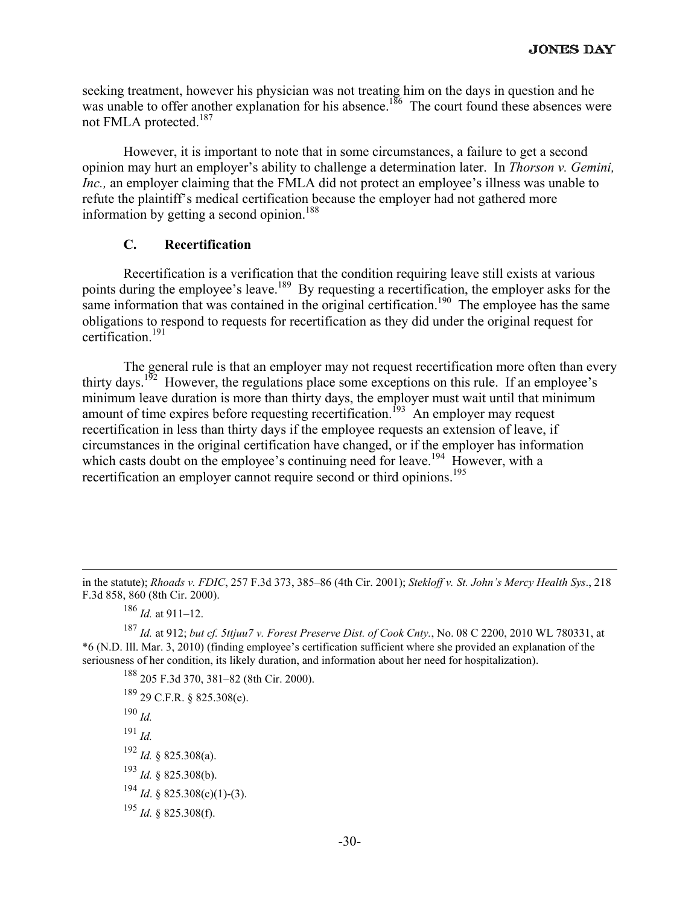seeking treatment, however his physician was not treating him on the days in question and he was unable to offer another explanation for his absence.[186] The court found these absences were not FMLA protected.[187]

However, it is important to note that in some circumstances, a failure to get a second opinion may hurt an employer's ability to challenge a determination later. In *Thorson v. Gemini, Inc.,* an employer claiming that the FMLA did not protect an employee's illness was unable to refute the plaintiff's medical certification because the employer had not gathered more information by getting a second opinion.[188]

### C. Recertification

Recertification is a verification that the condition requiring leave still exists at various points during the employee's leave.[189] By requesting a recertification, the employer asks for the same information that was contained in the original certification.[190] The employee has the same obligations to respond to requests for recertification as they did under the original request for certification.[191]

The general rule is that an employer may not request recertification more often than every thirty days.[192] However, the regulations place some exceptions on this rule. If an employee's minimum leave duration is more than thirty days, the employer must wait until that minimum amount of time expires before requesting recertification.[193] An employer may request recertification in less than thirty days if the employee requests an extension of leave, if circumstances in the original certification have changed, or if the employer has information which casts doubt on the employee's continuing need for leave.[194] However, with a recertification an employer cannot require second or third opinions.[195]

---

in the statute); *Rhoads v. FDIC*, 257 F.3d 373, 385–86 (4th Cir. 2001); *Stekloff v. St. John's Mercy Health Sys*., 218 F.3d 858, 860 (8th Cir. 2000).

[186] *Id.* at 911–12.

[187] *Id.* at 912; *but cf. 5ttjuu7 v. Forest Preserve Dist. of Cook Cnty.*, No. 08 C 2200, 2010 WL 780331, at *6 (N.D. Ill. Mar. 3, 2010) (finding employee's certification sufficient where she provided an explanation of the seriousness of her condition, its likely duration, and information about her need for hospitalization).

[188] 205 F.3d 370, 381–82 (8th Cir. 2000).

[189] 29 C.F.R. § 825.308(e).

[190] *Id.*

[191] *Id.*

[192] *Id.* § 825.308(a).

[193] *Id.* § 825.308(b).

[194] *Id*. § 825.308(c)(1)-(3).

[195] *Id.* § 825.308(f).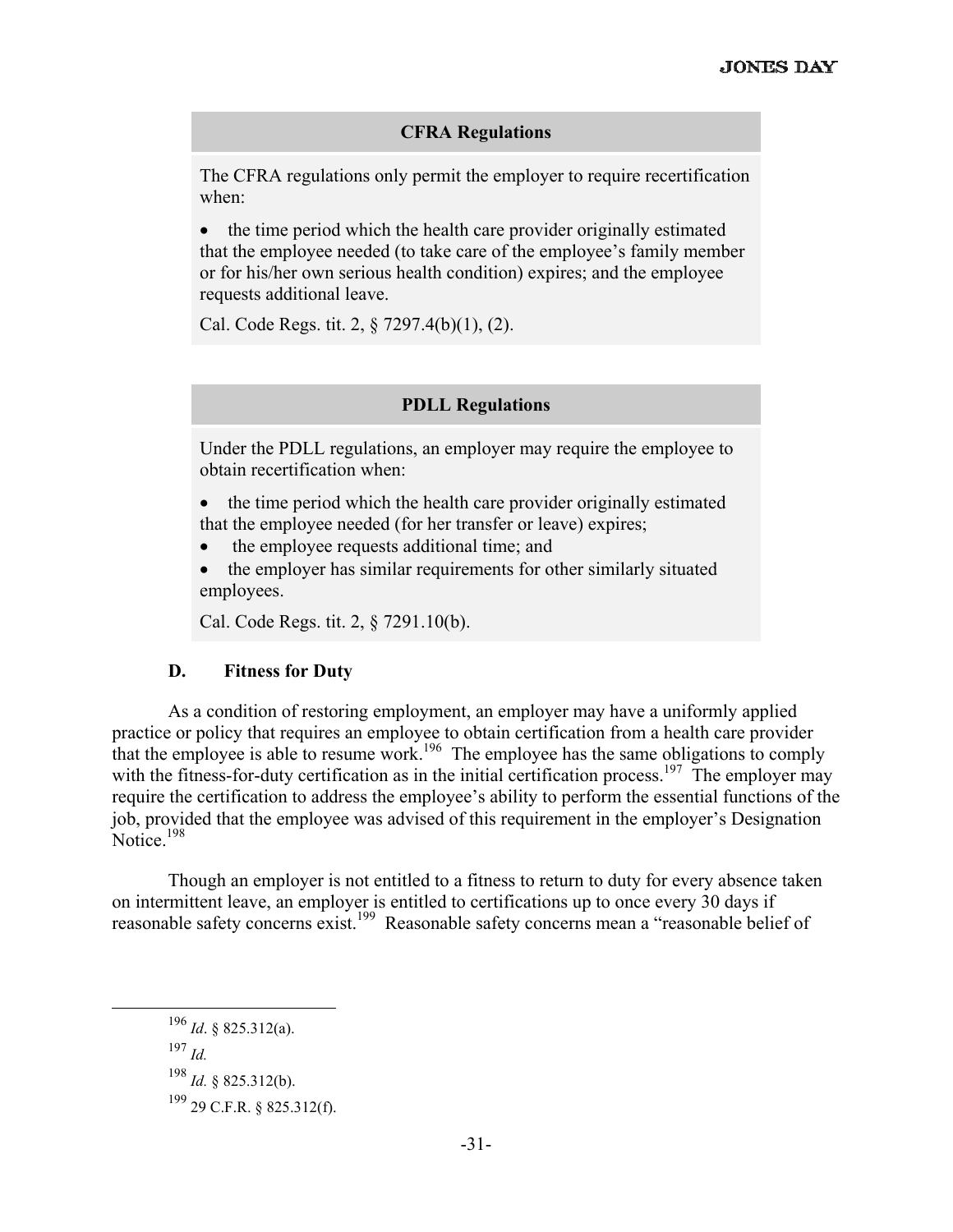**CFRA Regulations**

The CFRA regulations only permit the employer to require recertification when:

- the time period which the health care provider originally estimated that the employee needed (to take care of the employee's family member or for his/her own serious health condition) expires; and the employee requests additional leave.

Cal. Code Regs. tit. 2, § 7297.4(b)(1), (2).

**PDLL Regulations**

Under the PDLL regulations, an employer may require the employee to obtain recertification when:

- the time period which the health care provider originally estimated that the employee needed (for her transfer or leave) expires;
- the employee requests additional time; and
- the employer has similar requirements for other similarly situated employees.

Cal. Code Regs. tit. 2, § 7291.10(b).

### D. Fitness for Duty

As a condition of restoring employment, an employer may have a uniformly applied practice or policy that requires an employee to obtain certification from a health care provider that the employee is able to resume work.[196] The employee has the same obligations to comply with the fitness-for-duty certification as in the initial certification process.[197] The employer may require the certification to address the employee's ability to perform the essential functions of the job, provided that the employee was advised of this requirement in the employer's Designation Notice.[198]

Though an employer is not entitled to a fitness to return to duty for every absence taken on intermittent leave, an employer is entitled to certifications up to once every 30 days if reasonable safety concerns exist.[199] Reasonable safety concerns mean a "reasonable belief of

---

[196] *Id*. § 825.312(a).

[197] *Id.*

[198] *Id.* § 825.312(b).

[199] 29 C.F.R. § 825.312(f).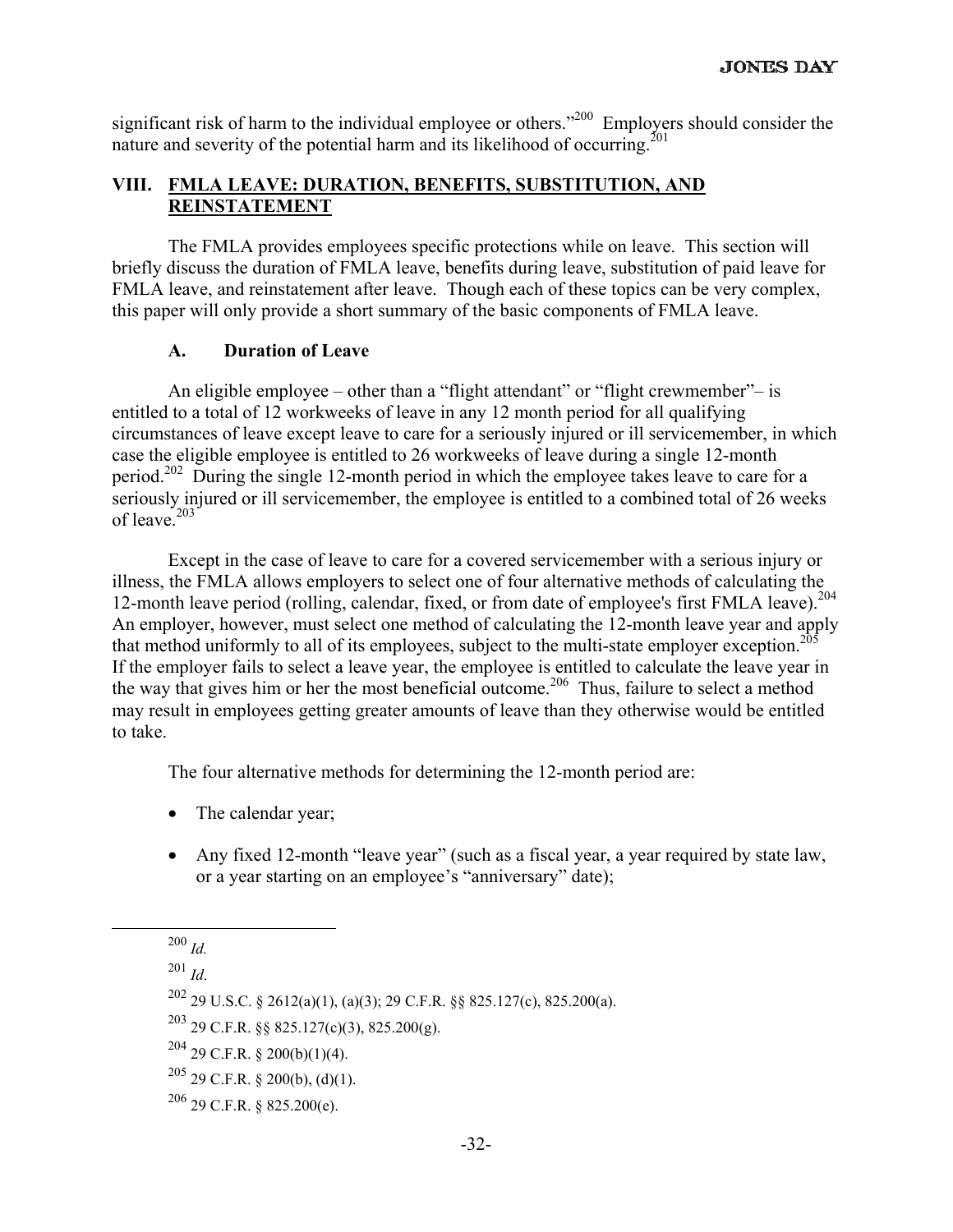significant risk of harm to the individual employee or others."[200] Employers should consider the nature and severity of the potential harm and its likelihood of occurring.[201]

## VIII. FMLA LEAVE: DURATION, BENEFITS, SUBSTITUTION, AND REINSTATEMENT

The FMLA provides employees specific protections while on leave. This section will briefly discuss the duration of FMLA leave, benefits during leave, substitution of paid leave for FMLA leave, and reinstatement after leave. Though each of these topics can be very complex, this paper will only provide a short summary of the basic components of FMLA leave.

### A. Duration of Leave

An eligible employee – other than a "flight attendant" or "flight crewmember"– is entitled to a total of 12 workweeks of leave in any 12 month period for all qualifying circumstances of leave except leave to care for a seriously injured or ill servicemember, in which case the eligible employee is entitled to 26 workweeks of leave during a single 12-month period.[202] During the single 12-month period in which the employee takes leave to care for a seriously injured or ill servicemember, the employee is entitled to a combined total of 26 weeks of leave.[203]

Except in the case of leave to care for a covered servicemember with a serious injury or illness, the FMLA allows employers to select one of four alternative methods of calculating the 12-month leave period (rolling, calendar, fixed, or from date of employee's first FMLA leave).[204] An employer, however, must select one method of calculating the 12-month leave year and apply that method uniformly to all of its employees, subject to the multi-state employer exception.[205] If the employer fails to select a leave year, the employee is entitled to calculate the leave year in the way that gives him or her the most beneficial outcome.[206] Thus, failure to select a method may result in employees getting greater amounts of leave than they otherwise would be entitled to take.

The four alternative methods for determining the 12-month period are:

- The calendar year;
- Any fixed 12-month "leave year" (such as a fiscal year, a year required by state law, or a year starting on an employee's "anniversary" date);

---

[200] *Id.*

[201] *Id*.

[202] 29 U.S.C. § 2612(a)(1), (a)(3); 29 C.F.R. §§ 825.127(c), 825.200(a).

[203] 29 C.F.R. §§ 825.127(c)(3), 825.200(g).

[204] 29 C.F.R. § 200(b)(1)(4).

[205] 29 C.F.R. § 200(b), (d)(1).

[206] 29 C.F.R. § 825.200(e).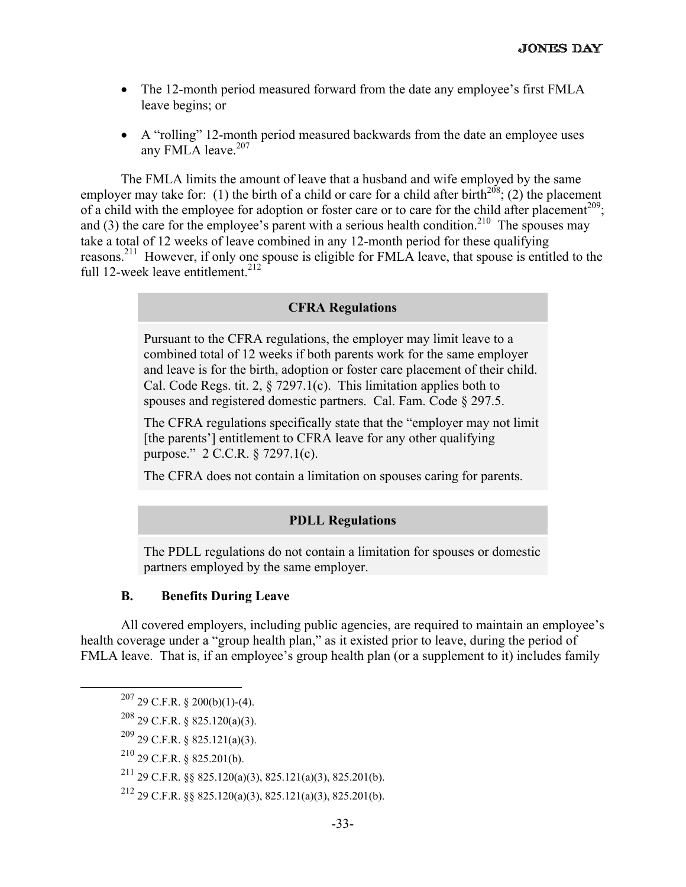- The 12-month period measured forward from the date any employee's first FMLA leave begins; or
- A "rolling" 12-month period measured backwards from the date an employee uses any FMLA leave.[207]

The FMLA limits the amount of leave that a husband and wife employed by the same employer may take for: (1) the birth of a child or care for a child after birth[208]; (2) the placement of a child with the employee for adoption or foster care or to care for the child after placement[209]; and (3) the care for the employee's parent with a serious health condition.[210] The spouses may take a total of 12 weeks of leave combined in any 12-month period for these qualifying reasons.[211] However, if only one spouse is eligible for FMLA leave, that spouse is entitled to the full 12-week leave entitlement.[212]

**CFRA Regulations**

Pursuant to the CFRA regulations, the employer may limit leave to a combined total of 12 weeks if both parents work for the same employer and leave is for the birth, adoption or foster care placement of their child. Cal. Code Regs. tit. 2, § 7297.1(c). This limitation applies both to spouses and registered domestic partners. Cal. Fam. Code § 297.5.

The CFRA regulations specifically state that the "employer may not limit [the parents'] entitlement to CFRA leave for any other qualifying purpose." 2 C.C.R. § 7297.1(c).

The CFRA does not contain a limitation on spouses caring for parents.

**PDLL Regulations**

The PDLL regulations do not contain a limitation for spouses or domestic partners employed by the same employer.

### B. Benefits During Leave

All covered employers, including public agencies, are required to maintain an employee's health coverage under a "group health plan," as it existed prior to leave, during the period of FMLA leave. That is, if an employee's group health plan (or a supplement to it) includes family

---

[207] 29 C.F.R. § 200(b)(1)-(4).

[208] 29 C.F.R. § 825.120(a)(3).

[209] 29 C.F.R. § 825.121(a)(3).

[210] 29 C.F.R. § 825.201(b).

[211] 29 C.F.R. §§ 825.120(a)(3), 825.121(a)(3), 825.201(b).

[212] 29 C.F.R. §§ 825.120(a)(3), 825.121(a)(3), 825.201(b).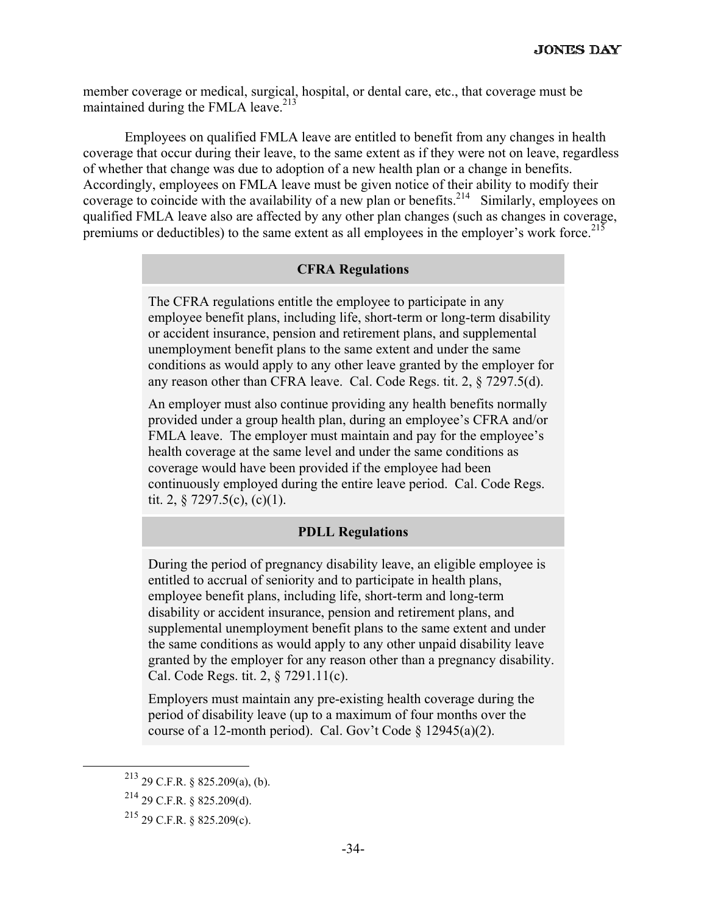member coverage or medical, surgical, hospital, or dental care, etc., that coverage must be maintained during the FMLA leave.[213]

Employees on qualified FMLA leave are entitled to benefit from any changes in health coverage that occur during their leave, to the same extent as if they were not on leave, regardless of whether that change was due to adoption of a new health plan or a change in benefits. Accordingly, employees on FMLA leave must be given notice of their ability to modify their coverage to coincide with the availability of a new plan or benefits.[214] Similarly, employees on qualified FMLA leave also are affected by any other plan changes (such as changes in coverage, premiums or deductibles) to the same extent as all employees in the employer's work force.[215]

**CFRA Regulations**

The CFRA regulations entitle the employee to participate in any employee benefit plans, including life, short-term or long-term disability or accident insurance, pension and retirement plans, and supplemental unemployment benefit plans to the same extent and under the same conditions as would apply to any other leave granted by the employer for any reason other than CFRA leave. Cal. Code Regs. tit. 2, § 7297.5(d).

An employer must also continue providing any health benefits normally provided under a group health plan, during an employee's CFRA and/or FMLA leave. The employer must maintain and pay for the employee's health coverage at the same level and under the same conditions as coverage would have been provided if the employee had been continuously employed during the entire leave period. Cal. Code Regs. tit. 2, § 7297.5(c), (c)(1).

**PDLL Regulations**

During the period of pregnancy disability leave, an eligible employee is entitled to accrual of seniority and to participate in health plans, employee benefit plans, including life, short-term and long-term disability or accident insurance, pension and retirement plans, and supplemental unemployment benefit plans to the same extent and under the same conditions as would apply to any other unpaid disability leave granted by the employer for any reason other than a pregnancy disability. Cal. Code Regs. tit. 2, § 7291.11(c).

Employers must maintain any pre-existing health coverage during the period of disability leave (up to a maximum of four months over the course of a 12-month period). Cal. Gov't Code § 12945(a)(2).

---

[213] 29 C.F.R. § 825.209(a), (b).

[214] 29 C.F.R. § 825.209(d).

[215] 29 C.F.R. § 825.209(c).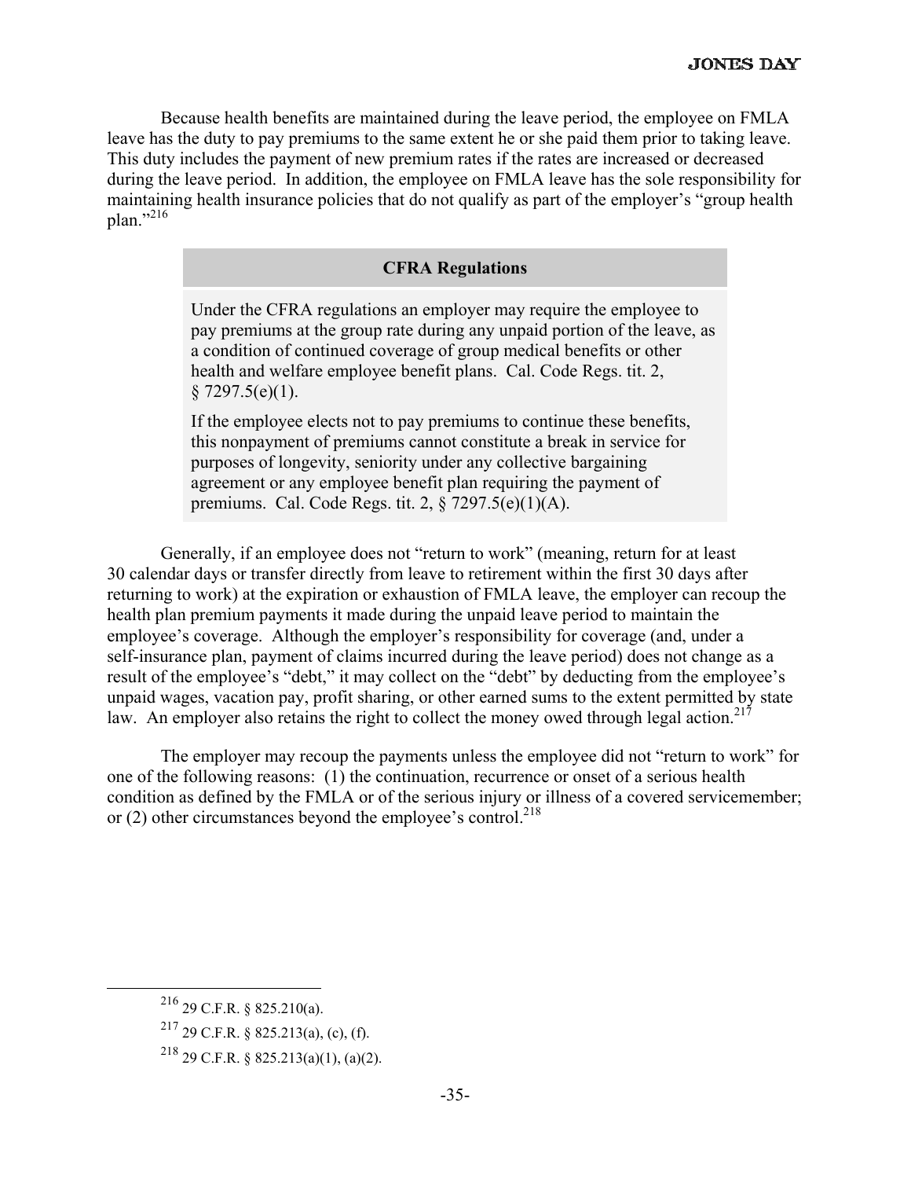Because health benefits are maintained during the leave period, the employee on FMLA leave has the duty to pay premiums to the same extent he or she paid them prior to taking leave. This duty includes the payment of new premium rates if the rates are increased or decreased during the leave period. In addition, the employee on FMLA leave has the sole responsibility for maintaining health insurance policies that do not qualify as part of the employer's "group health plan."[216]

> **CFRA Regulations**
>
> Under the CFRA regulations an employer may require the employee to pay premiums at the group rate during any unpaid portion of the leave, as a condition of continued coverage of group medical benefits or other health and welfare employee benefit plans. Cal. Code Regs. tit. 2, § 7297.5(e)(1).
>
> If the employee elects not to pay premiums to continue these benefits, this nonpayment of premiums cannot constitute a break in service for purposes of longevity, seniority under any collective bargaining agreement or any employee benefit plan requiring the payment of premiums. Cal. Code Regs. tit. 2, § 7297.5(e)(1)(A).

Generally, if an employee does not "return to work" (meaning, return for at least 30 calendar days or transfer directly from leave to retirement within the first 30 days after returning to work) at the expiration or exhaustion of FMLA leave, the employer can recoup the health plan premium payments it made during the unpaid leave period to maintain the employee's coverage. Although the employer's responsibility for coverage (and, under a self-insurance plan, payment of claims incurred during the leave period) does not change as a result of the employee's "debt," it may collect on the "debt" by deducting from the employee's unpaid wages, vacation pay, profit sharing, or other earned sums to the extent permitted by state law. An employer also retains the right to collect the money owed through legal action.[217]

The employer may recoup the payments unless the employee did not "return to work" for one of the following reasons: (1) the continuation, recurrence or onset of a serious health condition as defined by the FMLA or of the serious injury or illness of a covered servicemember; or (2) other circumstances beyond the employee's control.[218]

---

[216] 29 C.F.R. § 825.210(a).

[217] 29 C.F.R. § 825.213(a), (c), (f).

[218] 29 C.F.R. § 825.213(a)(1), (a)(2).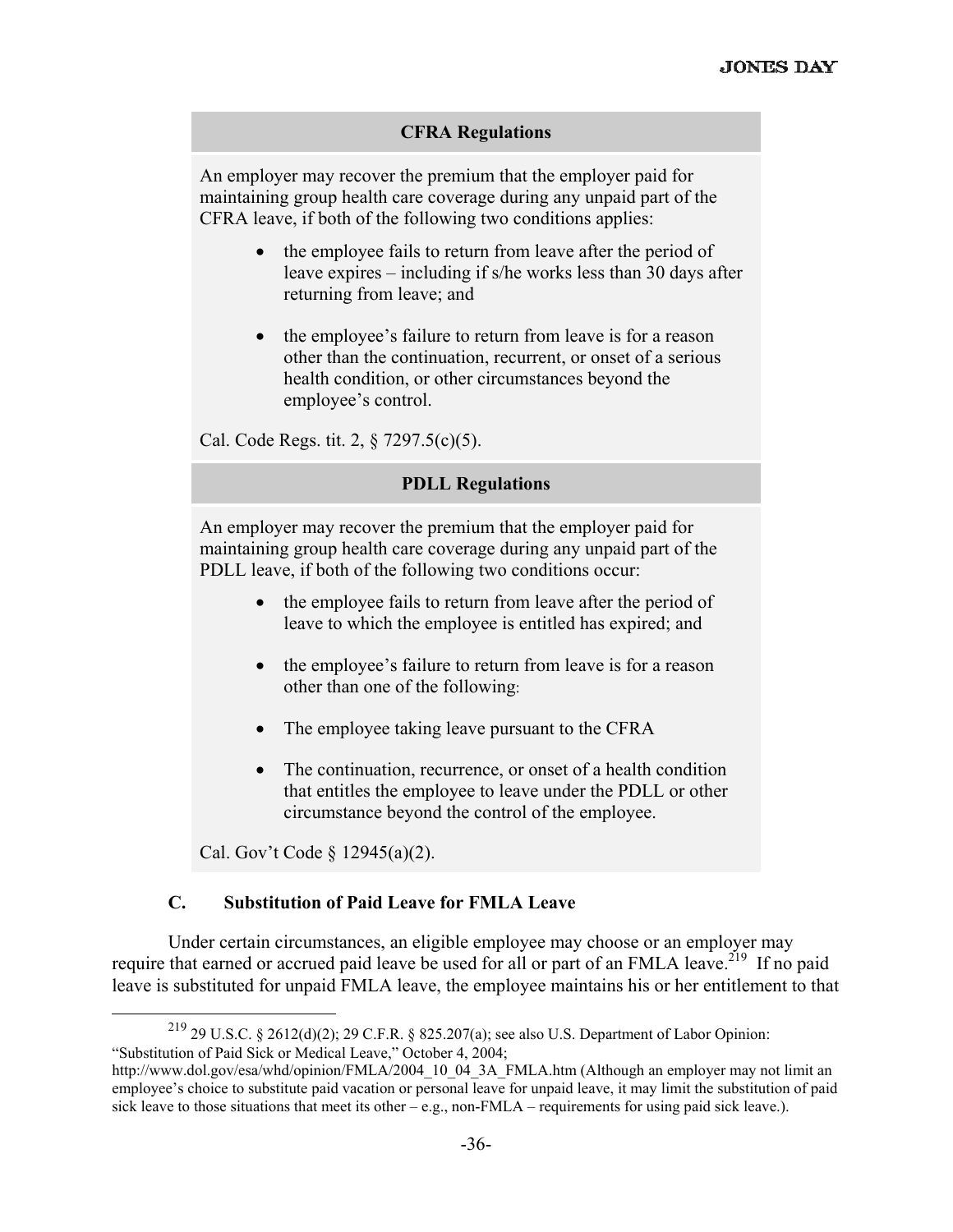| CFRA Regulations |
| --- |
| An employer may recover the premium that the employer paid for maintaining group health care coverage during any unpaid part of the CFRA leave, if both of the following two conditions applies:<br><br>• the employee fails to return from leave after the period of leave expires – including if s/he works less than 30 days after returning from leave; and<br><br>• the employee's failure to return from leave is for a reason other than the continuation, recurrent, or onset of a serious health condition, or other circumstances beyond the employee's control.<br><br>Cal. Code Regs. tit. 2, § 7297.5(c)(5). |

| PDLL Regulations |
| --- |
| An employer may recover the premium that the employer paid for maintaining group health care coverage during any unpaid part of the PDLL leave, if both of the following two conditions occur:<br><br>• the employee fails to return from leave after the period of leave to which the employee is entitled has expired; and<br><br>• the employee's failure to return from leave is for a reason other than one of the following:<br><br>• The employee taking leave pursuant to the CFRA<br><br>• The continuation, recurrence, or onset of a health condition that entitles the employee to leave under the PDLL or other circumstance beyond the control of the employee.<br><br>Cal. Gov't Code § 12945(a)(2). |

### C. Substitution of Paid Leave for FMLA Leave

Under certain circumstances, an eligible employee may choose or an employer may require that earned or accrued paid leave be used for all or part of an FMLA leave.[219] If no paid leave is substituted for unpaid FMLA leave, the employee maintains his or her entitlement to that

[219] 29 U.S.C. § 2612(d)(2); 29 C.F.R. § 825.207(a); see also U.S. Department of Labor Opinion: "Substitution of Paid Sick or Medical Leave," October 4, 2004; http://www.dol.gov/esa/whd/opinion/FMLA/2004_10_04_3A_FMLA.htm (Although an employer may not limit an employee's choice to substitute paid vacation or personal leave for unpaid leave, it may limit the substitution of paid sick leave to those situations that meet its other – e.g., non-FMLA – requirements for using paid sick leave.).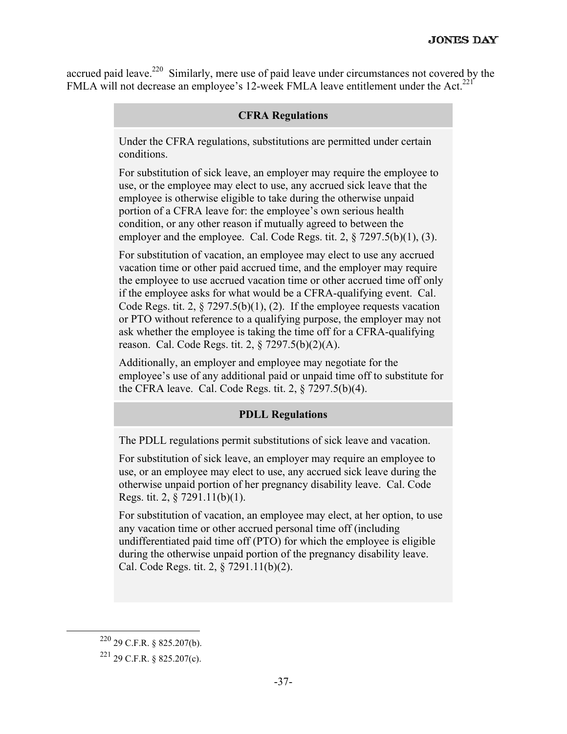accrued paid leave.[220] Similarly, mere use of paid leave under circumstances not covered by the FMLA will not decrease an employee's 12-week FMLA leave entitlement under the Act.[221]

**CFRA Regulations**

Under the CFRA regulations, substitutions are permitted under certain conditions.

For substitution of sick leave, an employer may require the employee to use, or the employee may elect to use, any accrued sick leave that the employee is otherwise eligible to take during the otherwise unpaid portion of a CFRA leave for: the employee's own serious health condition, or any other reason if mutually agreed to between the employer and the employee. Cal. Code Regs. tit. 2, § 7297.5(b)(1), (3).

For substitution of vacation, an employee may elect to use any accrued vacation time or other paid accrued time, and the employer may require the employee to use accrued vacation time or other accrued time off only if the employee asks for what would be a CFRA-qualifying event. Cal. Code Regs. tit. 2, § 7297.5(b)(1), (2). If the employee requests vacation or PTO without reference to a qualifying purpose, the employer may not ask whether the employee is taking the time off for a CFRA-qualifying reason. Cal. Code Regs. tit. 2, § 7297.5(b)(2)(A).

Additionally, an employer and employee may negotiate for the employee's use of any additional paid or unpaid time off to substitute for the CFRA leave. Cal. Code Regs. tit. 2, § 7297.5(b)(4).

**PDLL Regulations**

The PDLL regulations permit substitutions of sick leave and vacation.

For substitution of sick leave, an employer may require an employee to use, or an employee may elect to use, any accrued sick leave during the otherwise unpaid portion of her pregnancy disability leave. Cal. Code Regs. tit. 2, § 7291.11(b)(1).

For substitution of vacation, an employee may elect, at her option, to use any vacation time or other accrued personal time off (including undifferentiated paid time off (PTO) for which the employee is eligible during the otherwise unpaid portion of the pregnancy disability leave. Cal. Code Regs. tit. 2, § 7291.11(b)(2).

---

[220] 29 C.F.R. § 825.207(b).

[221] 29 C.F.R. § 825.207(c).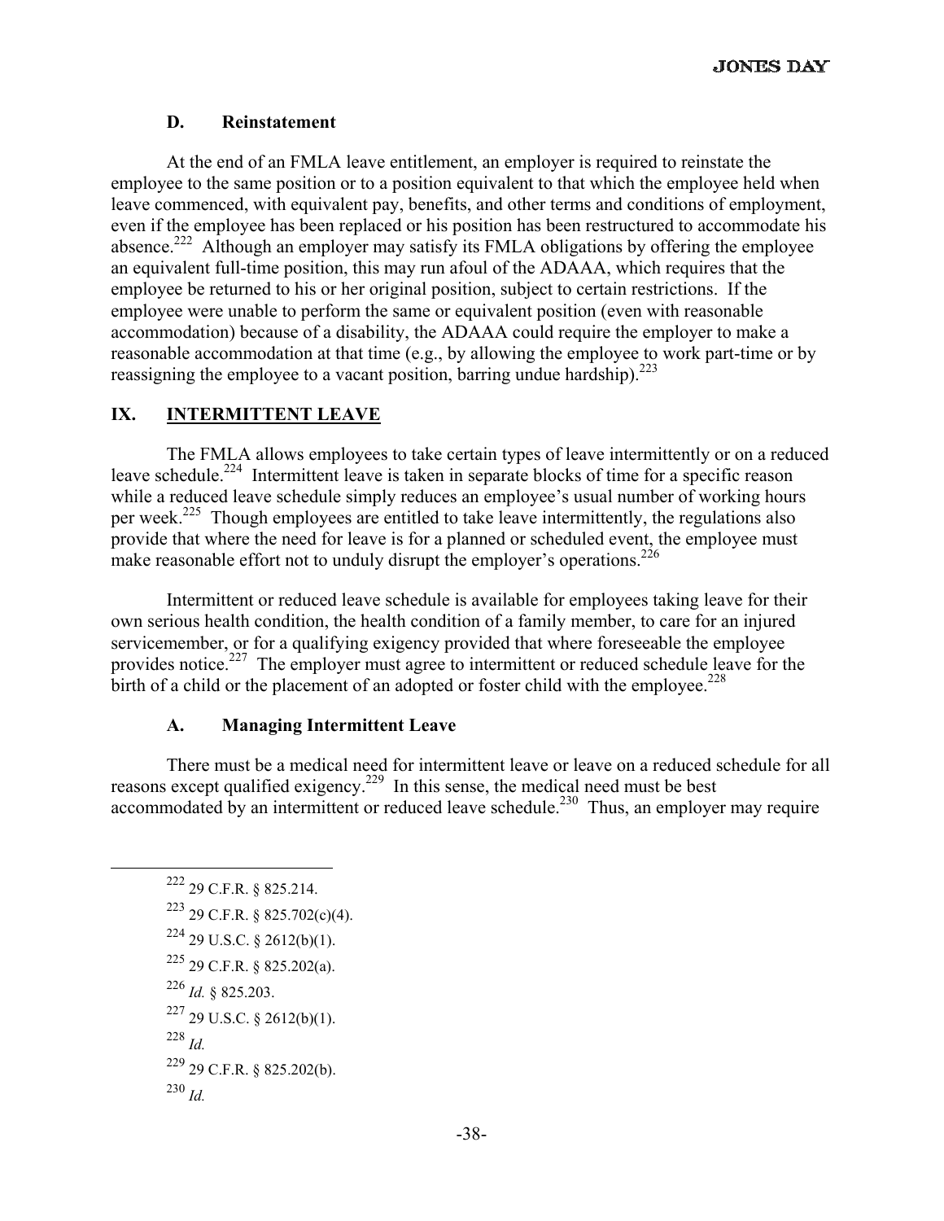### D. Reinstatement

At the end of an FMLA leave entitlement, an employer is required to reinstate the employee to the same position or to a position equivalent to that which the employee held when leave commenced, with equivalent pay, benefits, and other terms and conditions of employment, even if the employee has been replaced or his position has been restructured to accommodate his absence.[222] Although an employer may satisfy its FMLA obligations by offering the employee an equivalent full-time position, this may run afoul of the ADAAA, which requires that the employee be returned to his or her original position, subject to certain restrictions. If the employee were unable to perform the same or equivalent position (even with reasonable accommodation) because of a disability, the ADAAA could require the employer to make a reasonable accommodation at that time (e.g., by allowing the employee to work part-time or by reassigning the employee to a vacant position, barring undue hardship).[223]

## IX. INTERMITTENT LEAVE

The FMLA allows employees to take certain types of leave intermittently or on a reduced leave schedule.[224] Intermittent leave is taken in separate blocks of time for a specific reason while a reduced leave schedule simply reduces an employee's usual number of working hours per week.[225] Though employees are entitled to take leave intermittently, the regulations also provide that where the need for leave is for a planned or scheduled event, the employee must make reasonable effort not to unduly disrupt the employer's operations.[226]

Intermittent or reduced leave schedule is available for employees taking leave for their own serious health condition, the health condition of a family member, to care for an injured servicemember, or for a qualifying exigency provided that where foreseeable the employee provides notice.[227] The employer must agree to intermittent or reduced schedule leave for the birth of a child or the placement of an adopted or foster child with the employee.[228]

### A. Managing Intermittent Leave

There must be a medical need for intermittent leave or leave on a reduced schedule for all reasons except qualified exigency.[229] In this sense, the medical need must be best accommodated by an intermittent or reduced leave schedule.[230] Thus, an employer may require

---

[222] 29 C.F.R. § 825.214.

[223] 29 C.F.R. § 825.702(c)(4).

[224] 29 U.S.C. § 2612(b)(1).

[225] 29 C.F.R. § 825.202(a).

[226] *Id.* § 825.203.

[227] 29 U.S.C. § 2612(b)(1).

[228] *Id.*

[229] 29 C.F.R. § 825.202(b).

[230] *Id.*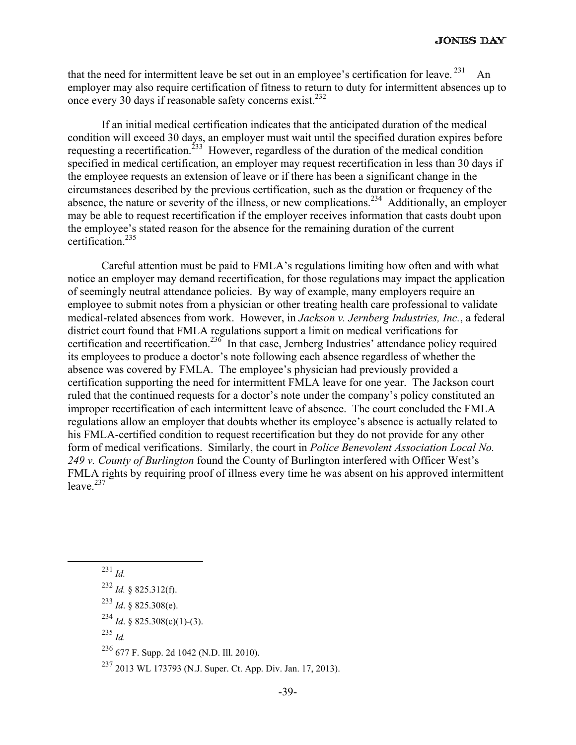that the need for intermittent leave be set out in an employee's certification for leave.[231] An employer may also require certification of fitness to return to duty for intermittent absences up to once every 30 days if reasonable safety concerns exist.[232]

If an initial medical certification indicates that the anticipated duration of the medical condition will exceed 30 days, an employer must wait until the specified duration expires before requesting a recertification.[233] However, regardless of the duration of the medical condition specified in medical certification, an employer may request recertification in less than 30 days if the employee requests an extension of leave or if there has been a significant change in the circumstances described by the previous certification, such as the duration or frequency of the absence, the nature or severity of the illness, or new complications.[234] Additionally, an employer may be able to request recertification if the employer receives information that casts doubt upon the employee's stated reason for the absence for the remaining duration of the current certification.[235]

Careful attention must be paid to FMLA's regulations limiting how often and with what notice an employer may demand recertification, for those regulations may impact the application of seemingly neutral attendance policies. By way of example, many employers require an employee to submit notes from a physician or other treating health care professional to validate medical-related absences from work. However, in *Jackson v. Jernberg Industries, Inc.*, a federal district court found that FMLA regulations support a limit on medical verifications for certification and recertification.[236] In that case, Jernberg Industries' attendance policy required its employees to produce a doctor's note following each absence regardless of whether the absence was covered by FMLA. The employee's physician had previously provided a certification supporting the need for intermittent FMLA leave for one year. The Jackson court ruled that the continued requests for a doctor's note under the company's policy constituted an improper recertification of each intermittent leave of absence. The court concluded the FMLA regulations allow an employer that doubts whether its employee's absence is actually related to his FMLA-certified condition to request recertification but they do not provide for any other form of medical verifications. Similarly, the court in *Police Benevolent Association Local No. 249 v. County of Burlington* found the County of Burlington interfered with Officer West's FMLA rights by requiring proof of illness every time he was absent on his approved intermittent leave.[237]

---

[231] *Id.*

[232] *Id.* § 825.312(f).

[233] *Id*. § 825.308(e).

[234] *Id*. § 825.308(c)(1)-(3).

[235] *Id.*

[236] 677 F. Supp. 2d 1042 (N.D. Ill. 2010).

[237] 2013 WL 173793 (N.J. Super. Ct. App. Div. Jan. 17, 2013).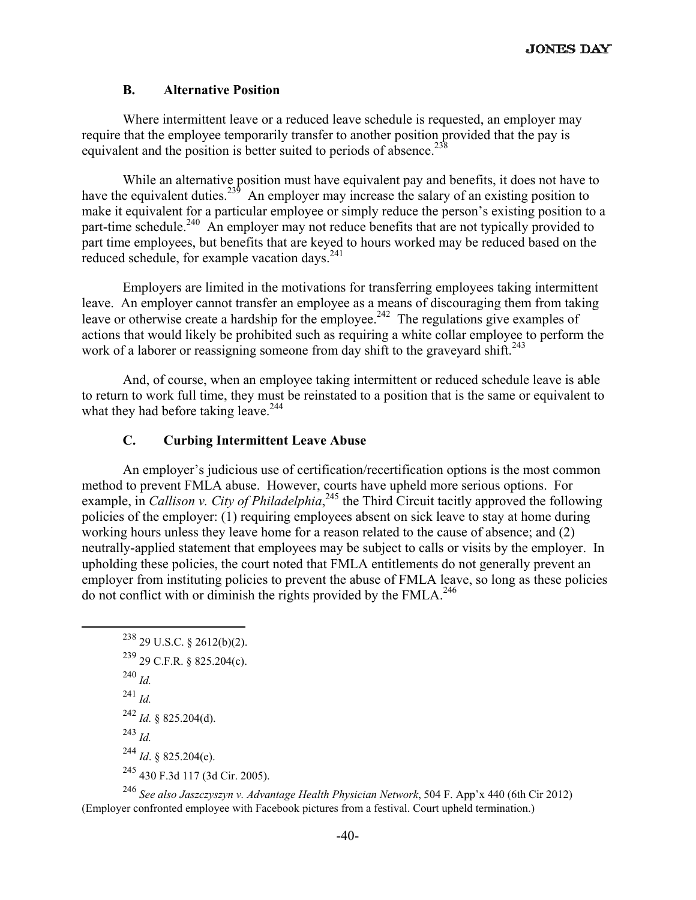### B. Alternative Position

Where intermittent leave or a reduced leave schedule is requested, an employer may require that the employee temporarily transfer to another position provided that the pay is equivalent and the position is better suited to periods of absence.[238]

While an alternative position must have equivalent pay and benefits, it does not have to have the equivalent duties.[239] An employer may increase the salary of an existing position to make it equivalent for a particular employee or simply reduce the person's existing position to a part-time schedule.[240] An employer may not reduce benefits that are not typically provided to part time employees, but benefits that are keyed to hours worked may be reduced based on the reduced schedule, for example vacation days.[241]

Employers are limited in the motivations for transferring employees taking intermittent leave. An employer cannot transfer an employee as a means of discouraging them from taking leave or otherwise create a hardship for the employee.[242] The regulations give examples of actions that would likely be prohibited such as requiring a white collar employee to perform the work of a laborer or reassigning someone from day shift to the graveyard shift.[243]

And, of course, when an employee taking intermittent or reduced schedule leave is able to return to work full time, they must be reinstated to a position that is the same or equivalent to what they had before taking leave.[244]

### C. Curbing Intermittent Leave Abuse

An employer's judicious use of certification/recertification options is the most common method to prevent FMLA abuse. However, courts have upheld more serious options. For example, in *Callison v. City of Philadelphia*,[245] the Third Circuit tacitly approved the following policies of the employer: (1) requiring employees absent on sick leave to stay at home during working hours unless they leave home for a reason related to the cause of absence; and (2) neutrally-applied statement that employees may be subject to calls or visits by the employer. In upholding these policies, the court noted that FMLA entitlements do not generally prevent an employer from instituting policies to prevent the abuse of FMLA leave, so long as these policies do not conflict with or diminish the rights provided by the FMLA.[246]

---

[238] 29 U.S.C. § 2612(b)(2).

[239] 29 C.F.R. § 825.204(c).

[240] *Id.*

[241] *Id.*

[242] *Id.* § 825.204(d).

[243] *Id.*

[244] *Id*. § 825.204(e).

[245] 430 F.3d 117 (3d Cir. 2005).

[246] *See also Jaszczyszyn v. Advantage Health Physician Network*, 504 F. App'x 440 (6th Cir 2012) (Employer confronted employee with Facebook pictures from a festival. Court upheld termination.)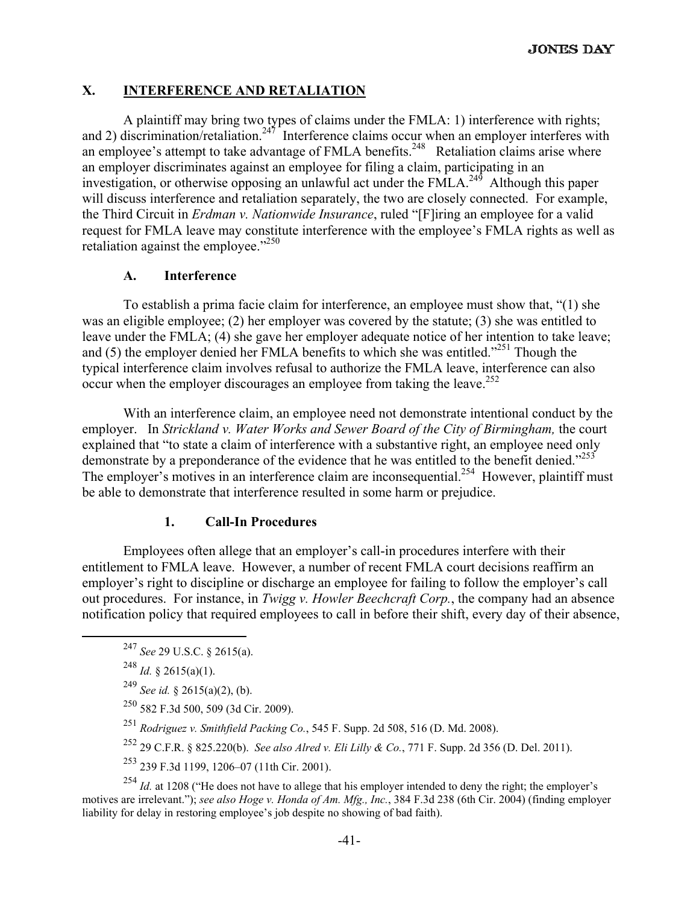## X. INTERFERENCE AND RETALIATION

A plaintiff may bring two types of claims under the FMLA: 1) interference with rights; and 2) discrimination/retaliation.[247] Interference claims occur when an employer interferes with an employee's attempt to take advantage of FMLA benefits.[248] Retaliation claims arise where an employer discriminates against an employee for filing a claim, participating in an investigation, or otherwise opposing an unlawful act under the FMLA.[249] Although this paper will discuss interference and retaliation separately, the two are closely connected. For example, the Third Circuit in *Erdman v. Nationwide Insurance*, ruled "[F]iring an employee for a valid request for FMLA leave may constitute interference with the employee's FMLA rights as well as retaliation against the employee."[250]

### A. Interference

To establish a prima facie claim for interference, an employee must show that, "(1) she was an eligible employee; (2) her employer was covered by the statute; (3) she was entitled to leave under the FMLA; (4) she gave her employer adequate notice of her intention to take leave; and (5) the employer denied her FMLA benefits to which she was entitled."[251] Though the typical interference claim involves refusal to authorize the FMLA leave, interference can also occur when the employer discourages an employee from taking the leave.[252]

With an interference claim, an employee need not demonstrate intentional conduct by the employer. In *Strickland v. Water Works and Sewer Board of the City of Birmingham,* the court explained that "to state a claim of interference with a substantive right, an employee need only demonstrate by a preponderance of the evidence that he was entitled to the benefit denied."[253] The employer's motives in an interference claim are inconsequential.[254] However, plaintiff must be able to demonstrate that interference resulted in some harm or prejudice.

#### 1. Call-In Procedures

Employees often allege that an employer's call-in procedures interfere with their entitlement to FMLA leave. However, a number of recent FMLA court decisions reaffirm an employer's right to discipline or discharge an employee for failing to follow the employer's call out procedures. For instance, in *Twigg v. Howler Beechcraft Corp.*, the company had an absence notification policy that required employees to call in before their shift, every day of their absence,

---

[247] *See* 29 U.S.C. § 2615(a).

[248] *Id.* § 2615(a)(1).

[249] *See id.* § 2615(a)(2), (b).

[250] 582 F.3d 500, 509 (3d Cir. 2009).

[251] *Rodriguez v. Smithfield Packing Co.*, 545 F. Supp. 2d 508, 516 (D. Md. 2008).

[252] 29 C.F.R. § 825.220(b). *See also Alred v. Eli Lilly & Co.*, 771 F. Supp. 2d 356 (D. Del. 2011).

[253] 239 F.3d 1199, 1206–07 (11th Cir. 2001).

[254] *Id.* at 1208 ("He does not have to allege that his employer intended to deny the right; the employer's motives are irrelevant."); *see also Hoge v. Honda of Am. Mfg., Inc.*, 384 F.3d 238 (6th Cir. 2004) (finding employer liability for delay in restoring employee's job despite no showing of bad faith).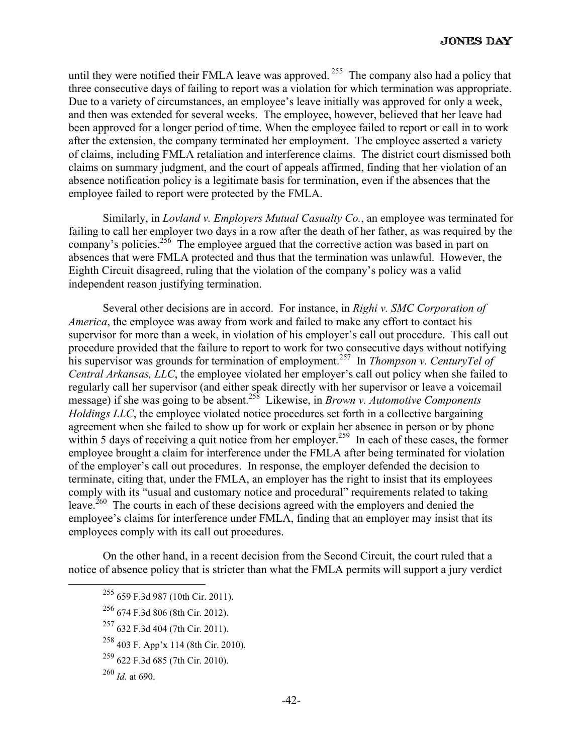until they were notified their FMLA leave was approved.[255] The company also had a policy that three consecutive days of failing to report was a violation for which termination was appropriate. Due to a variety of circumstances, an employee's leave initially was approved for only a week, and then was extended for several weeks. The employee, however, believed that her leave had been approved for a longer period of time. When the employee failed to report or call in to work after the extension, the company terminated her employment. The employee asserted a variety of claims, including FMLA retaliation and interference claims. The district court dismissed both claims on summary judgment, and the court of appeals affirmed, finding that her violation of an absence notification policy is a legitimate basis for termination, even if the absences that the employee failed to report were protected by the FMLA.

Similarly, in *Lovland v. Employers Mutual Casualty Co.*, an employee was terminated for failing to call her employer two days in a row after the death of her father, as was required by the company's policies.[256] The employee argued that the corrective action was based in part on absences that were FMLA protected and thus that the termination was unlawful. However, the Eighth Circuit disagreed, ruling that the violation of the company's policy was a valid independent reason justifying termination.

Several other decisions are in accord. For instance, in *Righi v. SMC Corporation of America*, the employee was away from work and failed to make any effort to contact his supervisor for more than a week, in violation of his employer's call out procedure. This call out procedure provided that the failure to report to work for two consecutive days without notifying his supervisor was grounds for termination of employment.[257] In *Thompson v. CenturyTel of Central Arkansas, LLC*, the employee violated her employer's call out policy when she failed to regularly call her supervisor (and either speak directly with her supervisor or leave a voicemail message) if she was going to be absent.[258] Likewise, in *Brown v. Automotive Components Holdings LLC*, the employee violated notice procedures set forth in a collective bargaining agreement when she failed to show up for work or explain her absence in person or by phone within 5 days of receiving a quit notice from her employer.[259] In each of these cases, the former employee brought a claim for interference under the FMLA after being terminated for violation of the employer's call out procedures. In response, the employer defended the decision to terminate, citing that, under the FMLA, an employer has the right to insist that its employees comply with its "usual and customary notice and procedural" requirements related to taking leave.[260] The courts in each of these decisions agreed with the employers and denied the employee's claims for interference under FMLA, finding that an employer may insist that its employees comply with its call out procedures.

On the other hand, in a recent decision from the Second Circuit, the court ruled that a notice of absence policy that is stricter than what the FMLA permits will support a jury verdict

---

[255] 659 F.3d 987 (10th Cir. 2011).

[256] 674 F.3d 806 (8th Cir. 2012).

[257] 632 F.3d 404 (7th Cir. 2011).

[258] 403 F. App'x 114 (8th Cir. 2010).

[259] 622 F.3d 685 (7th Cir. 2010).

[260] *Id.* at 690.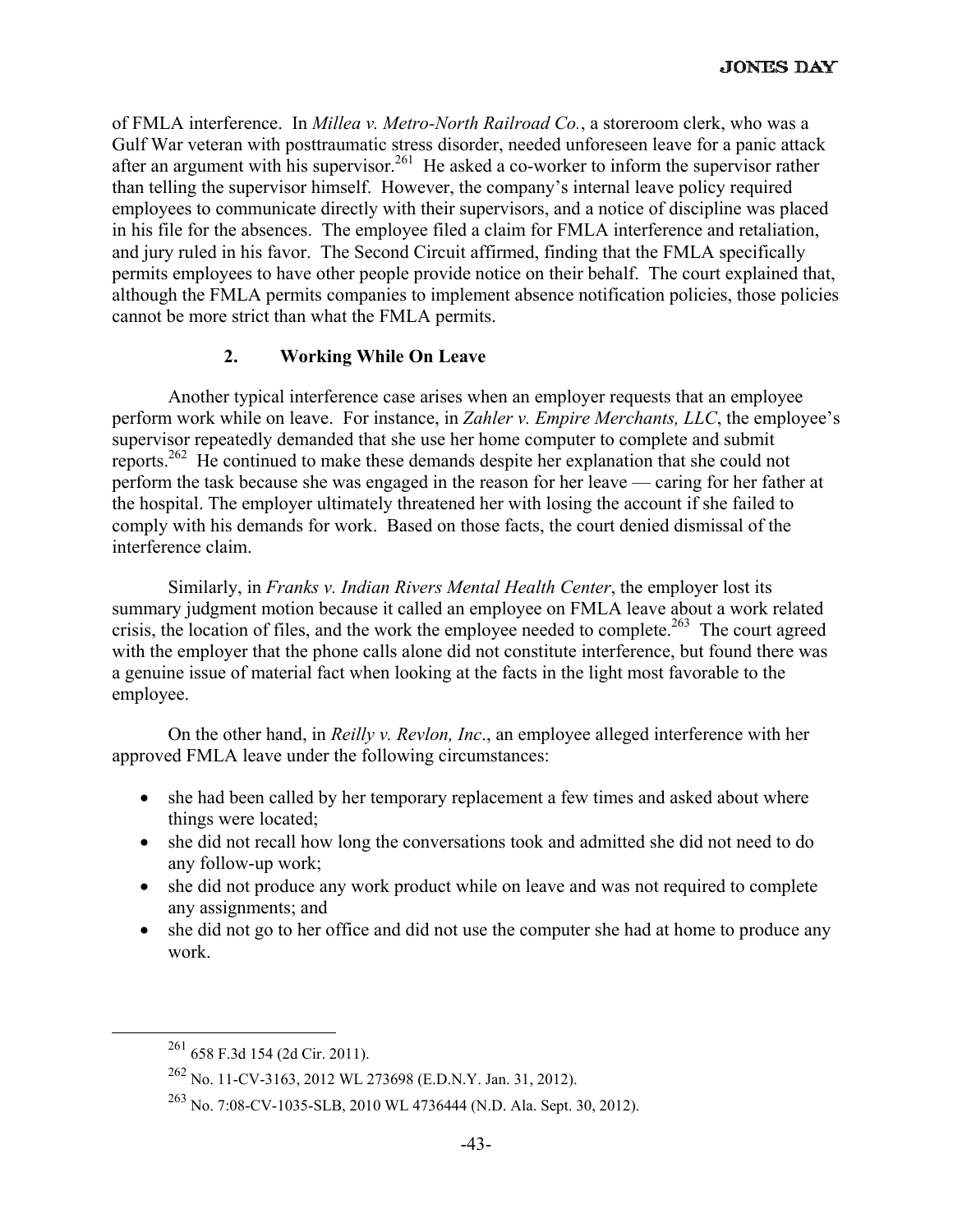of FMLA interference. In *Millea v. Metro-North Railroad Co.*, a storeroom clerk, who was a Gulf War veteran with posttraumatic stress disorder, needed unforeseen leave for a panic attack after an argument with his supervisor.[261] He asked a co-worker to inform the supervisor rather than telling the supervisor himself. However, the company's internal leave policy required employees to communicate directly with their supervisors, and a notice of discipline was placed in his file for the absences. The employee filed a claim for FMLA interference and retaliation, and jury ruled in his favor. The Second Circuit affirmed, finding that the FMLA specifically permits employees to have other people provide notice on their behalf. The court explained that, although the FMLA permits companies to implement absence notification policies, those policies cannot be more strict than what the FMLA permits.

### 2. Working While On Leave

Another typical interference case arises when an employer requests that an employee perform work while on leave. For instance, in *Zahler v. Empire Merchants, LLC*, the employee's supervisor repeatedly demanded that she use her home computer to complete and submit reports.[262] He continued to make these demands despite her explanation that she could not perform the task because she was engaged in the reason for her leave — caring for her father at the hospital. The employer ultimately threatened her with losing the account if she failed to comply with his demands for work. Based on those facts, the court denied dismissal of the interference claim.

Similarly, in *Franks v. Indian Rivers Mental Health Center*, the employer lost its summary judgment motion because it called an employee on FMLA leave about a work related crisis, the location of files, and the work the employee needed to complete.[263] The court agreed with the employer that the phone calls alone did not constitute interference, but found there was a genuine issue of material fact when looking at the facts in the light most favorable to the employee.

On the other hand, in *Reilly v. Revlon, Inc*., an employee alleged interference with her approved FMLA leave under the following circumstances:

- she had been called by her temporary replacement a few times and asked about where things were located;
- she did not recall how long the conversations took and admitted she did not need to do any follow-up work;
- she did not produce any work product while on leave and was not required to complete any assignments; and
- she did not go to her office and did not use the computer she had at home to produce any work.

---

[261] 658 F.3d 154 (2d Cir. 2011).

[262] No. 11-CV-3163, 2012 WL 273698 (E.D.N.Y. Jan. 31, 2012).

[263] No. 7:08-CV-1035-SLB, 2010 WL 4736444 (N.D. Ala. Sept. 30, 2012).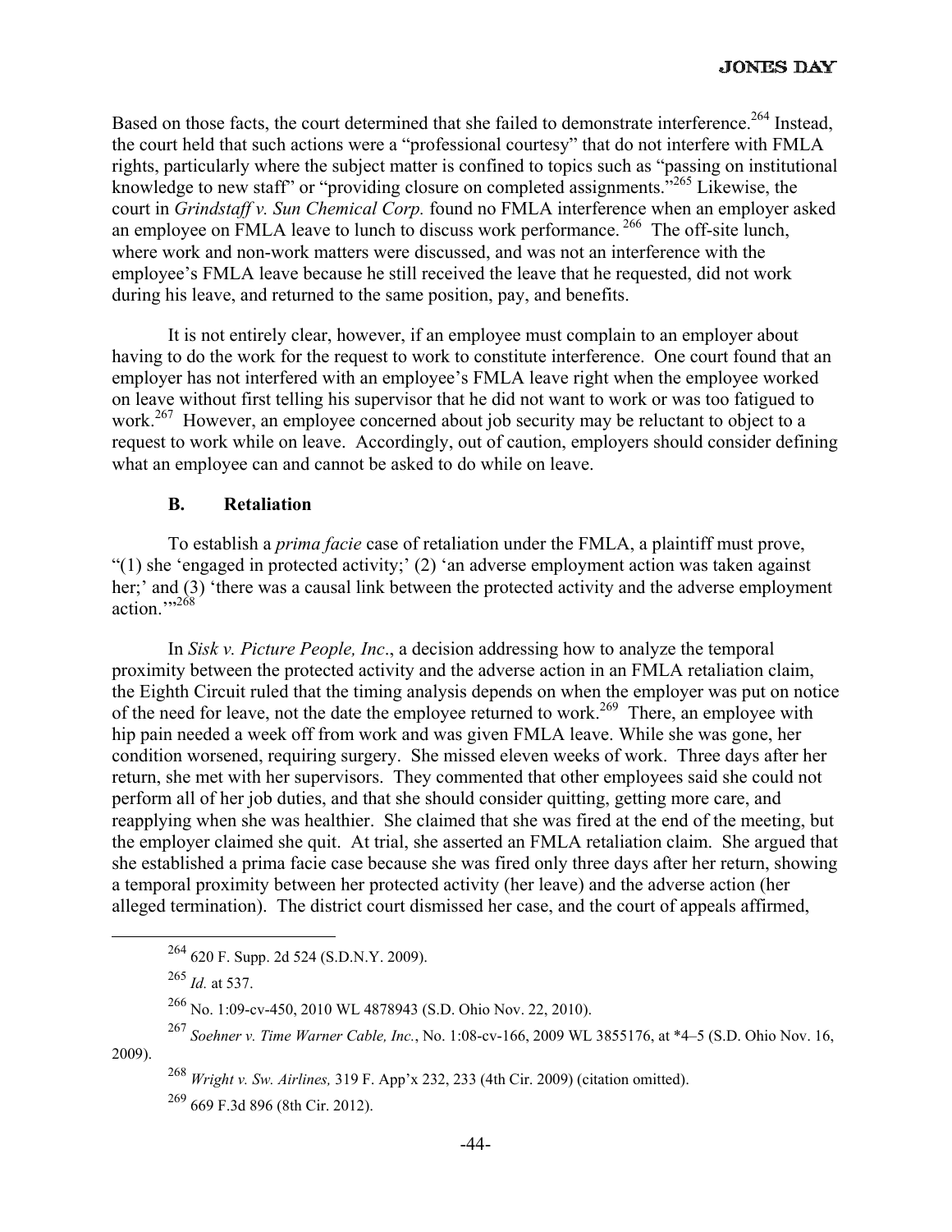Based on those facts, the court determined that she failed to demonstrate interference.[264] Instead, the court held that such actions were a "professional courtesy" that do not interfere with FMLA rights, particularly where the subject matter is confined to topics such as "passing on institutional knowledge to new staff" or "providing closure on completed assignments."[265] Likewise, the court in *Grindstaff v. Sun Chemical Corp.* found no FMLA interference when an employer asked an employee on FMLA leave to lunch to discuss work performance.[266] The off-site lunch, where work and non-work matters were discussed, and was not an interference with the employee's FMLA leave because he still received the leave that he requested, did not work during his leave, and returned to the same position, pay, and benefits.

It is not entirely clear, however, if an employee must complain to an employer about having to do the work for the request to work to constitute interference. One court found that an employer has not interfered with an employee's FMLA leave right when the employee worked on leave without first telling his supervisor that he did not want to work or was too fatigued to work.[267] However, an employee concerned about job security may be reluctant to object to a request to work while on leave. Accordingly, out of caution, employers should consider defining what an employee can and cannot be asked to do while on leave.

### B. Retaliation

To establish a *prima facie* case of retaliation under the FMLA, a plaintiff must prove, "(1) she 'engaged in protected activity;' (2) 'an adverse employment action was taken against her;' and (3) 'there was a causal link between the protected activity and the adverse employment action.'"[268]

In *Sisk v. Picture People, Inc*., a decision addressing how to analyze the temporal proximity between the protected activity and the adverse action in an FMLA retaliation claim, the Eighth Circuit ruled that the timing analysis depends on when the employer was put on notice of the need for leave, not the date the employee returned to work.[269] There, an employee with hip pain needed a week off from work and was given FMLA leave. While she was gone, her condition worsened, requiring surgery. She missed eleven weeks of work. Three days after her return, she met with her supervisors. They commented that other employees said she could not perform all of her job duties, and that she should consider quitting, getting more care, and reapplying when she was healthier. She claimed that she was fired at the end of the meeting, but the employer claimed she quit. At trial, she asserted an FMLA retaliation claim. She argued that she established a prima facie case because she was fired only three days after her return, showing a temporal proximity between her protected activity (her leave) and the adverse action (her alleged termination). The district court dismissed her case, and the court of appeals affirmed,

---

[264] 620 F. Supp. 2d 524 (S.D.N.Y. 2009).

[265] *Id.* at 537.

[266] No. 1:09-cv-450, 2010 WL 4878943 (S.D. Ohio Nov. 22, 2010).

[267] *Soehner v. Time Warner Cable, Inc.*, No. 1:08-cv-166, 2009 WL 3855176, at *4–5 (S.D. Ohio Nov. 16, 2009).

[268] *Wright v. Sw. Airlines,* 319 F. App'x 232, 233 (4th Cir. 2009) (citation omitted).

[269] 669 F.3d 896 (8th Cir. 2012).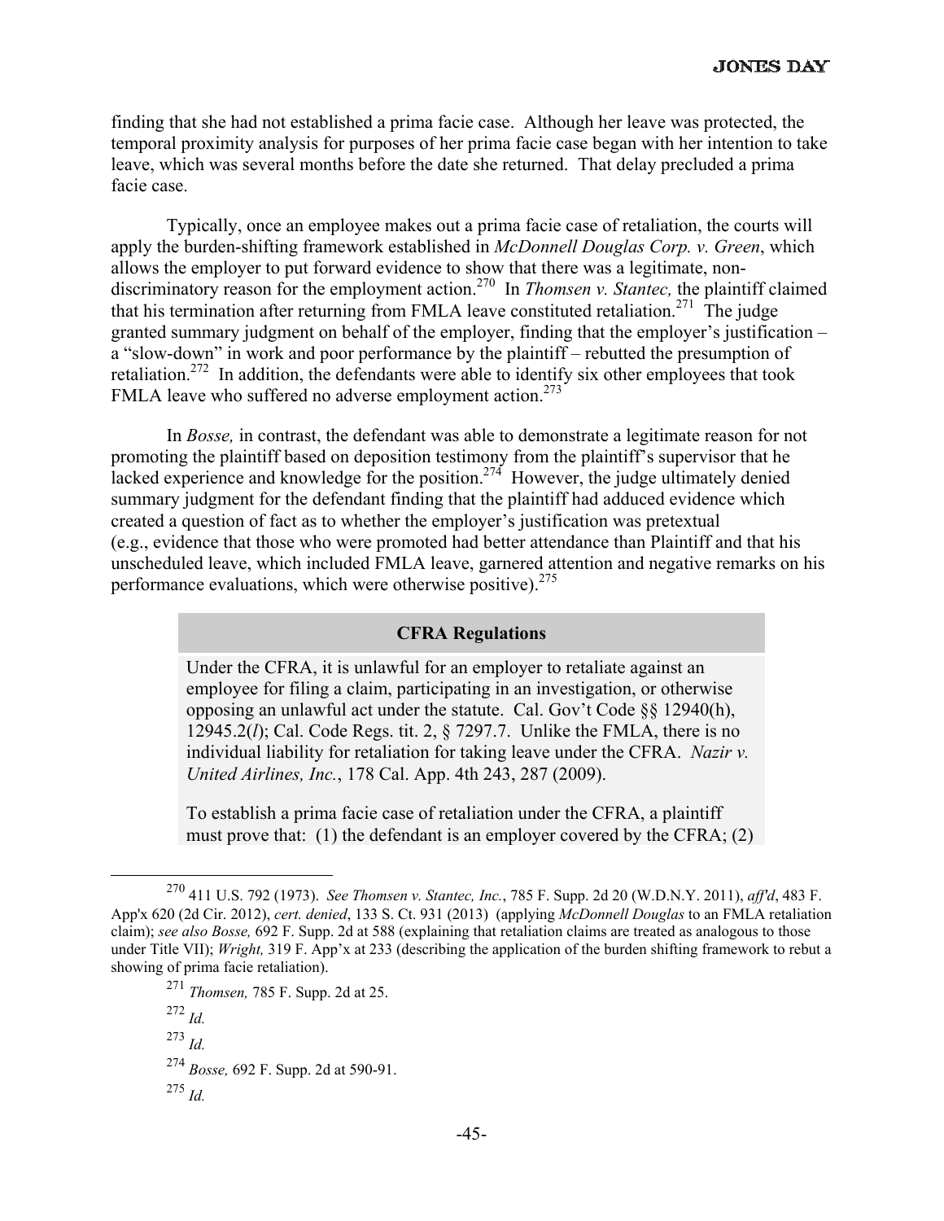finding that she had not established a prima facie case. Although her leave was protected, the temporal proximity analysis for purposes of her prima facie case began with her intention to take leave, which was several months before the date she returned. That delay precluded a prima facie case.

Typically, once an employee makes out a prima facie case of retaliation, the courts will apply the burden-shifting framework established in *McDonnell Douglas Corp. v. Green*, which allows the employer to put forward evidence to show that there was a legitimate, non-discriminatory reason for the employment action.[270] In *Thomsen v. Stantec,* the plaintiff claimed that his termination after returning from FMLA leave constituted retaliation.[271] The judge granted summary judgment on behalf of the employer, finding that the employer's justification – a "slow-down" in work and poor performance by the plaintiff – rebutted the presumption of retaliation.[272] In addition, the defendants were able to identify six other employees that took FMLA leave who suffered no adverse employment action.[273]

In *Bosse,* in contrast, the defendant was able to demonstrate a legitimate reason for not promoting the plaintiff based on deposition testimony from the plaintiff's supervisor that he lacked experience and knowledge for the position.[274] However, the judge ultimately denied summary judgment for the defendant finding that the plaintiff had adduced evidence which created a question of fact as to whether the employer's justification was pretextual (e.g., evidence that those who were promoted had better attendance than Plaintiff and that his unscheduled leave, which included FMLA leave, garnered attention and negative remarks on his performance evaluations, which were otherwise positive).[275]

**CFRA Regulations**

Under the CFRA, it is unlawful for an employer to retaliate against an employee for filing a claim, participating in an investigation, or otherwise opposing an unlawful act under the statute. Cal. Gov't Code §§ 12940(h), 12945.2(*l*); Cal. Code Regs. tit. 2, § 7297.7. Unlike the FMLA, there is no individual liability for retaliation for taking leave under the CFRA. *Nazir v. United Airlines, Inc.*, 178 Cal. App. 4th 243, 287 (2009).

To establish a prima facie case of retaliation under the CFRA, a plaintiff must prove that: (1) the defendant is an employer covered by the CFRA; (2)

---

[270] 411 U.S. 792 (1973). *See Thomsen v. Stantec, Inc.*, 785 F. Supp. 2d 20 (W.D.N.Y. 2011), *aff'd*, 483 F. App'x 620 (2d Cir. 2012), *cert. denied*, 133 S. Ct. 931 (2013) (applying *McDonnell Douglas* to an FMLA retaliation claim); *see also Bosse,* 692 F. Supp. 2d at 588 (explaining that retaliation claims are treated as analogous to those under Title VII); *Wright,* 319 F. App'x at 233 (describing the application of the burden shifting framework to rebut a showing of prima facie retaliation).

[271] *Thomsen,* 785 F. Supp. 2d at 25.

[272] *Id.*

[273] *Id.*

[274] *Bosse,* 692 F. Supp. 2d at 590-91.

[275] *Id.*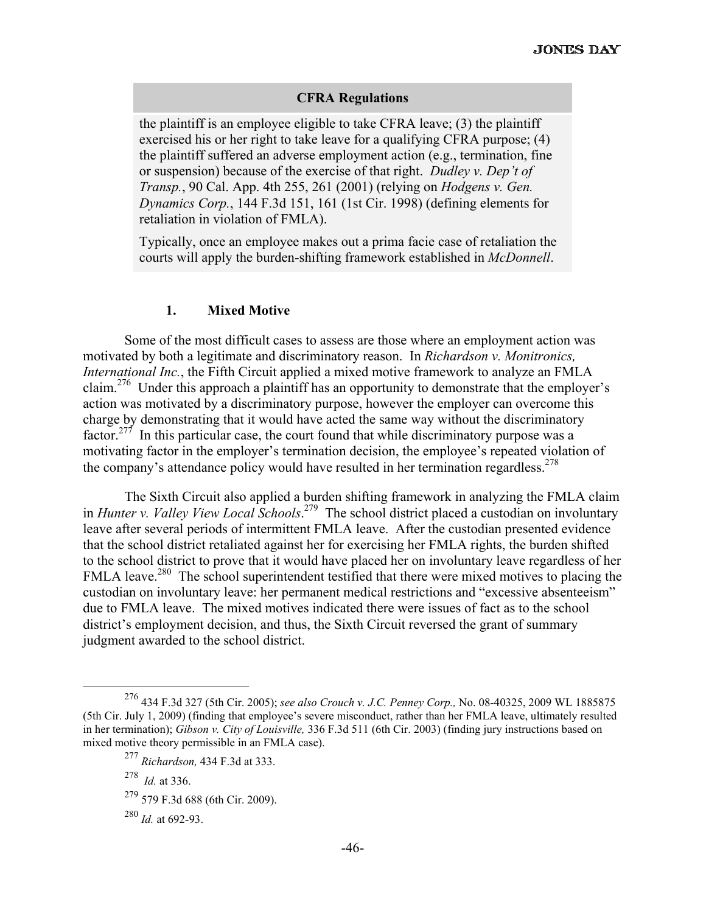**CFRA Regulations**

the plaintiff is an employee eligible to take CFRA leave; (3) the plaintiff exercised his or her right to take leave for a qualifying CFRA purpose; (4) the plaintiff suffered an adverse employment action (e.g., termination, fine or suspension) because of the exercise of that right. *Dudley v. Dep't of Transp.*, 90 Cal. App. 4th 255, 261 (2001) (relying on *Hodgens v. Gen. Dynamics Corp.*, 144 F.3d 151, 161 (1st Cir. 1998) (defining elements for retaliation in violation of FMLA).

Typically, once an employee makes out a prima facie case of retaliation the courts will apply the burden-shifting framework established in *McDonnell*.

### 1. Mixed Motive

Some of the most difficult cases to assess are those where an employment action was motivated by both a legitimate and discriminatory reason. In *Richardson v. Monitronics, International Inc.*, the Fifth Circuit applied a mixed motive framework to analyze an FMLA claim.[276] Under this approach a plaintiff has an opportunity to demonstrate that the employer's action was motivated by a discriminatory purpose, however the employer can overcome this charge by demonstrating that it would have acted the same way without the discriminatory factor.[277] In this particular case, the court found that while discriminatory purpose was a motivating factor in the employer's termination decision, the employee's repeated violation of the company's attendance policy would have resulted in her termination regardless.[278]

The Sixth Circuit also applied a burden shifting framework in analyzing the FMLA claim in *Hunter v. Valley View Local Schools*.[279] The school district placed a custodian on involuntary leave after several periods of intermittent FMLA leave. After the custodian presented evidence that the school district retaliated against her for exercising her FMLA rights, the burden shifted to the school district to prove that it would have placed her on involuntary leave regardless of her FMLA leave.[280] The school superintendent testified that there were mixed motives to placing the custodian on involuntary leave: her permanent medical restrictions and "excessive absenteeism" due to FMLA leave. The mixed motives indicated there were issues of fact as to the school district's employment decision, and thus, the Sixth Circuit reversed the grant of summary judgment awarded to the school district.

---

[276] 434 F.3d 327 (5th Cir. 2005); *see also Crouch v. J.C. Penney Corp.,* No. 08-40325, 2009 WL 1885875 (5th Cir. July 1, 2009) (finding that employee's severe misconduct, rather than her FMLA leave, ultimately resulted in her termination); *Gibson v. City of Louisville,* 336 F.3d 511 (6th Cir. 2003) (finding jury instructions based on mixed motive theory permissible in an FMLA case).

[277] *Richardson,* 434 F.3d at 333.

[278] *Id.* at 336.

[279] 579 F.3d 688 (6th Cir. 2009).

[280] *Id.* at 692-93.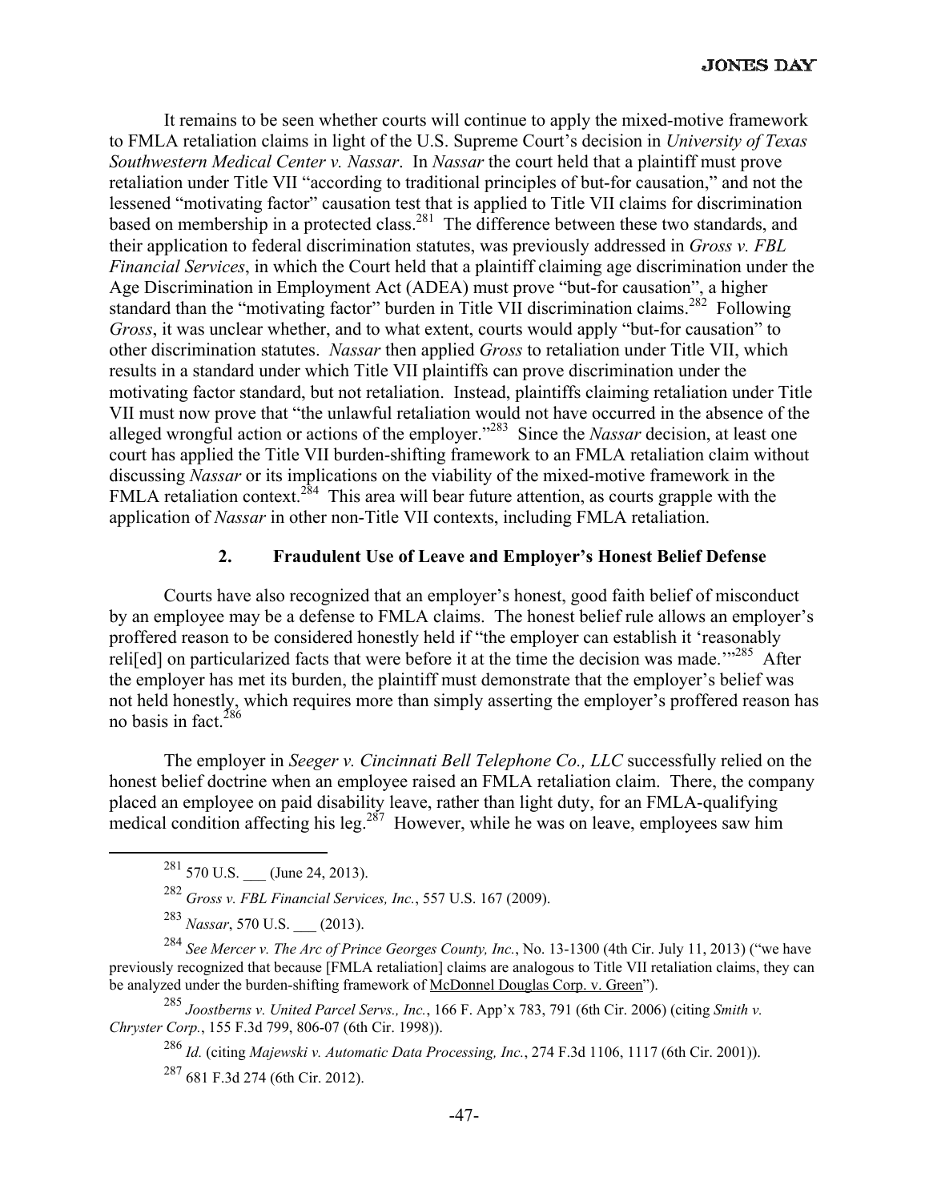It remains to be seen whether courts will continue to apply the mixed-motive framework to FMLA retaliation claims in light of the U.S. Supreme Court's decision in *University of Texas Southwestern Medical Center v. Nassar*. In *Nassar* the court held that a plaintiff must prove retaliation under Title VII "according to traditional principles of but-for causation," and not the lessened "motivating factor" causation test that is applied to Title VII claims for discrimination based on membership in a protected class.[281] The difference between these two standards, and their application to federal discrimination statutes, was previously addressed in *Gross v. FBL Financial Services*, in which the Court held that a plaintiff claiming age discrimination under the Age Discrimination in Employment Act (ADEA) must prove "but-for causation", a higher standard than the "motivating factor" burden in Title VII discrimination claims.[282] Following *Gross*, it was unclear whether, and to what extent, courts would apply "but-for causation" to other discrimination statutes. *Nassar* then applied *Gross* to retaliation under Title VII, which results in a standard under which Title VII plaintiffs can prove discrimination under the motivating factor standard, but not retaliation. Instead, plaintiffs claiming retaliation under Title VII must now prove that "the unlawful retaliation would not have occurred in the absence of the alleged wrongful action or actions of the employer."[283] Since the *Nassar* decision, at least one court has applied the Title VII burden-shifting framework to an FMLA retaliation claim without discussing *Nassar* or its implications on the viability of the mixed-motive framework in the FMLA retaliation context.[284] This area will bear future attention, as courts grapple with the application of *Nassar* in other non-Title VII contexts, including FMLA retaliation.

### 2. Fraudulent Use of Leave and Employer's Honest Belief Defense

Courts have also recognized that an employer's honest, good faith belief of misconduct by an employee may be a defense to FMLA claims. The honest belief rule allows an employer's proffered reason to be considered honestly held if "the employer can establish it 'reasonably reli[ed] on particularized facts that were before it at the time the decision was made.'"[285] After the employer has met its burden, the plaintiff must demonstrate that the employer's belief was not held honestly, which requires more than simply asserting the employer's proffered reason has no basis in fact.[286]

The employer in *Seeger v. Cincinnati Bell Telephone Co., LLC* successfully relied on the honest belief doctrine when an employee raised an FMLA retaliation claim. There, the company placed an employee on paid disability leave, rather than light duty, for an FMLA-qualifying medical condition affecting his leg.[287] However, while he was on leave, employees saw him

---

[281] 570 U.S. ___ (June 24, 2013).

[282] *Gross v. FBL Financial Services, Inc.*, 557 U.S. 167 (2009).

[283] *Nassar*, 570 U.S. ___ (2013).

[284] *See Mercer v. The Arc of Prince Georges County, Inc.*, No. 13-1300 (4th Cir. July 11, 2013) ("we have previously recognized that because [FMLA retaliation] claims are analogous to Title VII retaliation claims, they can be analyzed under the burden-shifting framework of McDonnel Douglas Corp. v. Green").

[285] *Joostberns v. United Parcel Servs., Inc.*, 166 F. App'x 783, 791 (6th Cir. 2006) (citing *Smith v. Chryster Corp.*, 155 F.3d 799, 806-07 (6th Cir. 1998)).

[286] *Id.* (citing *Majewski v. Automatic Data Processing, Inc.*, 274 F.3d 1106, 1117 (6th Cir. 2001)).

[287] 681 F.3d 274 (6th Cir. 2012).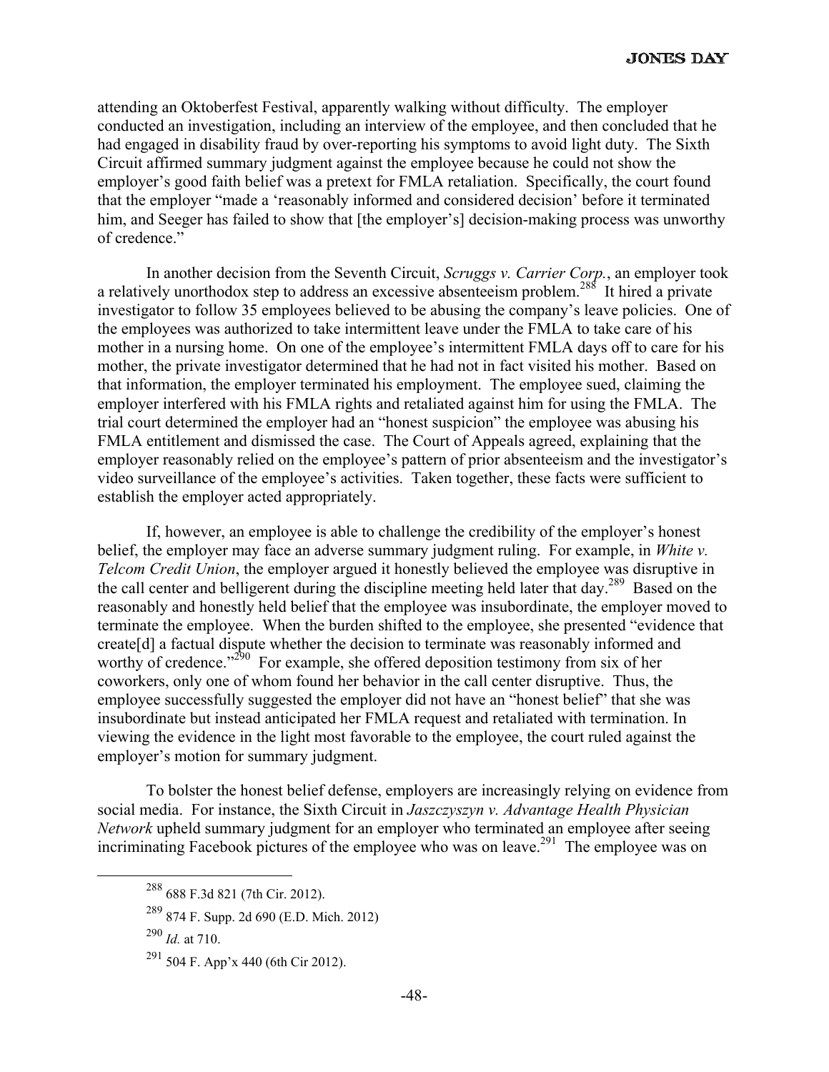attending an Oktoberfest Festival, apparently walking without difficulty. The employer conducted an investigation, including an interview of the employee, and then concluded that he had engaged in disability fraud by over-reporting his symptoms to avoid light duty. The Sixth Circuit affirmed summary judgment against the employee because he could not show the employer's good faith belief was a pretext for FMLA retaliation. Specifically, the court found that the employer "made a 'reasonably informed and considered decision' before it terminated him, and Seeger has failed to show that [the employer's] decision-making process was unworthy of credence."

In another decision from the Seventh Circuit, *Scruggs v. Carrier Corp.*, an employer took a relatively unorthodox step to address an excessive absenteeism problem.[288] It hired a private investigator to follow 35 employees believed to be abusing the company's leave policies. One of the employees was authorized to take intermittent leave under the FMLA to take care of his mother in a nursing home. On one of the employee's intermittent FMLA days off to care for his mother, the private investigator determined that he had not in fact visited his mother. Based on that information, the employer terminated his employment. The employee sued, claiming the employer interfered with his FMLA rights and retaliated against him for using the FMLA. The trial court determined the employer had an "honest suspicion" the employee was abusing his FMLA entitlement and dismissed the case. The Court of Appeals agreed, explaining that the employer reasonably relied on the employee's pattern of prior absenteeism and the investigator's video surveillance of the employee's activities. Taken together, these facts were sufficient to establish the employer acted appropriately.

If, however, an employee is able to challenge the credibility of the employer's honest belief, the employer may face an adverse summary judgment ruling. For example, in *White v. Telcom Credit Union*, the employer argued it honestly believed the employee was disruptive in the call center and belligerent during the discipline meeting held later that day.[289] Based on the reasonably and honestly held belief that the employee was insubordinate, the employer moved to terminate the employee. When the burden shifted to the employee, she presented "evidence that create[d] a factual dispute whether the decision to terminate was reasonably informed and worthy of credence."[290] For example, she offered deposition testimony from six of her coworkers, only one of whom found her behavior in the call center disruptive. Thus, the employee successfully suggested the employer did not have an "honest belief" that she was insubordinate but instead anticipated her FMLA request and retaliated with termination. In viewing the evidence in the light most favorable to the employee, the court ruled against the employer's motion for summary judgment.

To bolster the honest belief defense, employers are increasingly relying on evidence from social media. For instance, the Sixth Circuit in *Jaszczyszyn v. Advantage Health Physician Network* upheld summary judgment for an employer who terminated an employee after seeing incriminating Facebook pictures of the employee who was on leave.[291] The employee was on

---

[288] 688 F.3d 821 (7th Cir. 2012).

[289] 874 F. Supp. 2d 690 (E.D. Mich. 2012)

[290] *Id.* at 710.

[291] 504 F. App'x 440 (6th Cir 2012).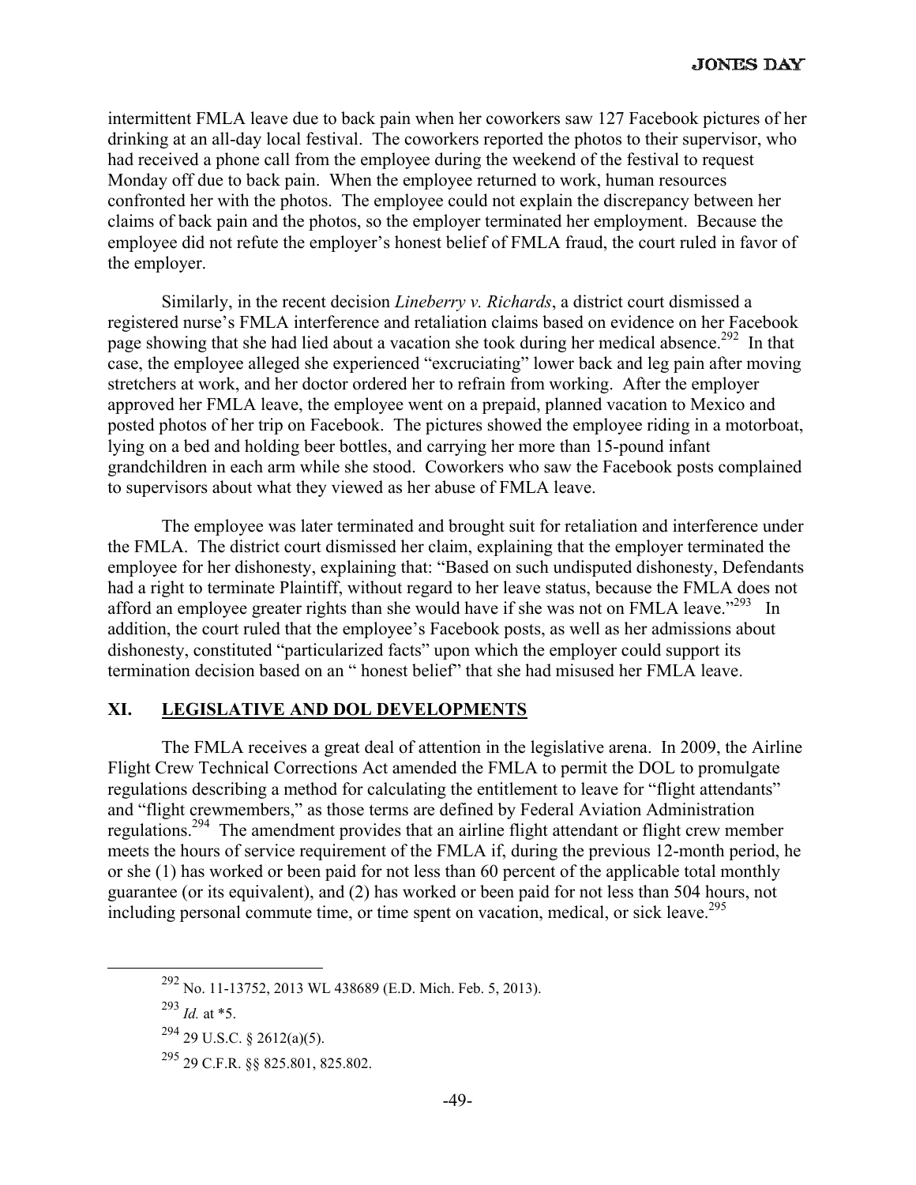intermittent FMLA leave due to back pain when her coworkers saw 127 Facebook pictures of her drinking at an all-day local festival. The coworkers reported the photos to their supervisor, who had received a phone call from the employee during the weekend of the festival to request Monday off due to back pain. When the employee returned to work, human resources confronted her with the photos. The employee could not explain the discrepancy between her claims of back pain and the photos, so the employer terminated her employment. Because the employee did not refute the employer's honest belief of FMLA fraud, the court ruled in favor of the employer.

Similarly, in the recent decision *Lineberry v. Richards*, a district court dismissed a registered nurse's FMLA interference and retaliation claims based on evidence on her Facebook page showing that she had lied about a vacation she took during her medical absence.[292] In that case, the employee alleged she experienced "excruciating" lower back and leg pain after moving stretchers at work, and her doctor ordered her to refrain from working. After the employer approved her FMLA leave, the employee went on a prepaid, planned vacation to Mexico and posted photos of her trip on Facebook. The pictures showed the employee riding in a motorboat, lying on a bed and holding beer bottles, and carrying her more than 15-pound infant grandchildren in each arm while she stood. Coworkers who saw the Facebook posts complained to supervisors about what they viewed as her abuse of FMLA leave.

The employee was later terminated and brought suit for retaliation and interference under the FMLA. The district court dismissed her claim, explaining that the employer terminated the employee for her dishonesty, explaining that: "Based on such undisputed dishonesty, Defendants had a right to terminate Plaintiff, without regard to her leave status, because the FMLA does not afford an employee greater rights than she would have if she was not on FMLA leave."[293] In addition, the court ruled that the employee's Facebook posts, as well as her admissions about dishonesty, constituted "particularized facts" upon which the employer could support its termination decision based on an " honest belief" that she had misused her FMLA leave.

## XI. LEGISLATIVE AND DOL DEVELOPMENTS

The FMLA receives a great deal of attention in the legislative arena. In 2009, the Airline Flight Crew Technical Corrections Act amended the FMLA to permit the DOL to promulgate regulations describing a method for calculating the entitlement to leave for "flight attendants" and "flight crewmembers," as those terms are defined by Federal Aviation Administration regulations.[294] The amendment provides that an airline flight attendant or flight crew member meets the hours of service requirement of the FMLA if, during the previous 12-month period, he or she (1) has worked or been paid for not less than 60 percent of the applicable total monthly guarantee (or its equivalent), and (2) has worked or been paid for not less than 504 hours, not including personal commute time, or time spent on vacation, medical, or sick leave.[295]

---

[292] No. 11-13752, 2013 WL 438689 (E.D. Mich. Feb. 5, 2013).

[293] *Id.* at *5.

[294] 29 U.S.C. § 2612(a)(5).

[295] 29 C.F.R. §§ 825.801, 825.802.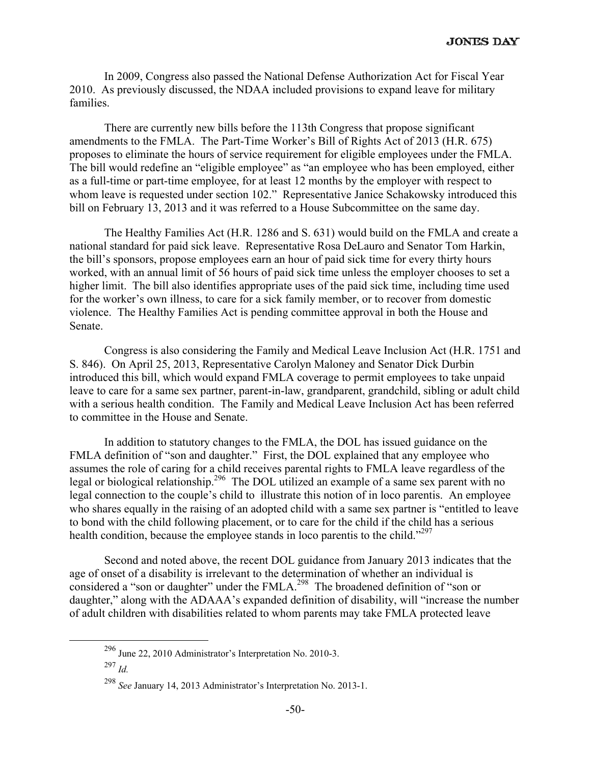In 2009, Congress also passed the National Defense Authorization Act for Fiscal Year 2010. As previously discussed, the NDAA included provisions to expand leave for military families.

There are currently new bills before the 113th Congress that propose significant amendments to the FMLA. The Part-Time Worker's Bill of Rights Act of 2013 (H.R. 675) proposes to eliminate the hours of service requirement for eligible employees under the FMLA. The bill would redefine an "eligible employee" as "an employee who has been employed, either as a full-time or part-time employee, for at least 12 months by the employer with respect to whom leave is requested under section 102." Representative Janice Schakowsky introduced this bill on February 13, 2013 and it was referred to a House Subcommittee on the same day.

The Healthy Families Act (H.R. 1286 and S. 631) would build on the FMLA and create a national standard for paid sick leave. Representative Rosa DeLauro and Senator Tom Harkin, the bill's sponsors, propose employees earn an hour of paid sick time for every thirty hours worked, with an annual limit of 56 hours of paid sick time unless the employer chooses to set a higher limit. The bill also identifies appropriate uses of the paid sick time, including time used for the worker's own illness, to care for a sick family member, or to recover from domestic violence. The Healthy Families Act is pending committee approval in both the House and Senate.

Congress is also considering the Family and Medical Leave Inclusion Act (H.R. 1751 and S. 846). On April 25, 2013, Representative Carolyn Maloney and Senator Dick Durbin introduced this bill, which would expand FMLA coverage to permit employees to take unpaid leave to care for a same sex partner, parent-in-law, grandparent, grandchild, sibling or adult child with a serious health condition. The Family and Medical Leave Inclusion Act has been referred to committee in the House and Senate.

In addition to statutory changes to the FMLA, the DOL has issued guidance on the FMLA definition of "son and daughter." First, the DOL explained that any employee who assumes the role of caring for a child receives parental rights to FMLA leave regardless of the legal or biological relationship.[296] The DOL utilized an example of a same sex parent with no legal connection to the couple's child to illustrate this notion of in loco parentis. An employee who shares equally in the raising of an adopted child with a same sex partner is "entitled to leave to bond with the child following placement, or to care for the child if the child has a serious health condition, because the employee stands in loco parentis to the child."[297]

Second and noted above, the recent DOL guidance from January 2013 indicates that the age of onset of a disability is irrelevant to the determination of whether an individual is considered a "son or daughter" under the FMLA.[298] The broadened definition of "son or daughter," along with the ADAAA's expanded definition of disability, will "increase the number of adult children with disabilities related to whom parents may take FMLA protected leave

---

[296] June 22, 2010 Administrator's Interpretation No. 2010-3.

[297] *Id.*

[298] *See* January 14, 2013 Administrator's Interpretation No. 2013-1.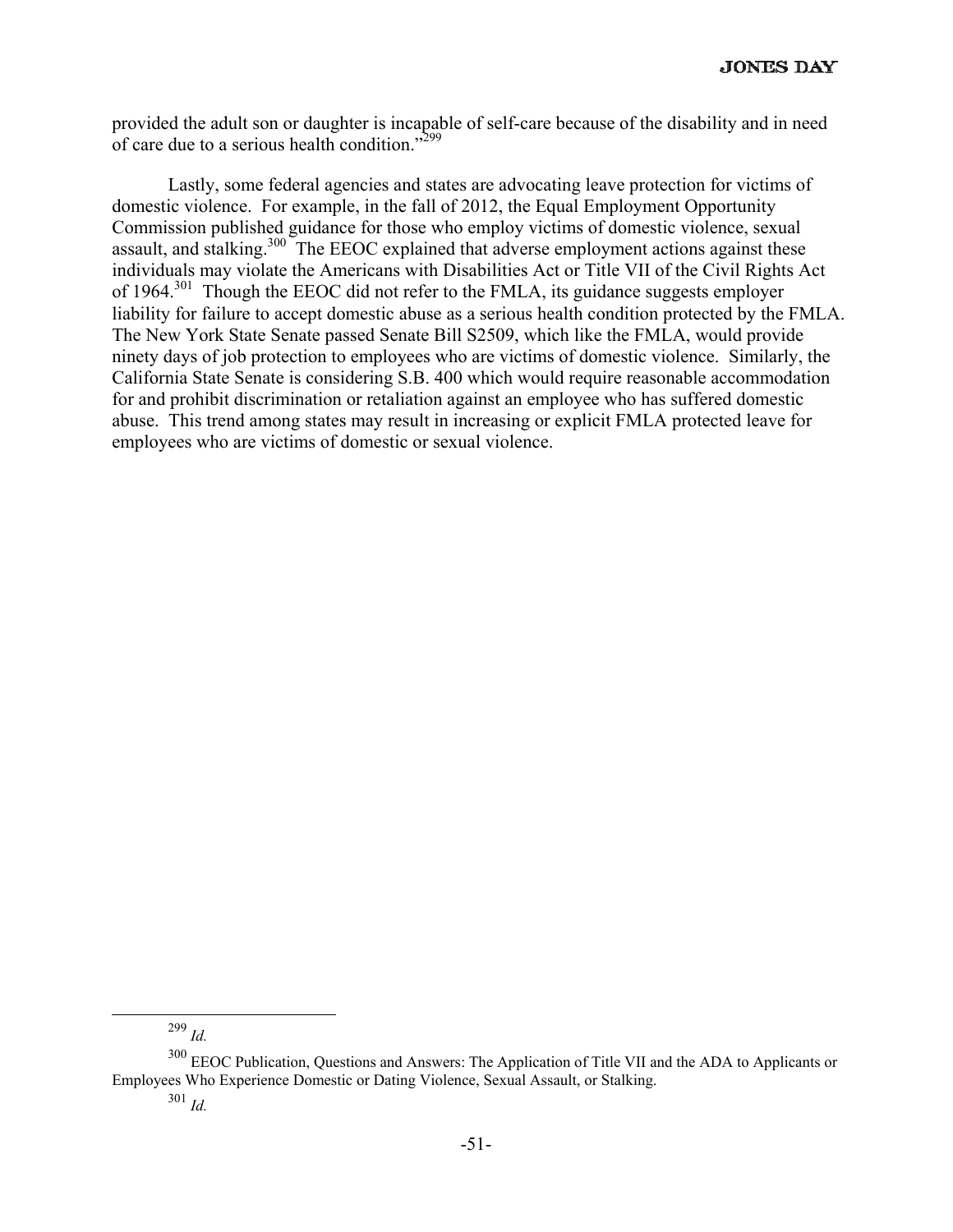provided the adult son or daughter is incapable of self-care because of the disability and in need of care due to a serious health condition."[299]

Lastly, some federal agencies and states are advocating leave protection for victims of domestic violence. For example, in the fall of 2012, the Equal Employment Opportunity Commission published guidance for those who employ victims of domestic violence, sexual assault, and stalking.[300] The EEOC explained that adverse employment actions against these individuals may violate the Americans with Disabilities Act or Title VII of the Civil Rights Act of 1964.[301] Though the EEOC did not refer to the FMLA, its guidance suggests employer liability for failure to accept domestic abuse as a serious health condition protected by the FMLA. The New York State Senate passed Senate Bill S2509, which like the FMLA, would provide ninety days of job protection to employees who are victims of domestic violence. Similarly, the California State Senate is considering S.B. 400 which would require reasonable accommodation for and prohibit discrimination or retaliation against an employee who has suffered domestic abuse. This trend among states may result in increasing or explicit FMLA protected leave for employees who are victims of domestic or sexual violence.

---

[299] *Id.*

[300] EEOC Publication, Questions and Answers: The Application of Title VII and the ADA to Applicants or Employees Who Experience Domestic or Dating Violence, Sexual Assault, or Stalking.

[301] *Id.*